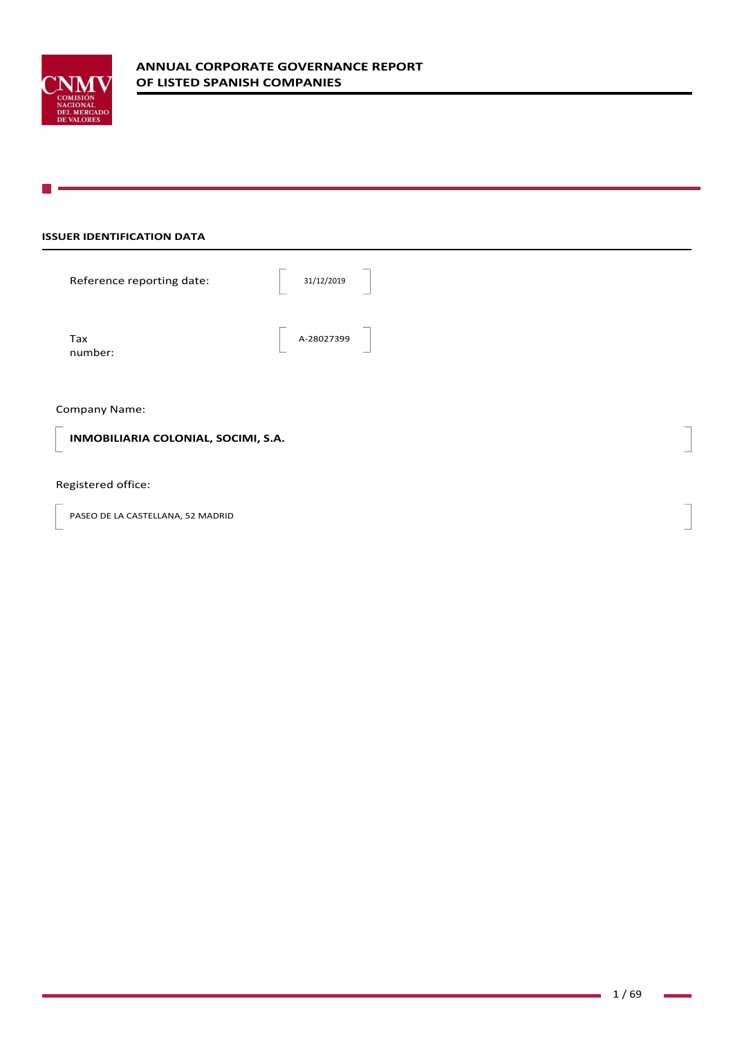# ANNUAL CORPORATE GOVERNANCE REPORT OF LISTED SPANISH COMPANIES

## ISSUER IDENTIFICATION DATA

Reference reporting date: 31/12/2019

Tax number: A-28027399

Company Name:

**INMOBILIARIA COLONIAL, SOCIMI, S.A.**

Registered office:

PASEO DE LA CASTELLANA, 52 MADRID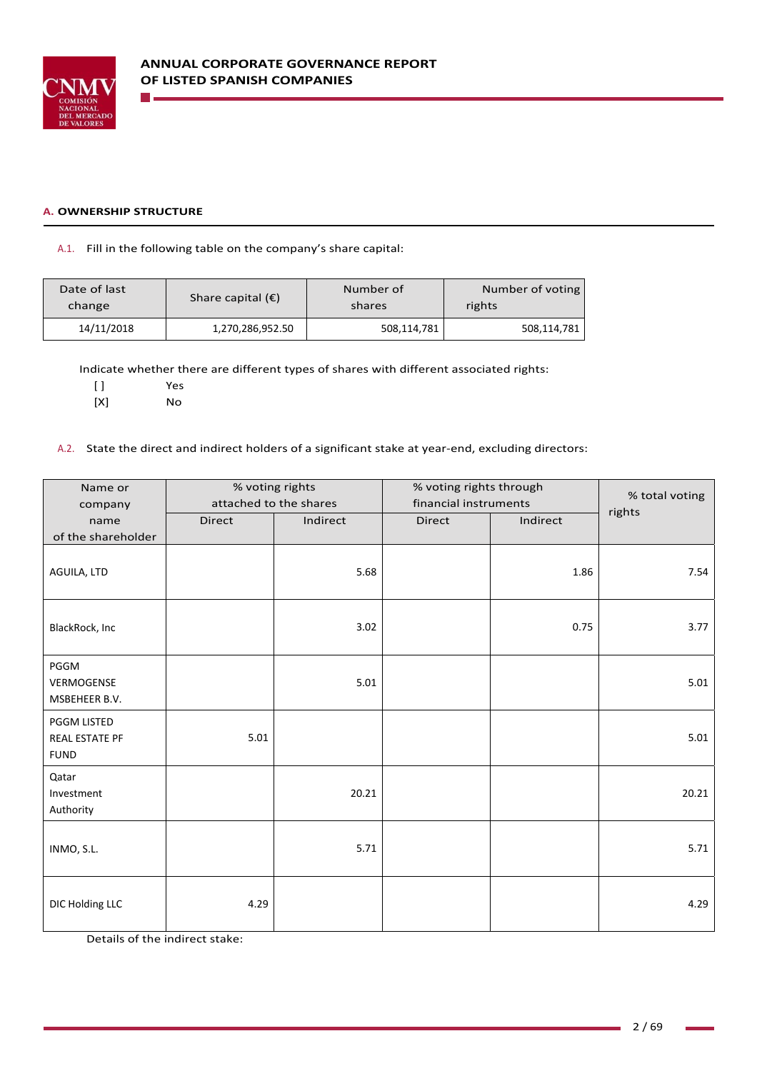## A. OWNERSHIP STRUCTURE

A.1. Fill in the following table on the company's share capital:

| Date of last change | Share capital (€) | Number of shares | Number of voting rights |
|---|---|---|---|
| 14/11/2018 | 1,270,286,952.50 | 508,114,781 | 508,114,781 |

Indicate whether there are different types of shares with different associated rights:

[ ] Yes
[X] No

A.2. State the direct and indirect holders of a significant stake at year-end, excluding directors:

| Name or company name of the shareholder | % voting rights attached to the shares | | % voting rights through financial instruments | | % total voting rights |
|---|---|---|---|---|---|
| | Direct | Indirect | Direct | Indirect | |
| AGUILA, LTD | | 5.68 | | 1.86 | 7.54 |
| BlackRock, Inc | | 3.02 | | 0.75 | 3.77 |
| PGGM VERMOGENSE MSBEHEER B.V. | | 5.01 | | | 5.01 |
| PGGM LISTED REAL ESTATE PF FUND | 5.01 | | | | 5.01 |
| Qatar Investment Authority | | 20.21 | | | 20.21 |
| INMO, S.L. | | 5.71 | | | 5.71 |
| DIC Holding LLC | 4.29 | | | | 4.29 |

Details of the indirect stake: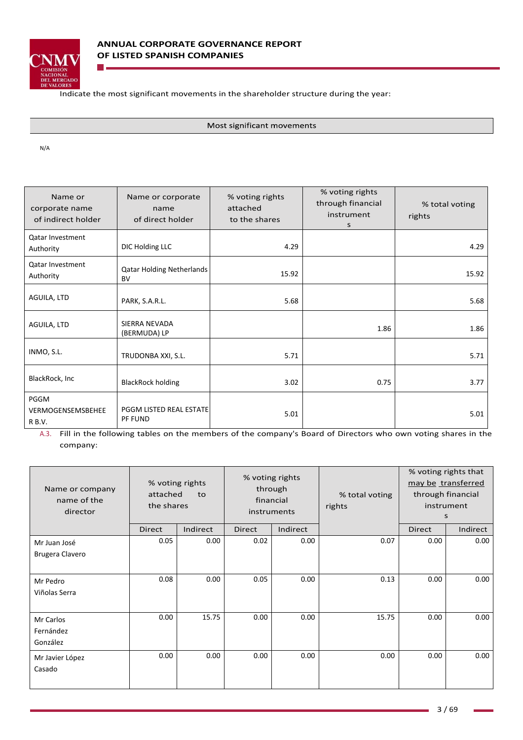Indicate the most significant movements in the shareholder structure during the year:

| Most significant movements |
| --- |

N/A

| Name or corporate name of indirect holder | Name or corporate name of direct holder | % voting rights attached to the shares | % voting rights through financial instruments | % total voting rights |
| --- | --- | --- | --- | --- |
| Qatar Investment Authority | DIC Holding LLC | 4.29 | | 4.29 |
| Qatar Investment Authority | Qatar Holding Netherlands BV | 15.92 | | 15.92 |
| AGUILA, LTD | PARK, S.A.R.L. | 5.68 | | 5.68 |
| AGUILA, LTD | SIERRA NEVADA (BERMUDA) LP | | 1.86 | 1.86 |
| INMO, S.L. | TRUDONBA XXI, S.L. | 5.71 | | 5.71 |
| BlackRock, Inc | BlackRock holding | 3.02 | 0.75 | 3.77 |
| PGGM VERMOGENSEMSBEHEER B.V. | PGGM LISTED REAL ESTATE PF FUND | 5.01 | | 5.01 |

A.3. Fill in the following tables on the members of the company's Board of Directors who own voting shares in the company:

| Name or company name of the director | % voting rights attached to the shares | | % voting rights through financial instruments | | % total voting rights | % voting rights that may be transferred through financial instruments | |
| --- | --- | --- | --- | --- | --- | --- | --- |
| | Direct | Indirect | Direct | Indirect | | Direct | Indirect |
| Mr Juan José Brugera Clavero | 0.05 | 0.00 | 0.02 | 0.00 | 0.07 | 0.00 | 0.00 |
| Mr Pedro Viñolas Serra | 0.08 | 0.00 | 0.05 | 0.00 | 0.13 | 0.00 | 0.00 |
| Mr Carlos Fernández González | 0.00 | 15.75 | 0.00 | 0.00 | 15.75 | 0.00 | 0.00 |
| Mr Javier López Casado | 0.00 | 0.00 | 0.00 | 0.00 | 0.00 | 0.00 | 0.00 |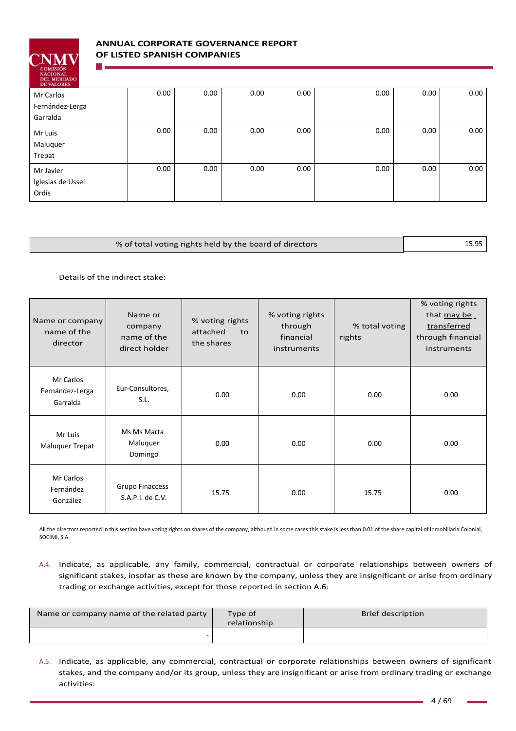| | | | | | | | |
|---|---|---|---|---|---|---|---|
| Mr Carlos Fernández-Lerga Garralda | 0.00 | 0.00 | 0.00 | 0.00 | 0.00 | 0.00 | 0.00 |
| Mr Luis Maluquer Trepat | 0.00 | 0.00 | 0.00 | 0.00 | 0.00 | 0.00 | 0.00 |
| Mr Javier Iglesias de Ussel Ordis | 0.00 | 0.00 | 0.00 | 0.00 | 0.00 | 0.00 | 0.00 |

| % of total voting rights held by the board of directors | 15.95 |
|---|---|

Details of the indirect stake:

| Name or company name of the director | Name or company name of the direct holder | % voting rights attached to the shares | % voting rights through financial instruments | % total voting rights | % voting rights that may be transferred through financial instruments |
|---|---|---|---|---|---|
| Mr Carlos Fernández-Lerga Garralda | Eur-Consultores, S.L. | 0.00 | 0.00 | 0.00 | 0.00 |
| Mr Luis Maluquer Trepat | Ms Ms Marta Maluquer Domingo | 0.00 | 0.00 | 0.00 | 0.00 |
| Mr Carlos Fernández González | Grupo Finaccess S.A.P.I. de C.V. | 15.75 | 0.00 | 15.75 | 0.00 |

All the directors reported in this section have voting rights on shares of the company, although in some cases this stake is less than 0.01 of the share capital of Inmobiliaria Colonial, SOCIMI, S.A.

A.4. Indicate, as applicable, any family, commercial, contractual or corporate relationships between owners of significant stakes, insofar as these are known by the company, unless they are insignificant or arise from ordinary trading or exchange activities, except for those reported in section A.6:

| Name or company name of the related party | Type of relationship | Brief description |
|---|---|---|
| - | | |

A.5. Indicate, as applicable, any commercial, contractual or corporate relationships between owners of significant stakes, and the company and/or its group, unless they are insignificant or arise from ordinary trading or exchange activities: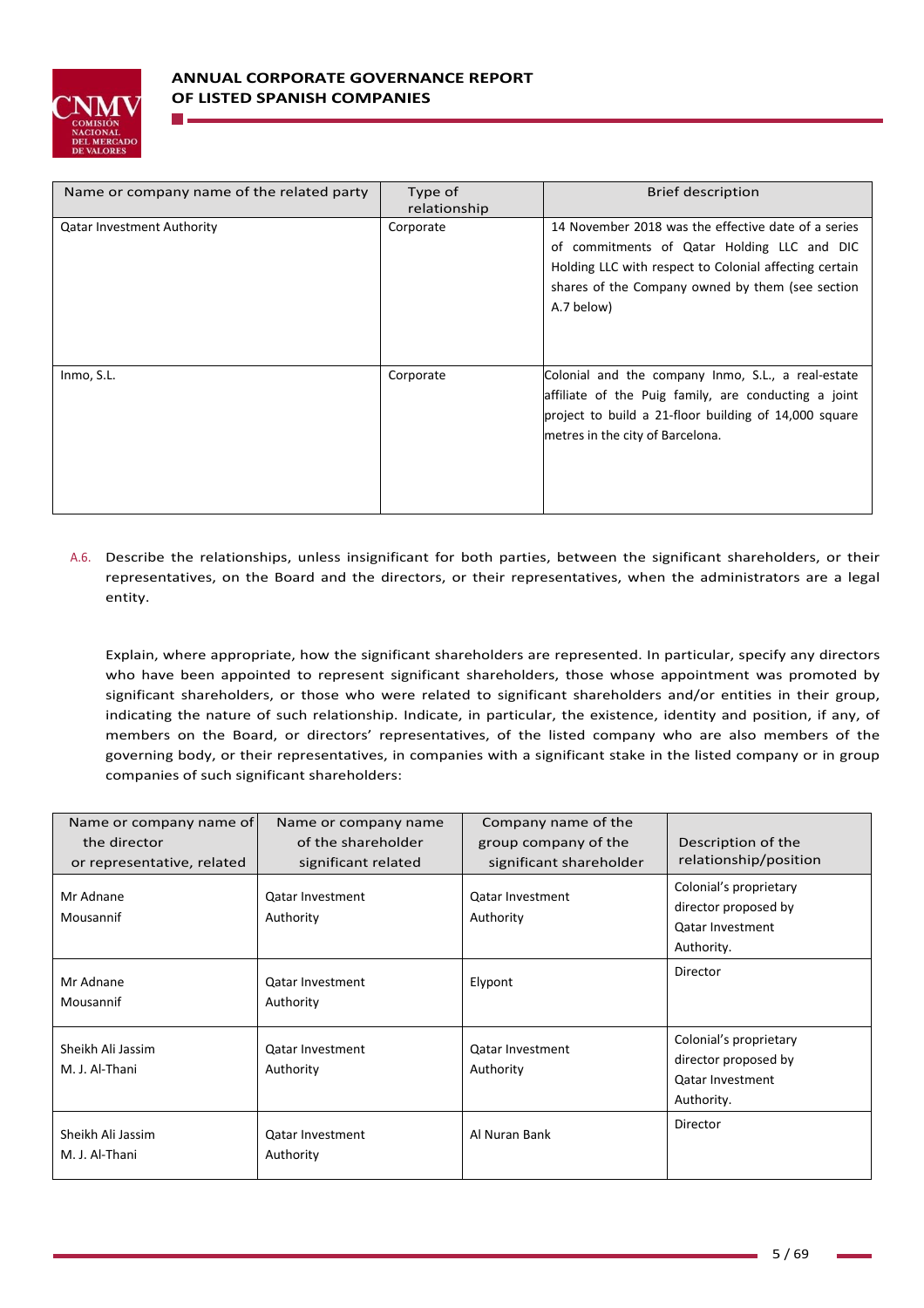| Name or company name of the related party | Type of relationship | Brief description |
| --- | --- | --- |
| Qatar Investment Authority | Corporate | 14 November 2018 was the effective date of a series of commitments of Qatar Holding LLC and DIC Holding LLC with respect to Colonial affecting certain shares of the Company owned by them (see section A.7 below) |
| Inmo, S.L. | Corporate | Colonial and the company Inmo, S.L., a real-estate affiliate of the Puig family, are conducting a joint project to build a 21-floor building of 14,000 square metres in the city of Barcelona. |

A.6. Describe the relationships, unless insignificant for both parties, between the significant shareholders, or their representatives, on the Board and the directors, or their representatives, when the administrators are a legal entity.

Explain, where appropriate, how the significant shareholders are represented. In particular, specify any directors who have been appointed to represent significant shareholders, those whose appointment was promoted by significant shareholders, or those who were related to significant shareholders and/or entities in their group, indicating the nature of such relationship. Indicate, in particular, the existence, identity and position, if any, of members on the Board, or directors' representatives, of the listed company who are also members of the governing body, or their representatives, in companies with a significant stake in the listed company or in group companies of such significant shareholders:

| Name or company name of the director or representative, related | Name or company name of the shareholder significant related | Company name of the group company of the significant shareholder | Description of the relationship/position |
| --- | --- | --- | --- |
| Mr Adnane Mousannif | Qatar Investment Authority | Qatar Investment Authority | Colonial's proprietary director proposed by Qatar Investment Authority. |
| Mr Adnane Mousannif | Qatar Investment Authority | Elypont | Director |
| Sheikh Ali Jassim M. J. Al-Thani | Qatar Investment Authority | Qatar Investment Authority | Colonial's proprietary director proposed by Qatar Investment Authority. |
| Sheikh Ali Jassim M. J. Al-Thani | Qatar Investment Authority | Al Nuran Bank | Director |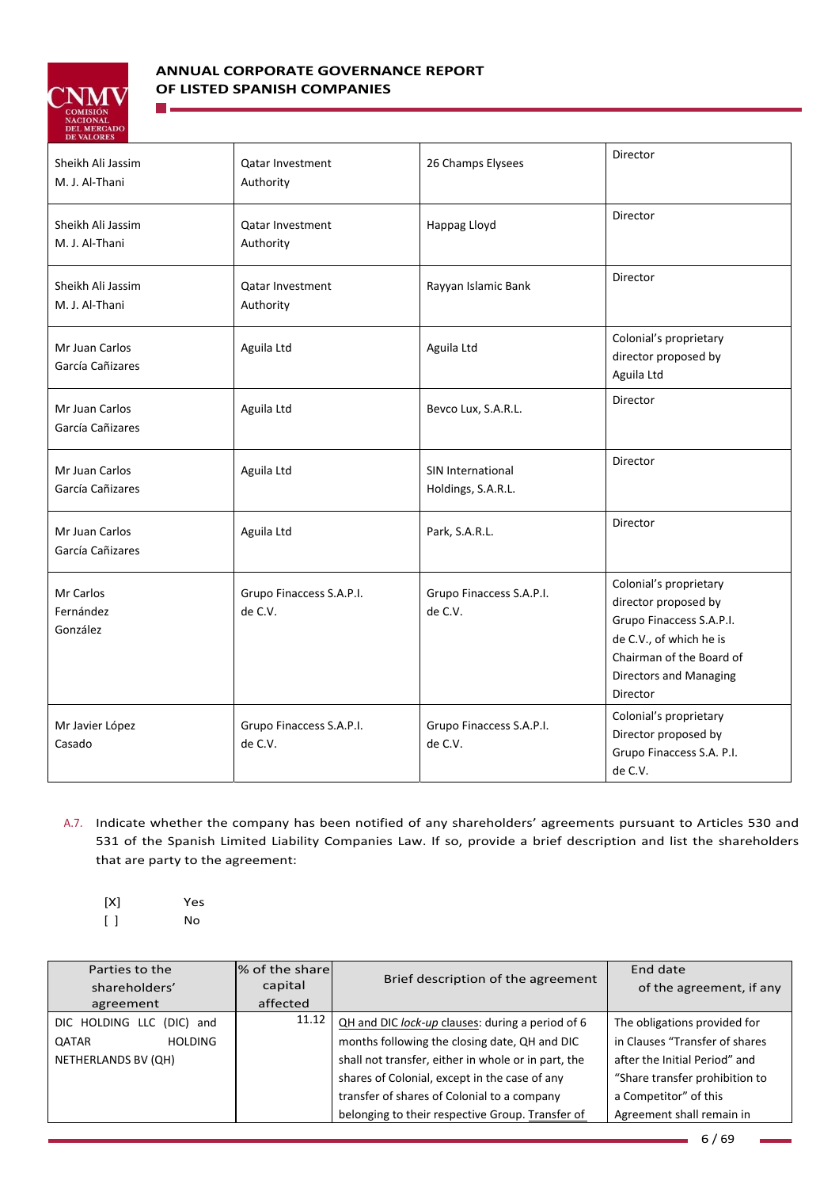| | | | |
|---|---|---|---|
| Sheikh Ali Jassim M. J. Al-Thani | Qatar Investment Authority | 26 Champs Elysees | Director |
| Sheikh Ali Jassim M. J. Al-Thani | Qatar Investment Authority | Happag Lloyd | Director |
| Sheikh Ali Jassim M. J. Al-Thani | Qatar Investment Authority | Rayyan Islamic Bank | Director |
| Mr Juan Carlos García Cañizares | Aguila Ltd | Aguila Ltd | Colonial's proprietary director proposed by Aguila Ltd |
| Mr Juan Carlos García Cañizares | Aguila Ltd | Bevco Lux, S.A.R.L. | Director |
| Mr Juan Carlos García Cañizares | Aguila Ltd | SIN International Holdings, S.A.R.L. | Director |
| Mr Juan Carlos García Cañizares | Aguila Ltd | Park, S.A.R.L. | Director |
| Mr Carlos Fernández González | Grupo Finaccess S.A.P.I. de C.V. | Grupo Finaccess S.A.P.I. de C.V. | Colonial's proprietary director proposed by Grupo Finaccess S.A.P.I. de C.V., of which he is Chairman of the Board of Directors and Managing Director |
| Mr Javier López Casado | Grupo Finaccess S.A.P.I. de C.V. | Grupo Finaccess S.A.P.I. de C.V. | Colonial's proprietary Director proposed by Grupo Finaccess S.A. P.I. de C.V. |

A.7. Indicate whether the company has been notified of any shareholders' agreements pursuant to Articles 530 and 531 of the Spanish Limited Liability Companies Law. If so, provide a brief description and list the shareholders that are party to the agreement:

[X] Yes
[ ] No

| Parties to the shareholders' agreement | % of the share capital affected | Brief description of the agreement | End date of the agreement, if any |
|---|---|---|---|
| DIC HOLDING LLC (DIC) and QATAR HOLDING NETHERLANDS BV (QH) | 11.12 | QH and DIC *lock-up* clauses: during a period of 6 months following the closing date, QH and DIC shall not transfer, either in whole or in part, the shares of Colonial, except in the case of any transfer of shares of Colonial to a company belonging to their respective Group. Transfer of | The obligations provided for in Clauses "Transfer of shares after the Initial Period" and "Share transfer prohibition to a Competitor" of this Agreement shall remain in |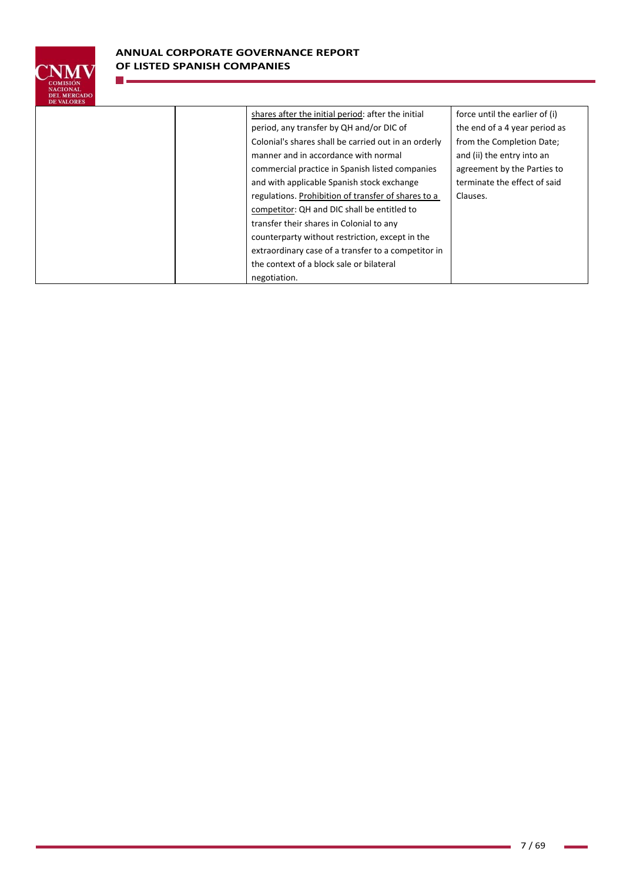|  |  |  |  |
|---|---|---|---|
|  |  | shares after the initial period: after the initial period, any transfer by QH and/or DIC of Colonial's shares shall be carried out in an orderly manner and in accordance with normal commercial practice in Spanish listed companies and with applicable Spanish stock exchange regulations. Prohibition of transfer of shares to a competitor: QH and DIC shall be entitled to transfer their shares in Colonial to any counterparty without restriction, except in the extraordinary case of a transfer to a competitor in the context of a block sale or bilateral negotiation. | force until the earlier of (i) the end of a 4 year period as from the Completion Date; and (ii) the entry into an agreement by the Parties to terminate the effect of said Clauses. |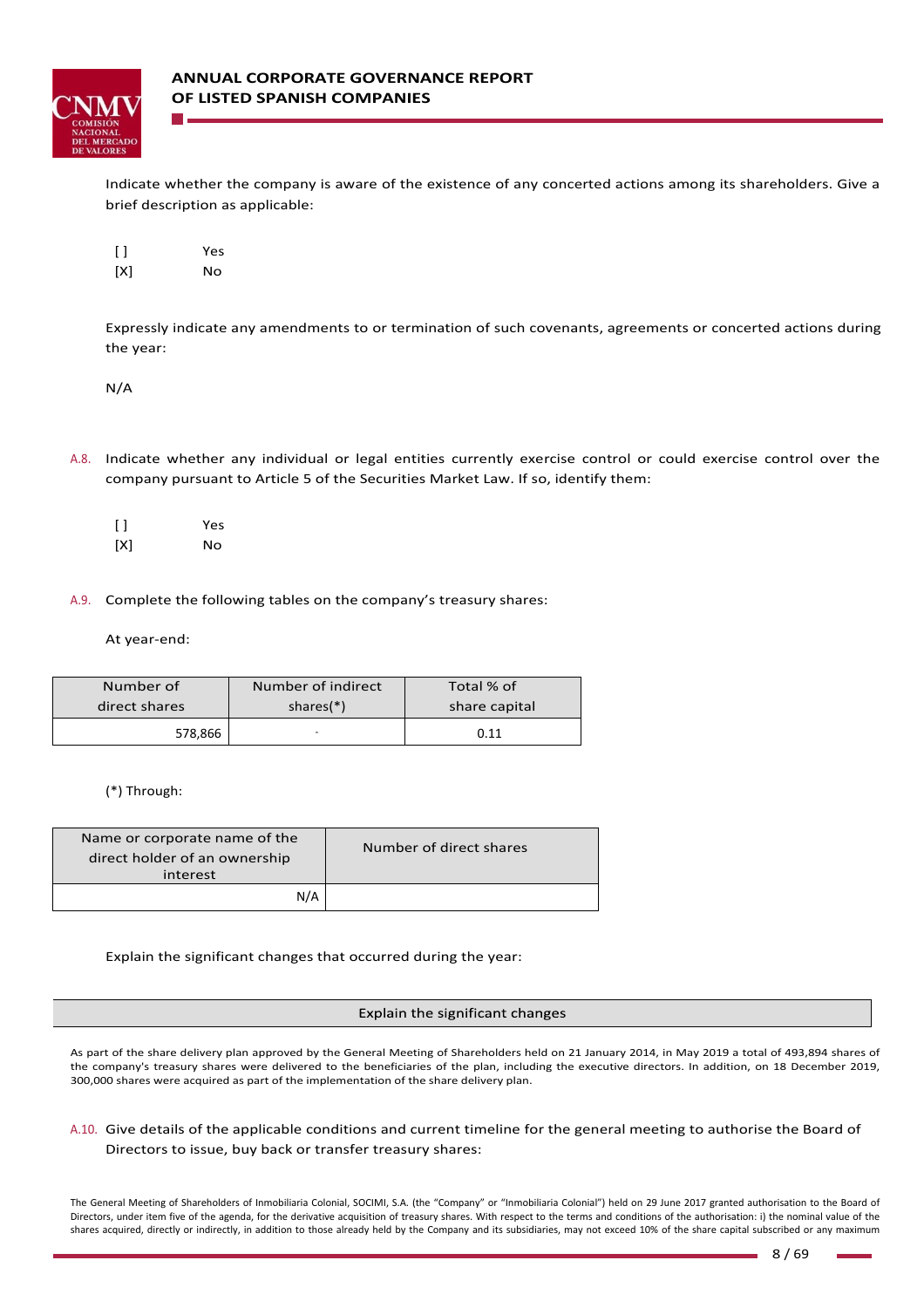Indicate whether the company is aware of the existence of any concerted actions among its shareholders. Give a brief description as applicable:

[ ] Yes
[X] No

Expressly indicate any amendments to or termination of such covenants, agreements or concerted actions during the year:

N/A

A.8. Indicate whether any individual or legal entities currently exercise control or could exercise control over the company pursuant to Article 5 of the Securities Market Law. If so, identify them:

[ ] Yes
[X] No

A.9. Complete the following tables on the company's treasury shares:

At year-end:

| Number of direct shares | Number of indirect shares(*) | Total % of share capital |
|---|---|---|
| 578,866 | - | 0.11 |

(*) Through:

| Name or corporate name of the direct holder of an ownership interest | Number of direct shares |
|---|---|
| N/A | |

Explain the significant changes that occurred during the year:

| Explain the significant changes |
|---|

As part of the share delivery plan approved by the General Meeting of Shareholders held on 21 January 2014, in May 2019 a total of 493,894 shares of the company's treasury shares were delivered to the beneficiaries of the plan, including the executive directors. In addition, on 18 December 2019, 300,000 shares were acquired as part of the implementation of the share delivery plan.

A.10. Give details of the applicable conditions and current timeline for the general meeting to authorise the Board of Directors to issue, buy back or transfer treasury shares:

The General Meeting of Shareholders of Inmobiliaria Colonial, SOCIMI, S.A. (the "Company" or "Inmobiliaria Colonial") held on 29 June 2017 granted authorisation to the Board of Directors, under item five of the agenda, for the derivative acquisition of treasury shares. With respect to the terms and conditions of the authorisation: i) the nominal value of the shares acquired, directly or indirectly, in addition to those already held by the Company and its subsidiaries, may not exceed 10% of the share capital subscribed or any maximum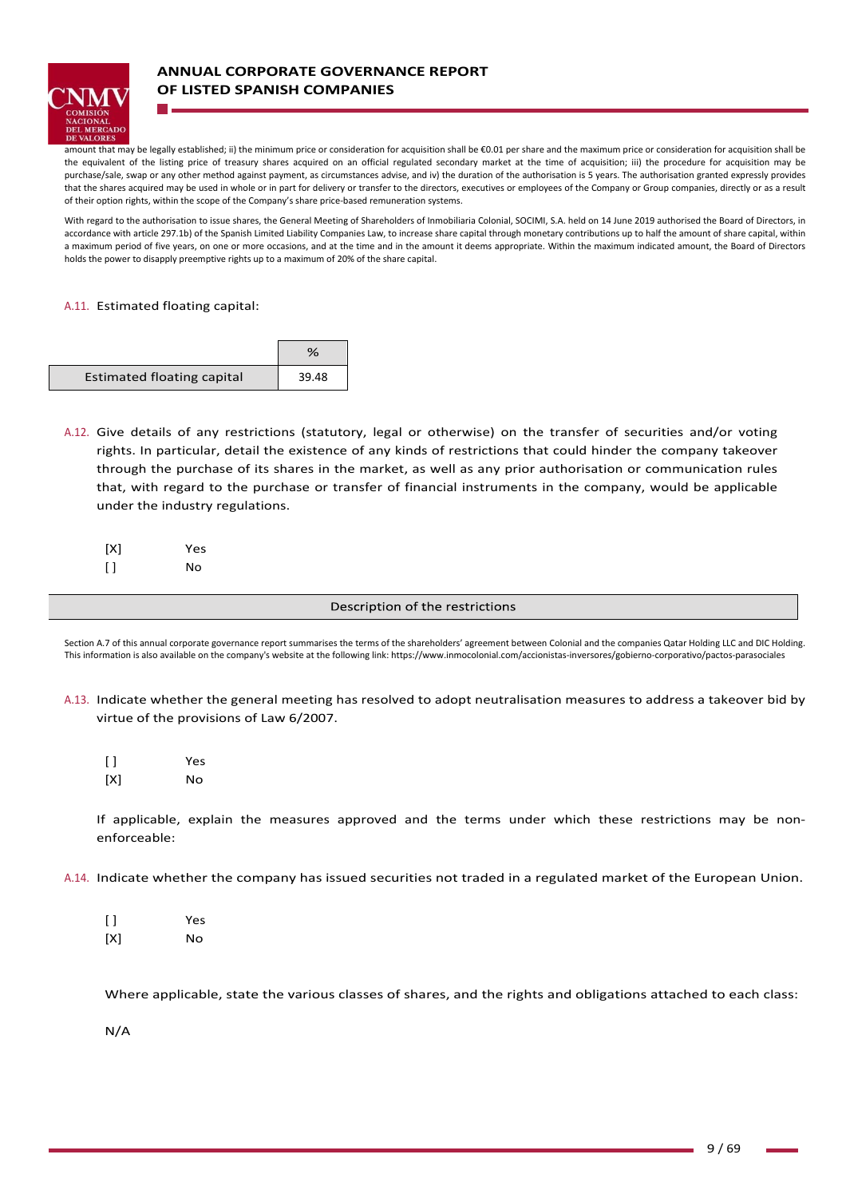amount that may be legally established; ii) the minimum price or consideration for acquisition shall be €0.01 per share and the maximum price or consideration for acquisition shall be the equivalent of the listing price of treasury shares acquired on an official regulated secondary market at the time of acquisition; iii) the procedure for acquisition may be purchase/sale, swap or any other method against payment, as circumstances advise, and iv) the duration of the authorisation is 5 years. The authorisation granted expressly provides that the shares acquired may be used in whole or in part for delivery or transfer to the directors, executives or employees of the Company or Group companies, directly or as a result of their option rights, within the scope of the Company's share price-based remuneration systems.

With regard to the authorisation to issue shares, the General Meeting of Shareholders of Inmobiliaria Colonial, SOCIMI, S.A. held on 14 June 2019 authorised the Board of Directors, in accordance with article 297.1b) of the Spanish Limited Liability Companies Law, to increase share capital through monetary contributions up to half the amount of share capital, within a maximum period of five years, on one or more occasions, and at the time and in the amount it deems appropriate. Within the maximum indicated amount, the Board of Directors holds the power to disapply preemptive rights up to a maximum of 20% of the share capital.

A.11. Estimated floating capital:

| | % |
|---|---|
| Estimated floating capital | 39.48 |

A.12. Give details of any restrictions (statutory, legal or otherwise) on the transfer of securities and/or voting rights. In particular, detail the existence of any kinds of restrictions that could hinder the company takeover through the purchase of its shares in the market, as well as any prior authorisation or communication rules that, with regard to the purchase or transfer of financial instruments in the company, would be applicable under the industry regulations.

[X] Yes
[ ] No

| Description of the restrictions |
|---|

Section A.7 of this annual corporate governance report summarises the terms of the shareholders' agreement between Colonial and the companies Qatar Holding LLC and DIC Holding. This information is also available on the company's website at the following link: https://www.inmocolonial.com/accionistas-inversores/gobierno-corporativo/pactos-parasociales

A.13. Indicate whether the general meeting has resolved to adopt neutralisation measures to address a takeover bid by virtue of the provisions of Law 6/2007.

[ ] Yes
[X] No

If applicable, explain the measures approved and the terms under which these restrictions may be non-enforceable:

A.14. Indicate whether the company has issued securities not traded in a regulated market of the European Union.

[ ] Yes
[X] No

Where applicable, state the various classes of shares, and the rights and obligations attached to each class:

N/A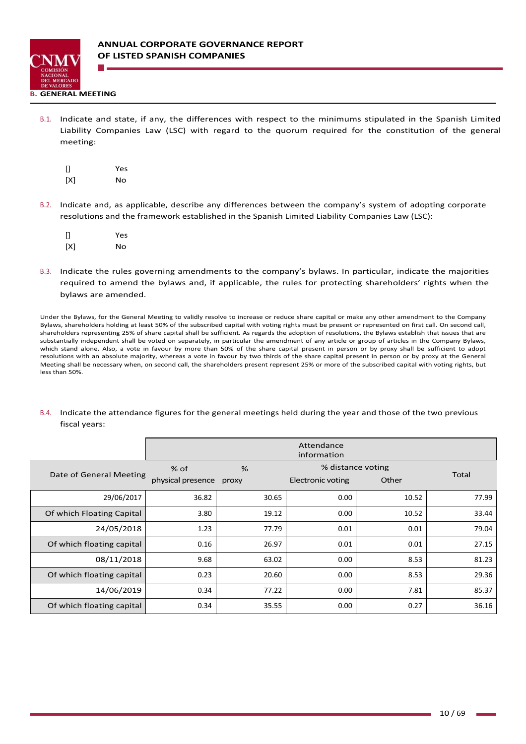## B. GENERAL MEETING

B.1. Indicate and state, if any, the differences with respect to the minimums stipulated in the Spanish Limited Liability Companies Law (LSC) with regard to the quorum required for the constitution of the general meeting:

[] Yes
[X] No

B.2. Indicate and, as applicable, describe any differences between the company's system of adopting corporate resolutions and the framework established in the Spanish Limited Liability Companies Law (LSC):

[] Yes
[X] No

B.3. Indicate the rules governing amendments to the company's bylaws. In particular, indicate the majorities required to amend the bylaws and, if applicable, the rules for protecting shareholders' rights when the bylaws are amended.

Under the Bylaws, for the General Meeting to validly resolve to increase or reduce share capital or make any other amendment to the Company Bylaws, shareholders holding at least 50% of the subscribed capital with voting rights must be present or represented on first call. On second call, shareholders representing 25% of share capital shall be sufficient. As regards the adoption of resolutions, the Bylaws establish that issues that are substantially independent shall be voted on separately, in particular the amendment of any article or group of articles in the Company Bylaws, which stand alone. Also, a vote in favour by more than 50% of the share capital present in person or by proxy shall be sufficient to adopt resolutions with an absolute majority, whereas a vote in favour by two thirds of the share capital present in person or by proxy at the General Meeting shall be necessary when, on second call, the shareholders present represent 25% or more of the subscribed capital with voting rights, but less than 50%.

B.4. Indicate the attendance figures for the general meetings held during the year and those of the two previous fiscal years:

| | Attendance information | | | | |
|---|---|---|---|---|---|
| Date of General Meeting | % of physical presence | % proxy | % distance voting | | Total |
| | | | Electronic voting | Other | |
| 29/06/2017 | 36.82 | 30.65 | 0.00 | 10.52 | 77.99 |
| Of which Floating Capital | 3.80 | 19.12 | 0.00 | 10.52 | 33.44 |
| 24/05/2018 | 1.23 | 77.79 | 0.01 | 0.01 | 79.04 |
| Of which floating capital | 0.16 | 26.97 | 0.01 | 0.01 | 27.15 |
| 08/11/2018 | 9.68 | 63.02 | 0.00 | 8.53 | 81.23 |
| Of which floating capital | 0.23 | 20.60 | 0.00 | 8.53 | 29.36 |
| 14/06/2019 | 0.34 | 77.22 | 0.00 | 7.81 | 85.37 |
| Of which floating capital | 0.34 | 35.55 | 0.00 | 0.27 | 36.16 |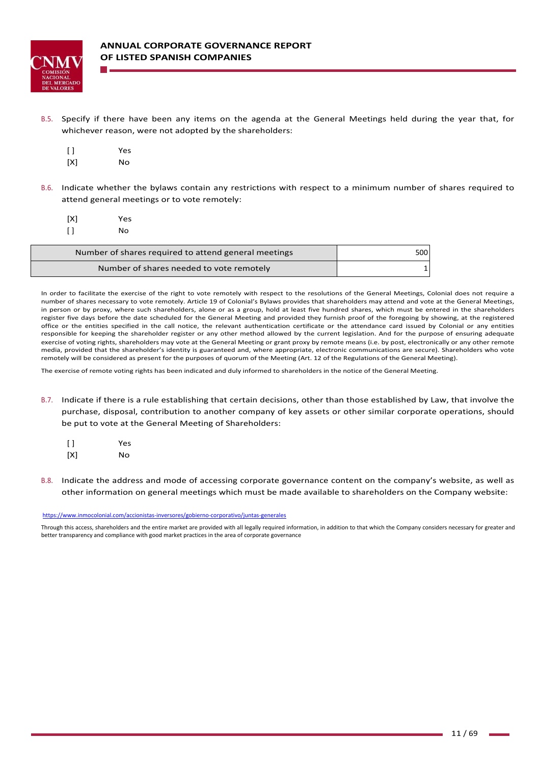B.5. Specify if there have been any items on the agenda at the General Meetings held during the year that, for whichever reason, were not adopted by the shareholders:

[ ] Yes
[X] No

B.6. Indicate whether the bylaws contain any restrictions with respect to a minimum number of shares required to attend general meetings or to vote remotely:

[X] Yes
[ ] No

| Number of shares required to attend general meetings | 500 |
|---|---|
| Number of shares needed to vote remotely | 1 |

In order to facilitate the exercise of the right to vote remotely with respect to the resolutions of the General Meetings, Colonial does not require a number of shares necessary to vote remotely. Article 19 of Colonial's Bylaws provides that shareholders may attend and vote at the General Meetings, in person or by proxy, where such shareholders, alone or as a group, hold at least five hundred shares, which must be entered in the shareholders register five days before the date scheduled for the General Meeting and provided they furnish proof of the foregoing by showing, at the registered office or the entities specified in the call notice, the relevant authentication certificate or the attendance card issued by Colonial or any entities responsible for keeping the shareholder register or any other method allowed by the current legislation. And for the purpose of ensuring adequate exercise of voting rights, shareholders may vote at the General Meeting or grant proxy by remote means (i.e. by post, electronically or any other remote media, provided that the shareholder's identity is guaranteed and, where appropriate, electronic communications are secure). Shareholders who vote remotely will be considered as present for the purposes of quorum of the Meeting (Art. 12 of the Regulations of the General Meeting).

The exercise of remote voting rights has been indicated and duly informed to shareholders in the notice of the General Meeting.

B.7. Indicate if there is a rule establishing that certain decisions, other than those established by Law, that involve the purchase, disposal, contribution to another company of key assets or other similar corporate operations, should be put to vote at the General Meeting of Shareholders:

[ ] Yes
[X] No

B.8. Indicate the address and mode of accessing corporate governance content on the company's website, as well as other information on general meetings which must be made available to shareholders on the Company website:

https://www.inmocolonial.com/accionistas-inversores/gobierno-corporativo/juntas-generales

Through this access, shareholders and the entire market are provided with all legally required information, in addition to that which the Company considers necessary for greater and better transparency and compliance with good market practices in the area of corporate governance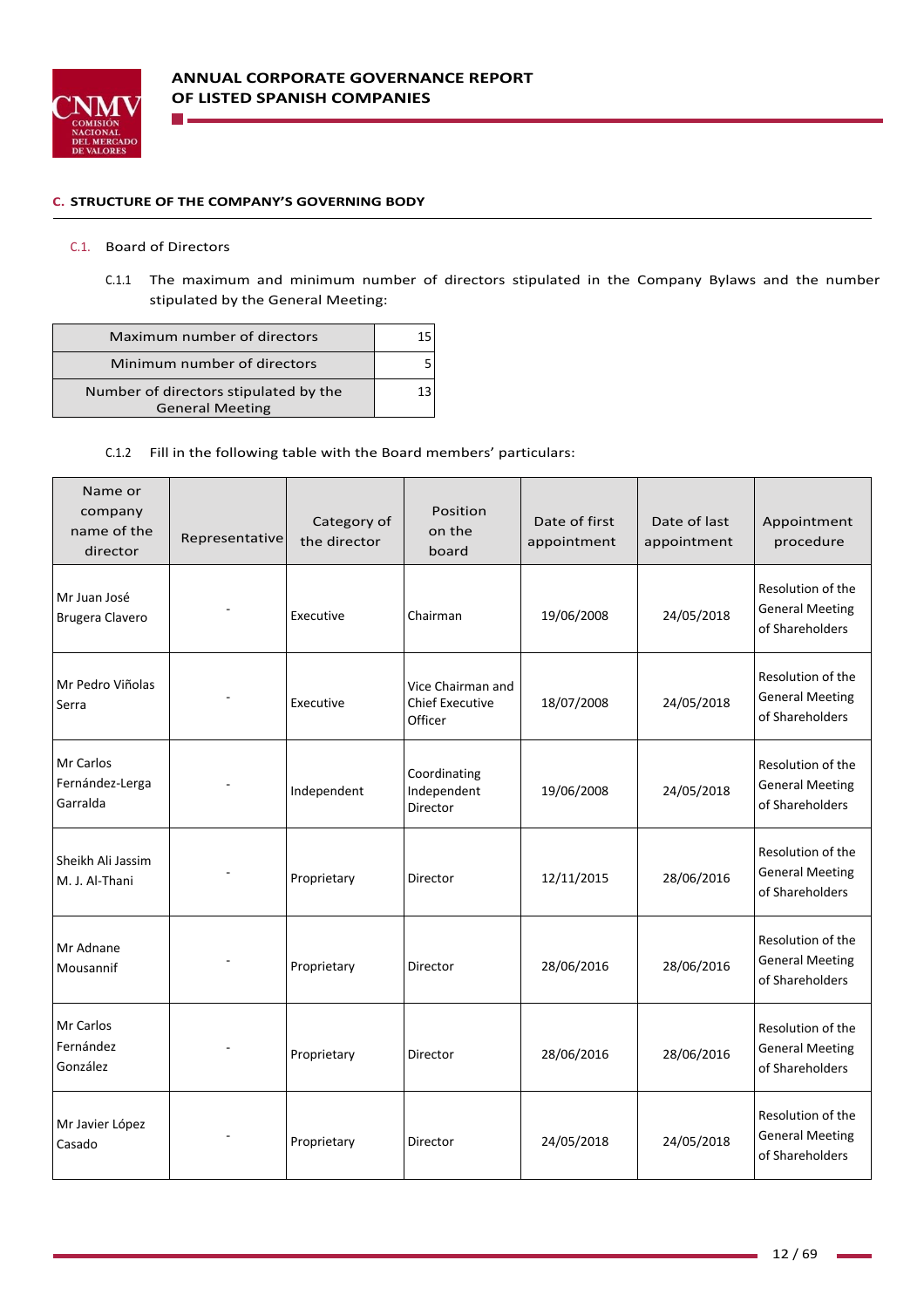## C. STRUCTURE OF THE COMPANY'S GOVERNING BODY

### C.1. Board of Directors

C.1.1 The maximum and minimum number of directors stipulated in the Company Bylaws and the number stipulated by the General Meeting:

| | |
|---|---|
| Maximum number of directors | 15 |
| Minimum number of directors | 5 |
| Number of directors stipulated by the General Meeting | 13 |

C.1.2 Fill in the following table with the Board members' particulars:

| Name or company name of the director | Representative | Category of the director | Position on the board | Date of first appointment | Date of last appointment | Appointment procedure |
|---|---|---|---|---|---|---|
| Mr Juan José Brugera Clavero | - | Executive | Chairman | 19/06/2008 | 24/05/2018 | Resolution of the General Meeting of Shareholders |
| Mr Pedro Viñolas Serra | - | Executive | Vice Chairman and Chief Executive Officer | 18/07/2008 | 24/05/2018 | Resolution of the General Meeting of Shareholders |
| Mr Carlos Fernández-Lerga Garralda | - | Independent | Coordinating Independent Director | 19/06/2008 | 24/05/2018 | Resolution of the General Meeting of Shareholders |
| Sheikh Ali Jassim M. J. Al-Thani | - | Proprietary | Director | 12/11/2015 | 28/06/2016 | Resolution of the General Meeting of Shareholders |
| Mr Adnane Mousannif | - | Proprietary | Director | 28/06/2016 | 28/06/2016 | Resolution of the General Meeting of Shareholders |
| Mr Carlos Fernández González | - | Proprietary | Director | 28/06/2016 | 28/06/2016 | Resolution of the General Meeting of Shareholders |
| Mr Javier López Casado | - | Proprietary | Director | 24/05/2018 | 24/05/2018 | Resolution of the General Meeting of Shareholders |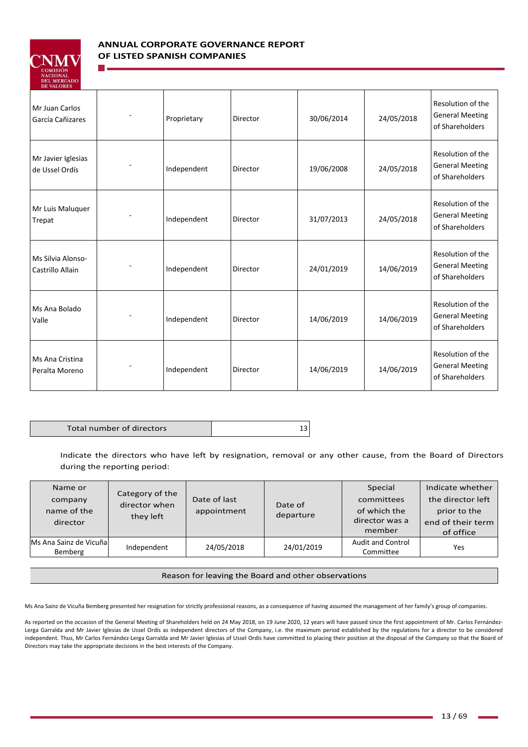| | | | | | | |
|---|---|---|---|---|---|---|
| Mr Juan Carlos García Cañizares | - | Proprietary | Director | 30/06/2014 | 24/05/2018 | Resolution of the General Meeting of Shareholders |
| Mr Javier Iglesias de Ussel Ordís | - | Independent | Director | 19/06/2008 | 24/05/2018 | Resolution of the General Meeting of Shareholders |
| Mr Luis Maluquer Trepat | - | Independent | Director | 31/07/2013 | 24/05/2018 | Resolution of the General Meeting of Shareholders |
| Ms Silvia Alonso-Castrillo Allain | - | Independent | Director | 24/01/2019 | 14/06/2019 | Resolution of the General Meeting of Shareholders |
| Ms Ana Bolado Valle | - | Independent | Director | 14/06/2019 | 14/06/2019 | Resolution of the General Meeting of Shareholders |
| Ms Ana Cristina Peralta Moreno | - | Independent | Director | 14/06/2019 | 14/06/2019 | Resolution of the General Meeting of Shareholders |

| Total number of directors | 13 |
|---|---|

Indicate the directors who have left by resignation, removal or any other cause, from the Board of Directors during the reporting period:

| Name or company name of the director | Category of the director when they left | Date of last appointment | Date of departure | Special committees of which the director was a member | Indicate whether the director left prior to the end of their term of office |
|---|---|---|---|---|---|
| Ms Ana Sainz de Vicuña Bemberg | Independent | 24/05/2018 | 24/01/2019 | Audit and Control Committee | Yes |

| Reason for leaving the Board and other observations |
|---|

Ms Ana Sainz de Vicuña Bemberg presented her resignation for strictly professional reasons, as a consequence of having assumed the management of her family's group of companies.

As reported on the occasion of the General Meeting of Shareholders held on 24 May 2018, on 19 June 2020, 12 years will have passed since the first appointment of Mr. Carlos Fernández-Lerga Garralda and Mr Javier Iglesias de Ussel Ordís as independent directors of the Company, i.e. the maximum period established by the regulations for a director to be considered independent. Thus, Mr Carlos Fernández-Lerga Garralda and Mr Javier Iglesias of Ussel Ordís have committed to placing their position at the disposal of the Company so that the Board of Directors may take the appropriate decisions in the best interests of the Company.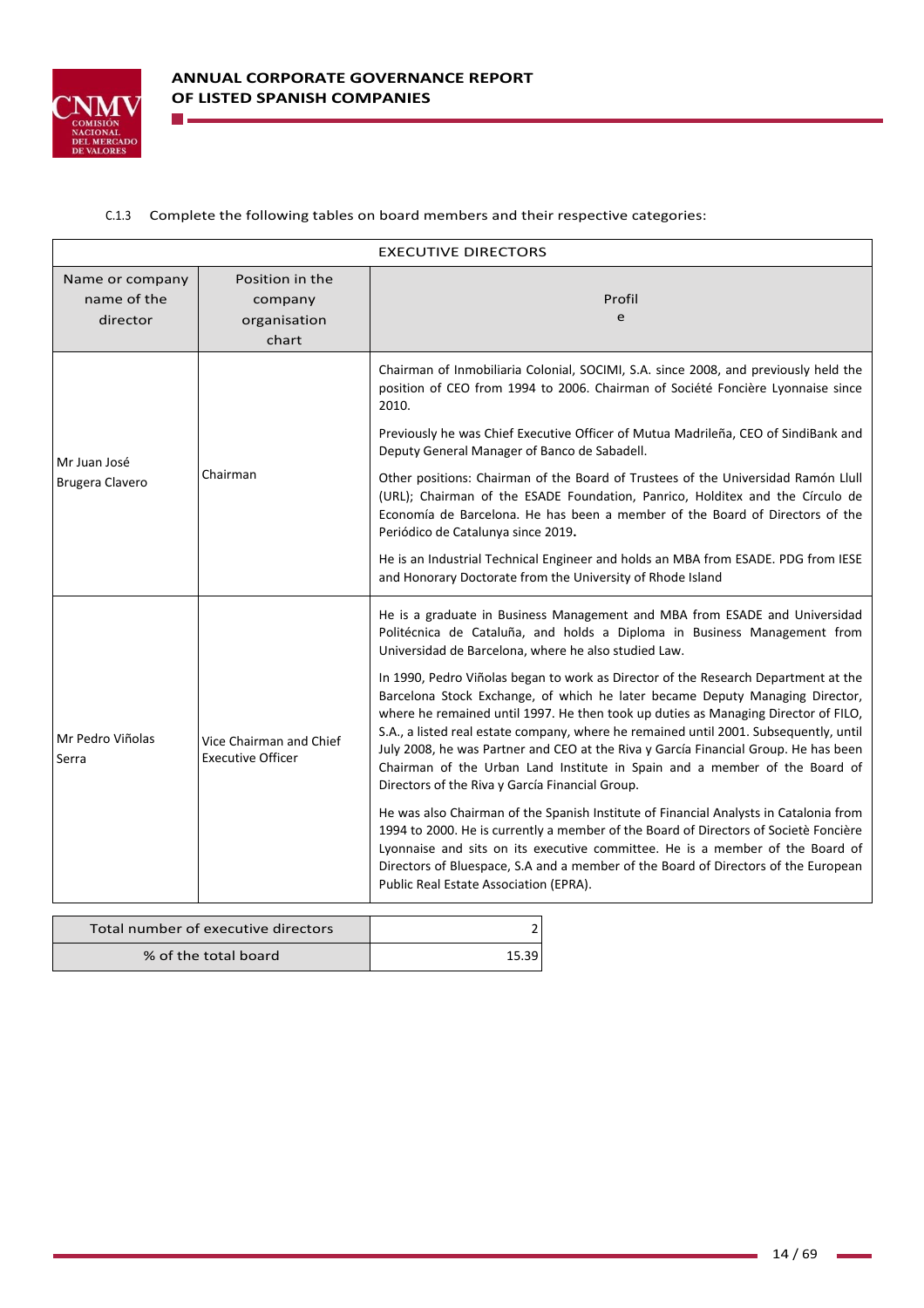C.1.3 Complete the following tables on board members and their respective categories:

| EXECUTIVE DIRECTORS | | |
|---|---|---|
| Name or company name of the director | Position in the company organisation chart | Profile |
| Mr Juan José Brugera Clavero | Chairman | Chairman of Inmobiliaria Colonial, SOCIMI, S.A. since 2008, and previously held the position of CEO from 1994 to 2006. Chairman of Société Foncière Lyonnaise since 2010.<br><br>Previously he was Chief Executive Officer of Mutua Madrileña, CEO of SindiBank and Deputy General Manager of Banco de Sabadell.<br><br>Other positions: Chairman of the Board of Trustees of the Universidad Ramón Llull (URL); Chairman of the ESADE Foundation, Panrico, Holditex and the Círculo de Economía de Barcelona. He has been a member of the Board of Directors of the Periódico de Catalunya since 2019.<br><br>He is an Industrial Technical Engineer and holds an MBA from ESADE. PDG from IESE and Honorary Doctorate from the University of Rhode Island |
| Mr Pedro Viñolas Serra | Vice Chairman and Chief Executive Officer | He is a graduate in Business Management and MBA from ESADE and Universidad Politécnica de Cataluña, and holds a Diploma in Business Management from Universidad de Barcelona, where he also studied Law.<br><br>In 1990, Pedro Viñolas began to work as Director of the Research Department at the Barcelona Stock Exchange, of which he later became Deputy Managing Director, where he remained until 1997. He then took up duties as Managing Director of FILO, S.A., a listed real estate company, where he remained until 2001. Subsequently, until July 2008, he was Partner and CEO at the Riva y García Financial Group. He has been Chairman of the Urban Land Institute in Spain and a member of the Board of Directors of the Riva y García Financial Group.<br><br>He was also Chairman of the Spanish Institute of Financial Analysts in Catalonia from 1994 to 2000. He is currently a member of the Board of Directors of Societè Foncière Lyonnaise and sits on its executive committee. He is a member of the Board of Directors of Bluespace, S.A and a member of the Board of Directors of the European Public Real Estate Association (EPRA). |

| Total number of executive directors | 2 |
|---|---|
| % of the total board | 15.39 |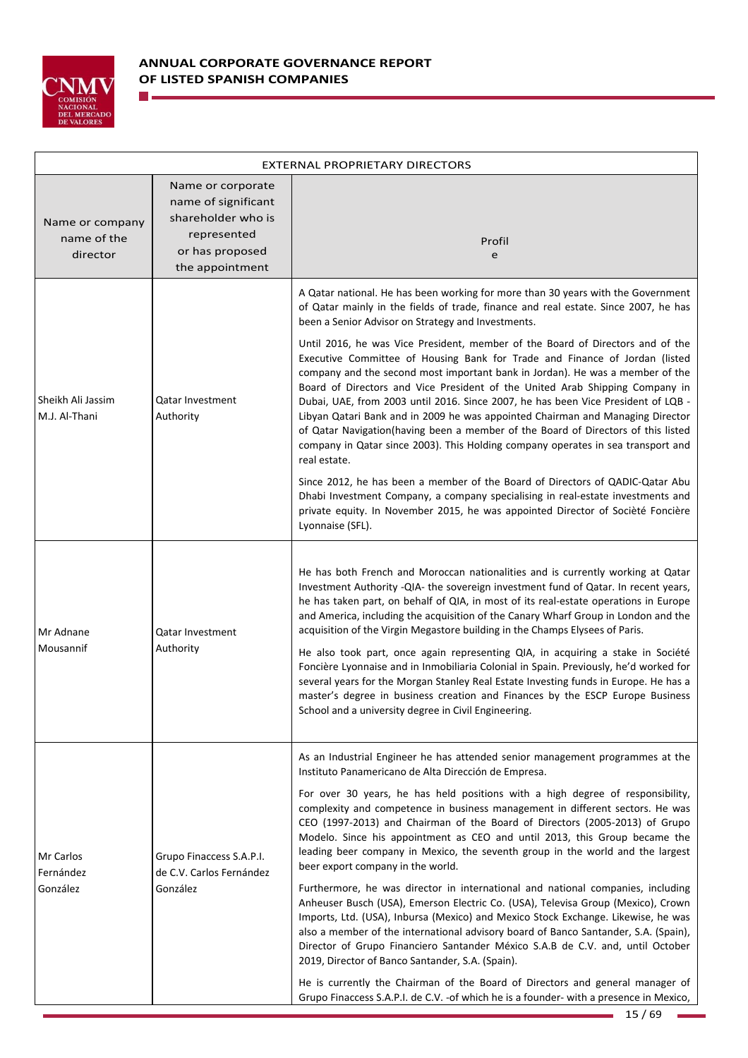| EXTERNAL PROPRIETARY DIRECTORS | | |
|---|---|---|
| Name or company name of the director | Name or corporate name of significant shareholder who is represented or has proposed the appointment | Profile |
| Sheikh Ali Jassim M.J. Al-Thani | Qatar Investment Authority | A Qatar national. He has been working for more than 30 years with the Government of Qatar mainly in the fields of trade, finance and real estate. Since 2007, he has been a Senior Advisor on Strategy and Investments.<br><br>Until 2016, he was Vice President, member of the Board of Directors and of the Executive Committee of Housing Bank for Trade and Finance of Jordan (listed company and the second most important bank in Jordan). He was a member of the Board of Directors and Vice President of the United Arab Shipping Company in Dubai, UAE, from 2003 until 2016. Since 2007, he has been Vice President of LQB - Libyan Qatari Bank and in 2009 he was appointed Chairman and Managing Director of Qatar Navigation(having been a member of the Board of Directors of this listed company in Qatar since 2003). This Holding company operates in sea transport and real estate.<br><br>Since 2012, he has been a member of the Board of Directors of QADIC-Qatar Abu Dhabi Investment Company, a company specialising in real-estate investments and private equity. In November 2015, he was appointed Director of Sociètè Foncière Lyonnaise (SFL). |
| Mr Adnane Mousannif | Qatar Investment Authority | He has both French and Moroccan nationalities and is currently working at Qatar Investment Authority -QIA- the sovereign investment fund of Qatar. In recent years, he has taken part, on behalf of QIA, in most of its real-estate operations in Europe and America, including the acquisition of the Canary Wharf Group in London and the acquisition of the Virgin Megastore building in the Champs Elysees of Paris.<br><br>He also took part, once again representing QIA, in acquiring a stake in Société Foncière Lyonnaise and in Inmobiliaria Colonial in Spain. Previously, he'd worked for several years for the Morgan Stanley Real Estate Investing funds in Europe. He has a master's degree in business creation and Finances by the ESCP Europe Business School and a university degree in Civil Engineering. |
| Mr Carlos Fernández González | Grupo Finaccess S.A.P.I. de C.V. Carlos Fernández González | As an Industrial Engineer he has attended senior management programmes at the Instituto Panamericano de Alta Dirección de Empresa.<br><br>For over 30 years, he has held positions with a high degree of responsibility, complexity and competence in business management in different sectors. He was CEO (1997-2013) and Chairman of the Board of Directors (2005-2013) of Grupo Modelo. Since his appointment as CEO and until 2013, this Group became the leading beer company in Mexico, the seventh group in the world and the largest beer export company in the world.<br><br>Furthermore, he was director in international and national companies, including Anheuser Busch (USA), Emerson Electric Co. (USA), Televisa Group (Mexico), Crown Imports, Ltd. (USA), Inbursa (Mexico) and Mexico Stock Exchange. Likewise, he was also a member of the international advisory board of Banco Santander, S.A. (Spain), Director of Grupo Financiero Santander México S.A.B de C.V. and, until October 2019, Director of Banco Santander, S.A. (Spain).<br><br>He is currently the Chairman of the Board of Directors and general manager of Grupo Finaccess S.A.P.I. de C.V. -of which he is a founder- with a presence in Mexico, |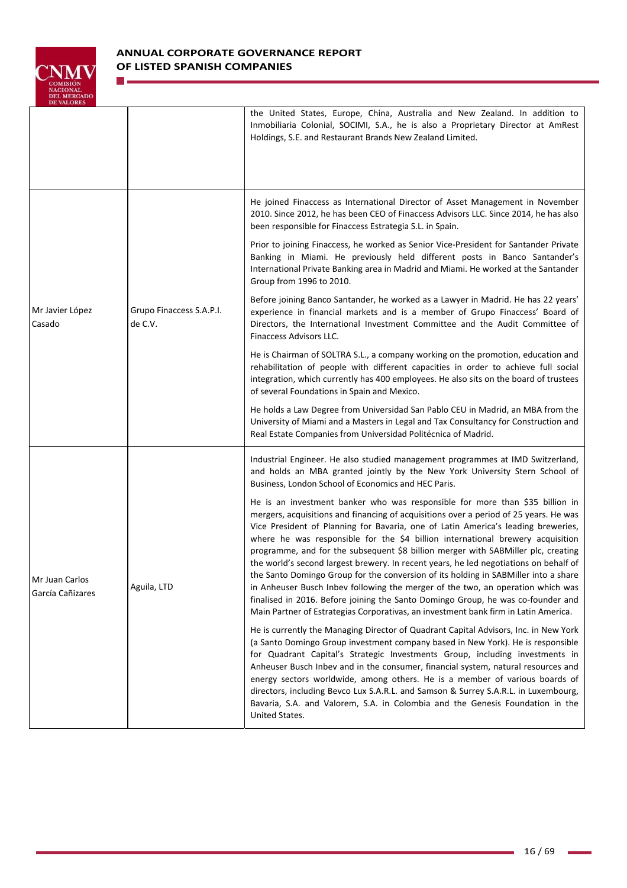| | | |
|---|---|---|
| | | the United States, Europe, China, Australia and New Zealand. In addition to Inmobiliaria Colonial, SOCIMI, S.A., he is also a Proprietary Director at AmRest Holdings, S.E. and Restaurant Brands New Zealand Limited. |
| Mr Javier López Casado | Grupo Finaccess S.A.P.I. de C.V. | He joined Finaccess as International Director of Asset Management in November 2010. Since 2012, he has been CEO of Finaccess Advisors LLC. Since 2014, he has also been responsible for Finaccess Estrategia S.L. in Spain.<br><br>Prior to joining Finaccess, he worked as Senior Vice-President for Santander Private Banking in Miami. He previously held different posts in Banco Santander's International Private Banking area in Madrid and Miami. He worked at the Santander Group from 1996 to 2010.<br><br>Before joining Banco Santander, he worked as a Lawyer in Madrid. He has 22 years' experience in financial markets and is a member of Grupo Finaccess' Board of Directors, the International Investment Committee and the Audit Committee of Finaccess Advisors LLC.<br><br>He is Chairman of SOLTRA S.L., a company working on the promotion, education and rehabilitation of people with different capacities in order to achieve full social integration, which currently has 400 employees. He also sits on the board of trustees of several Foundations in Spain and Mexico.<br><br>He holds a Law Degree from Universidad San Pablo CEU in Madrid, an MBA from the University of Miami and a Masters in Legal and Tax Consultancy for Construction and Real Estate Companies from Universidad Politécnica of Madrid. |
| Mr Juan Carlos García Cañizares | Aguila, LTD | Industrial Engineer. He also studied management programmes at IMD Switzerland, and holds an MBA granted jointly by the New York University Stern School of Business, London School of Economics and HEC Paris.<br><br>He is an investment banker who was responsible for more than $35 billion in mergers, acquisitions and financing of acquisitions over a period of 25 years. He was Vice President of Planning for Bavaria, one of Latin America's leading breweries, where he was responsible for the $4 billion international brewery acquisition programme, and for the subsequent $8 billion merger with SABMiller plc, creating the world's second largest brewery. In recent years, he led negotiations on behalf of the Santo Domingo Group for the conversion of its holding in SABMiller into a share in Anheuser Busch Inbev following the merger of the two, an operation which was finalised in 2016. Before joining the Santo Domingo Group, he was co-founder and Main Partner of Estrategias Corporativas, an investment bank firm in Latin America.<br><br>He is currently the Managing Director of Quadrant Capital Advisors, Inc. in New York (a Santo Domingo Group investment company based in New York). He is responsible for Quadrant Capital's Strategic Investments Group, including investments in Anheuser Busch Inbev and in the consumer, financial system, natural resources and energy sectors worldwide, among others. He is a member of various boards of directors, including Bevco Lux S.A.R.L. and Samson & Surrey S.A.R.L. in Luxembourg, Bavaria, S.A. and Valorem, S.A. in Colombia and the Genesis Foundation in the United States. |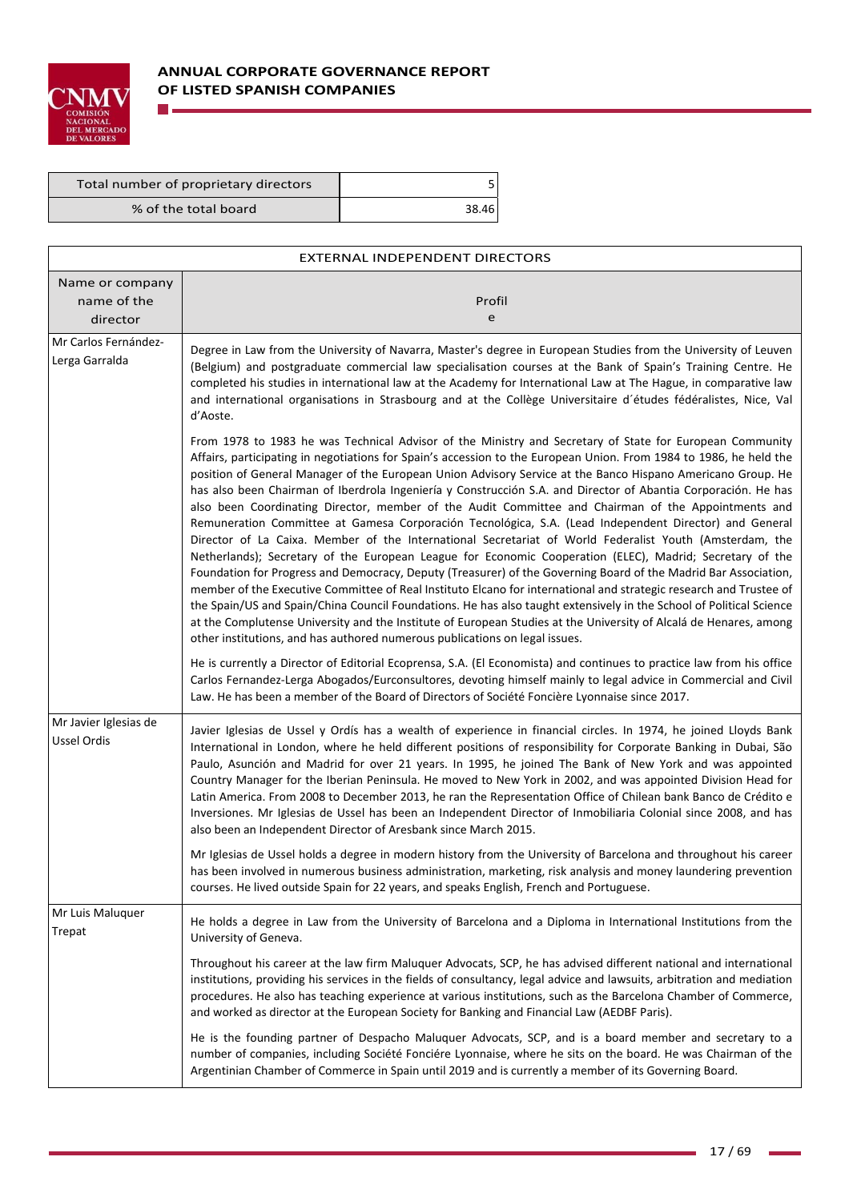| Total number of proprietary directors | 5 |
| --- | --- |
| % of the total board | 38.46 |

| EXTERNAL INDEPENDENT DIRECTORS | |
| --- | --- |
| Name or company name of the director | Profile |
| Mr Carlos Fernández-Lerga Garralda | Degree in Law from the University of Navarra, Master's degree in European Studies from the University of Leuven (Belgium) and postgraduate commercial law specialisation courses at the Bank of Spain's Training Centre. He completed his studies in international law at the Academy for International Law at The Hague, in comparative law and international organisations in Strasbourg and at the Collège Universitaire d´études fédéralistes, Nice, Val d'Aoste.<br><br>From 1978 to 1983 he was Technical Advisor of the Ministry and Secretary of State for European Community Affairs, participating in negotiations for Spain's accession to the European Union. From 1984 to 1986, he held the position of General Manager of the European Union Advisory Service at the Banco Hispano Americano Group. He has also been Chairman of Iberdrola Ingeniería y Construcción S.A. and Director of Abantia Corporación. He has also been Coordinating Director, member of the Audit Committee and Chairman of the Appointments and Remuneration Committee at Gamesa Corporación Tecnológica, S.A. (Lead Independent Director) and General Director of La Caixa. Member of the International Secretariat of World Federalist Youth (Amsterdam, the Netherlands); Secretary of the European League for Economic Cooperation (ELEC), Madrid; Secretary of the Foundation for Progress and Democracy, Deputy (Treasurer) of the Governing Board of the Madrid Bar Association, member of the Executive Committee of Real Instituto Elcano for international and strategic research and Trustee of the Spain/US and Spain/China Council Foundations. He has also taught extensively in the School of Political Science at the Complutense University and the Institute of European Studies at the University of Alcalá de Henares, among other institutions, and has authored numerous publications on legal issues.<br><br>He is currently a Director of Editorial Ecoprensa, S.A. (El Economista) and continues to practice law from his office Carlos Fernandez-Lerga Abogados/Eurconsultores, devoting himself mainly to legal advice in Commercial and Civil Law. He has been a member of the Board of Directors of Société Foncière Lyonnaise since 2017. |
| Mr Javier Iglesias de Ussel Ordis | Javier Iglesias de Ussel y Ordís has a wealth of experience in financial circles. In 1974, he joined Lloyds Bank International in London, where he held different positions of responsibility for Corporate Banking in Dubai, São Paulo, Asunción and Madrid for over 21 years. In 1995, he joined The Bank of New York and was appointed Country Manager for the Iberian Peninsula. He moved to New York in 2002, and was appointed Division Head for Latin America. From 2008 to December 2013, he ran the Representation Office of Chilean bank Banco de Crédito e Inversiones. Mr Iglesias de Ussel has been an Independent Director of Inmobiliaria Colonial since 2008, and has also been an Independent Director of Aresbank since March 2015.<br><br>Mr Iglesias de Ussel holds a degree in modern history from the University of Barcelona and throughout his career has been involved in numerous business administration, marketing, risk analysis and money laundering prevention courses. He lived outside Spain for 22 years, and speaks English, French and Portuguese. |
| Mr Luis Maluquer Trepat | He holds a degree in Law from the University of Barcelona and a Diploma in International Institutions from the University of Geneva.<br><br>Throughout his career at the law firm Maluquer Advocats, SCP, he has advised different national and international institutions, providing his services in the fields of consultancy, legal advice and lawsuits, arbitration and mediation procedures. He also has teaching experience at various institutions, such as the Barcelona Chamber of Commerce, and worked as director at the European Society for Banking and Financial Law (AEDBF Paris).<br><br>He is the founding partner of Despacho Maluquer Advocats, SCP, and is a board member and secretary to a number of companies, including Société Fonciére Lyonnaise, where he sits on the board. He was Chairman of the Argentinian Chamber of Commerce in Spain until 2019 and is currently a member of its Governing Board. |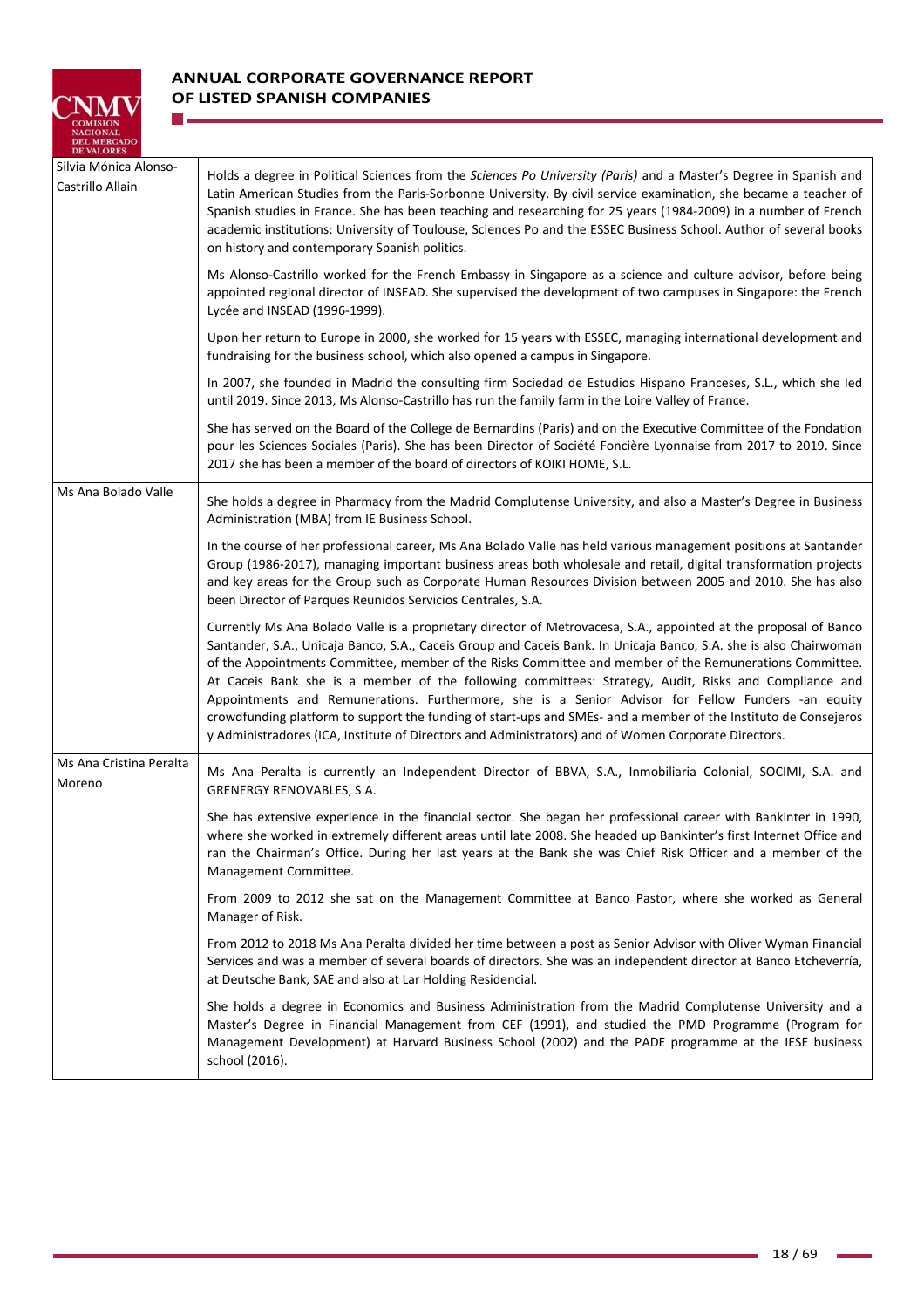| | |
|---|---|
| Silvia Mónica Alonso-Castrillo Allain | Holds a degree in Political Sciences from the *Sciences Po University (Paris)* and a Master's Degree in Spanish and Latin American Studies from the Paris-Sorbonne University. By civil service examination, she became a teacher of Spanish studies in France. She has been teaching and researching for 25 years (1984-2009) in a number of French academic institutions: University of Toulouse, Sciences Po and the ESSEC Business School. Author of several books on history and contemporary Spanish politics.<br><br>Ms Alonso-Castrillo worked for the French Embassy in Singapore as a science and culture advisor, before being appointed regional director of INSEAD. She supervised the development of two campuses in Singapore: the French Lycée and INSEAD (1996-1999).<br><br>Upon her return to Europe in 2000, she worked for 15 years with ESSEC, managing international development and fundraising for the business school, which also opened a campus in Singapore.<br><br>In 2007, she founded in Madrid the consulting firm Sociedad de Estudios Hispano Franceses, S.L., which she led until 2019. Since 2013, Ms Alonso-Castrillo has run the family farm in the Loire Valley of France.<br><br>She has served on the Board of the College de Bernardins (Paris) and on the Executive Committee of the Fondation pour les Sciences Sociales (Paris). She has been Director of Société Foncière Lyonnaise from 2017 to 2019. Since 2017 she has been a member of the board of directors of KOIKI HOME, S.L. |
| Ms Ana Bolado Valle | She holds a degree in Pharmacy from the Madrid Complutense University, and also a Master's Degree in Business Administration (MBA) from IE Business School.<br><br>In the course of her professional career, Ms Ana Bolado Valle has held various management positions at Santander Group (1986-2017), managing important business areas both wholesale and retail, digital transformation projects and key areas for the Group such as Corporate Human Resources Division between 2005 and 2010. She has also been Director of Parques Reunidos Servicios Centrales, S.A.<br><br>Currently Ms Ana Bolado Valle is a proprietary director of Metrovacesa, S.A., appointed at the proposal of Banco Santander, S.A., Unicaja Banco, S.A., Caceis Group and Caceis Bank. In Unicaja Banco, S.A. she is also Chairwoman of the Appointments Committee, member of the Risks Committee and member of the Remunerations Committee. At Caceis Bank she is a member of the following committees: Strategy, Audit, Risks and Compliance and Appointments and Remunerations. Furthermore, she is a Senior Advisor for Fellow Funders -an equity crowdfunding platform to support the funding of start-ups and SMEs- and a member of the Instituto de Consejeros y Administradores (ICA, Institute of Directors and Administrators) and of Women Corporate Directors. |
| Ms Ana Cristina Peralta Moreno | Ms Ana Peralta is currently an Independent Director of BBVA, S.A., Inmobiliaria Colonial, SOCIMI, S.A. and GRENERGY RENOVABLES, S.A.<br><br>She has extensive experience in the financial sector. She began her professional career with Bankinter in 1990, where she worked in extremely different areas until late 2008. She headed up Bankinter's first Internet Office and ran the Chairman's Office. During her last years at the Bank she was Chief Risk Officer and a member of the Management Committee.<br><br>From 2009 to 2012 she sat on the Management Committee at Banco Pastor, where she worked as General Manager of Risk.<br><br>From 2012 to 2018 Ms Ana Peralta divided her time between a post as Senior Advisor with Oliver Wyman Financial Services and was a member of several boards of directors. She was an independent director at Banco Etcheverría, at Deutsche Bank, SAE and also at Lar Holding Residencial.<br><br>She holds a degree in Economics and Business Administration from the Madrid Complutense University and a Master's Degree in Financial Management from CEF (1991), and studied the PMD Programme (Program for Management Development) at Harvard Business School (2002) and the PADE programme at the IESE business school (2016). |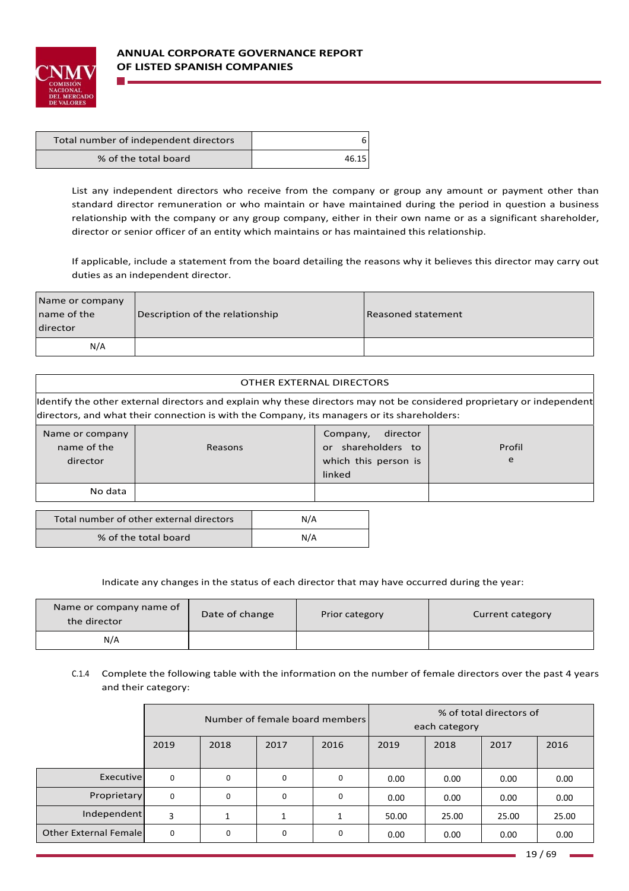| Total number of independent directors | 6 |
|---|---|
| % of the total board | 46.15 |

List any independent directors who receive from the company or group any amount or payment other than standard director remuneration or who maintain or have maintained during the period in question a business relationship with the company or any group company, either in their own name or as a significant shareholder, director or senior officer of an entity which maintains or has maintained this relationship.

If applicable, include a statement from the board detailing the reasons why it believes this director may carry out duties as an independent director.

| Name or company name of the director | Description of the relationship | Reasoned statement |
|---|---|---|
| N/A | | |

| OTHER EXTERNAL DIRECTORS | | | |
|---|---|---|---|
| Identify the other external directors and explain why these directors may not be considered proprietary or independent directors, and what their connection is with the Company, its managers or its shareholders: | | | |
| Name or company name of the director | Reasons | Company, director or shareholders to which this person is linked | Profile |
| No data | | | |

| Total number of other external directors | N/A |
|---|---|
| % of the total board | N/A |

Indicate any changes in the status of each director that may have occurred during the year:

| Name or company name of the director | Date of change | Prior category | Current category |
|---|---|---|---|
| N/A | | | |

C.1.4 Complete the following table with the information on the number of female directors over the past 4 years and their category:

| | Number of female board members | | | | % of total directors of each category | | | |
|---|---|---|---|---|---|---|---|---|
| | 2019 | 2018 | 2017 | 2016 | 2019 | 2018 | 2017 | 2016 |
| Executive | 0 | 0 | 0 | 0 | 0.00 | 0.00 | 0.00 | 0.00 |
| Proprietary | 0 | 0 | 0 | 0 | 0.00 | 0.00 | 0.00 | 0.00 |
| Independent | 3 | 1 | 1 | 1 | 50.00 | 25.00 | 25.00 | 25.00 |
| Other External Female | 0 | 0 | 0 | 0 | 0.00 | 0.00 | 0.00 | 0.00 |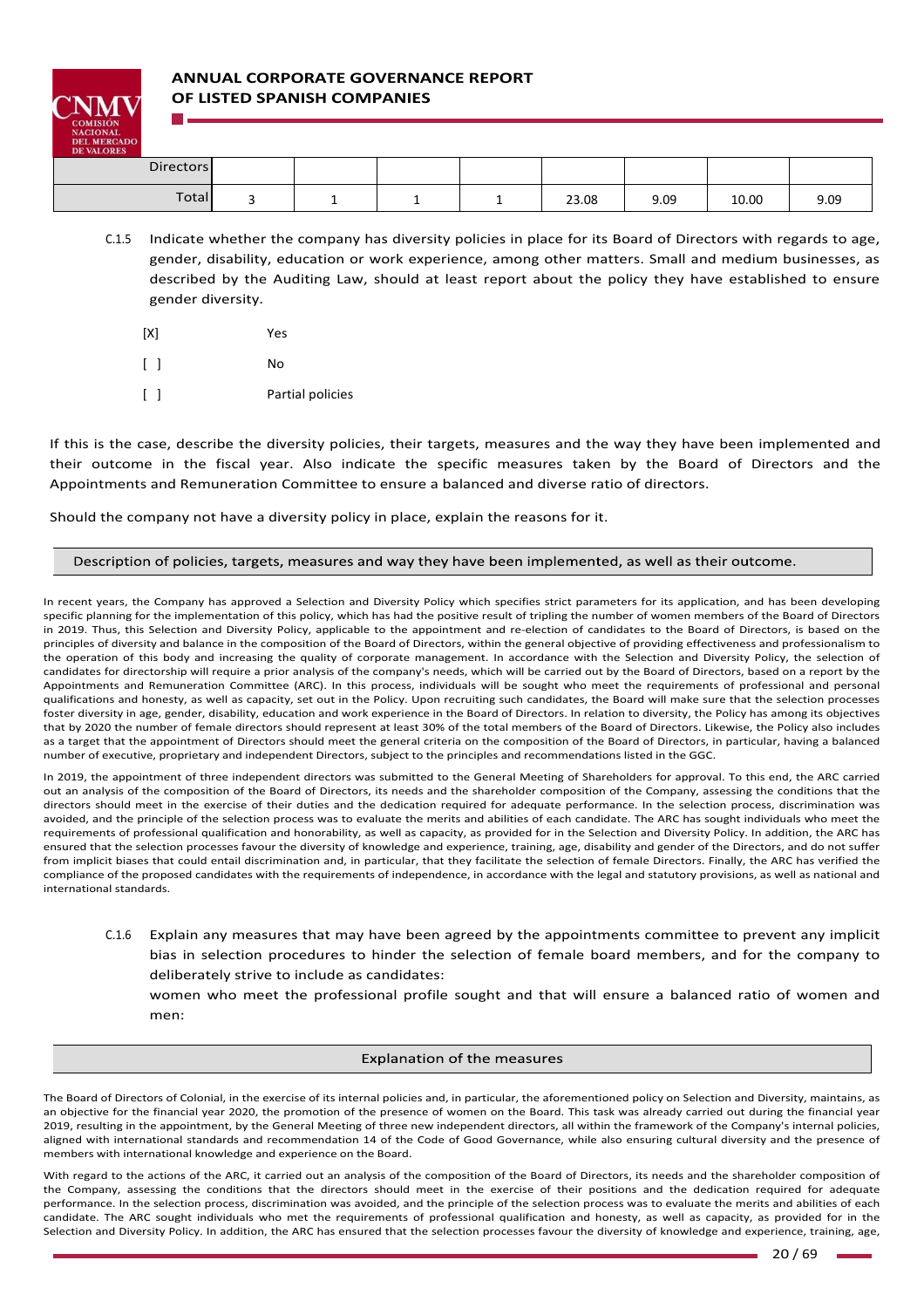| Directors | | | | | | | | |
|---|---|---|---|---|---|---|---|---|
| Total | 3 | 1 | 1 | 1 | 23.08 | 9.09 | 10.00 | 9.09 |

C.1.5 Indicate whether the company has diversity policies in place for its Board of Directors with regards to age, gender, disability, education or work experience, among other matters. Small and medium businesses, as described by the Auditing Law, should at least report about the policy they have established to ensure gender diversity.

[X] Yes

[ ] No

[ ] Partial policies

If this is the case, describe the diversity policies, their targets, measures and the way they have been implemented and their outcome in the fiscal year. Also indicate the specific measures taken by the Board of Directors and the Appointments and Remuneration Committee to ensure a balanced and diverse ratio of directors.

Should the company not have a diversity policy in place, explain the reasons for it.

| Description of policies, targets, measures and way they have been implemented, as well as their outcome. |
|---|

In recent years, the Company has approved a Selection and Diversity Policy which specifies strict parameters for its application, and has been developing specific planning for the implementation of this policy, which has had the positive result of tripling the number of women members of the Board of Directors in 2019. Thus, this Selection and Diversity Policy, applicable to the appointment and re-election of candidates to the Board of Directors, is based on the principles of diversity and balance in the composition of the Board of Directors, within the general objective of providing effectiveness and professionalism to the operation of this body and increasing the quality of corporate management. In accordance with the Selection and Diversity Policy, the selection of candidates for directorship will require a prior analysis of the company's needs, which will be carried out by the Board of Directors, based on a report by the Appointments and Remuneration Committee (ARC). In this process, individuals will be sought who meet the requirements of professional and personal qualifications and honesty, as well as capacity, set out in the Policy. Upon recruiting such candidates, the Board will make sure that the selection processes foster diversity in age, gender, disability, education and work experience in the Board of Directors. In relation to diversity, the Policy has among its objectives that by 2020 the number of female directors should represent at least 30% of the total members of the Board of Directors. Likewise, the Policy also includes as a target that the appointment of Directors should meet the general criteria on the composition of the Board of Directors, in particular, having a balanced number of executive, proprietary and independent Directors, subject to the principles and recommendations listed in the GGC.

In 2019, the appointment of three independent directors was submitted to the General Meeting of Shareholders for approval. To this end, the ARC carried out an analysis of the composition of the Board of Directors, its needs and the shareholder composition of the Company, assessing the conditions that the directors should meet in the exercise of their duties and the dedication required for adequate performance. In the selection process, discrimination was avoided, and the principle of the selection process was to evaluate the merits and abilities of each candidate. The ARC has sought individuals who meet the requirements of professional qualification and honorability, as well as capacity, as provided for in the Selection and Diversity Policy. In addition, the ARC has ensured that the selection processes favour the diversity of knowledge and experience, training, age, disability and gender of the Directors, and do not suffer from implicit biases that could entail discrimination and, in particular, that they facilitate the selection of female Directors. Finally, the ARC has verified the compliance of the proposed candidates with the requirements of independence, in accordance with the legal and statutory provisions, as well as national and international standards.

C.1.6 Explain any measures that may have been agreed by the appointments committee to prevent any implicit bias in selection procedures to hinder the selection of female board members, and for the company to deliberately strive to include as candidates:

women who meet the professional profile sought and that will ensure a balanced ratio of women and men:

| Explanation of the measures |
|---|

The Board of Directors of Colonial, in the exercise of its internal policies and, in particular, the aforementioned policy on Selection and Diversity, maintains, as an objective for the financial year 2020, the promotion of the presence of women on the Board. This task was already carried out during the financial year 2019, resulting in the appointment, by the General Meeting of three new independent directors, all within the framework of the Company's internal policies, aligned with international standards and recommendation 14 of the Code of Good Governance, while also ensuring cultural diversity and the presence of members with international knowledge and experience on the Board.

With regard to the actions of the ARC, it carried out an analysis of the composition of the Board of Directors, its needs and the shareholder composition of the Company, assessing the conditions that the directors should meet in the exercise of their positions and the dedication required for adequate performance. In the selection process, discrimination was avoided, and the principle of the selection process was to evaluate the merits and abilities of each candidate. The ARC sought individuals who met the requirements of professional qualification and honesty, as well as capacity, as provided for in the Selection and Diversity Policy. In addition, the ARC has ensured that the selection processes favour the diversity of knowledge and experience, training, age,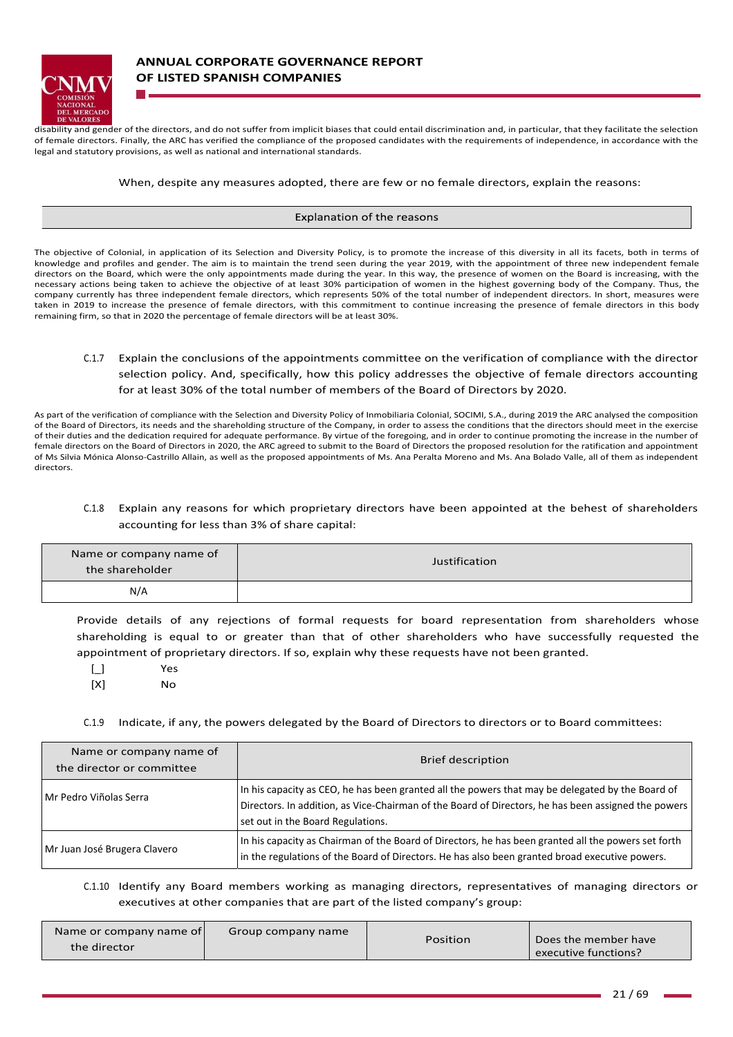disability and gender of the directors, and do not suffer from implicit biases that could entail discrimination and, in particular, that they facilitate the selection of female directors. Finally, the ARC has verified the compliance of the proposed candidates with the requirements of independence, in accordance with the legal and statutory provisions, as well as national and international standards.

When, despite any measures adopted, there are few or no female directors, explain the reasons:

| Explanation of the reasons |
|---|

The objective of Colonial, in application of its Selection and Diversity Policy, is to promote the increase of this diversity in all its facets, both in terms of knowledge and profiles and gender. The aim is to maintain the trend seen during the year 2019, with the appointment of three new independent female directors on the Board, which were the only appointments made during the year. In this way, the presence of women on the Board is increasing, with the necessary actions being taken to achieve the objective of at least 30% participation of women in the highest governing body of the Company. Thus, the company currently has three independent female directors, which represents 50% of the total number of independent directors. In short, measures were taken in 2019 to increase the presence of female directors, with this commitment to continue increasing the presence of female directors in this body remaining firm, so that in 2020 the percentage of female directors will be at least 30%.

C.1.7 Explain the conclusions of the appointments committee on the verification of compliance with the director selection policy. And, specifically, how this policy addresses the objective of female directors accounting for at least 30% of the total number of members of the Board of Directors by 2020.

As part of the verification of compliance with the Selection and Diversity Policy of Inmobiliaria Colonial, SOCIMI, S.A., during 2019 the ARC analysed the composition of the Board of Directors, its needs and the shareholding structure of the Company, in order to assess the conditions that the directors should meet in the exercise of their duties and the dedication required for adequate performance. By virtue of the foregoing, and in order to continue promoting the increase in the number of female directors on the Board of Directors in 2020, the ARC agreed to submit to the Board of Directors the proposed resolution for the ratification and appointment of Ms Silvia Mónica Alonso-Castrillo Allain, as well as the proposed appointments of Ms. Ana Peralta Moreno and Ms. Ana Bolado Valle, all of them as independent directors.

C.1.8 Explain any reasons for which proprietary directors have been appointed at the behest of shareholders accounting for less than 3% of share capital:

| Name or company name of the shareholder | Justification |
|---|---|
| N/A | |

Provide details of any rejections of formal requests for board representation from shareholders whose shareholding is equal to or greater than that of other shareholders who have successfully requested the appointment of proprietary directors. If so, explain why these requests have not been granted.

[_] Yes
[X] No

C.1.9 Indicate, if any, the powers delegated by the Board of Directors to directors or to Board committees:

| Name or company name of the director or committee | Brief description |
|---|---|
| Mr Pedro Viñolas Serra | In his capacity as CEO, he has been granted all the powers that may be delegated by the Board of Directors. In addition, as Vice-Chairman of the Board of Directors, he has been assigned the powers set out in the Board Regulations. |
| Mr Juan José Brugera Clavero | In his capacity as Chairman of the Board of Directors, he has been granted all the powers set forth in the regulations of the Board of Directors. He has also been granted broad executive powers. |

C.1.10 Identify any Board members working as managing directors, representatives of managing directors or executives at other companies that are part of the listed company's group:

| Name or company name of the director | Group company name | Position | Does the member have executive functions? |
|---|---|---|---|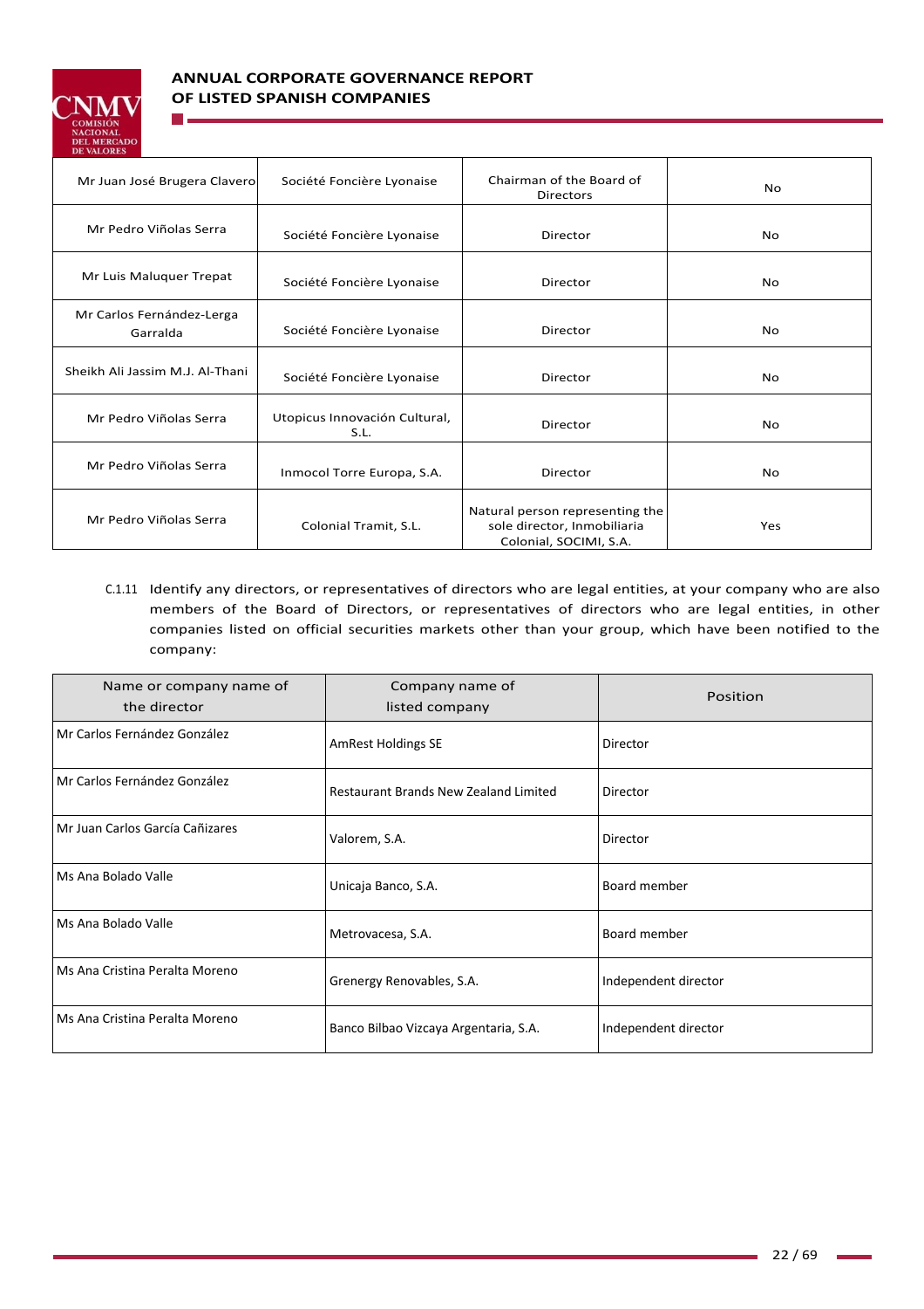| Mr Juan José Brugera Clavero | Société Foncière Lyonaise | Chairman of the Board of Directors | No |
|---|---|---|---|
| Mr Pedro Viñolas Serra | Société Foncière Lyonaise | Director | No |
| Mr Luis Maluquer Trepat | Société Foncière Lyonaise | Director | No |
| Mr Carlos Fernández-Lerga Garralda | Société Foncière Lyonaise | Director | No |
| Sheikh Ali Jassim M.J. Al-Thani | Société Foncière Lyonaise | Director | No |
| Mr Pedro Viñolas Serra | Utopicus Innovación Cultural, S.L. | Director | No |
| Mr Pedro Viñolas Serra | Inmocol Torre Europa, S.A. | Director | No |
| Mr Pedro Viñolas Serra | Colonial Tramit, S.L. | Natural person representing the sole director, Inmobiliaria Colonial, SOCIMI, S.A. | Yes |

C.1.11 Identify any directors, or representatives of directors who are legal entities, at your company who are also members of the Board of Directors, or representatives of directors who are legal entities, in other companies listed on official securities markets other than your group, which have been notified to the company:

| Name or company name of the director | Company name of listed company | Position |
|---|---|---|
| Mr Carlos Fernández González | AmRest Holdings SE | Director |
| Mr Carlos Fernández González | Restaurant Brands New Zealand Limited | Director |
| Mr Juan Carlos García Cañizares | Valorem, S.A. | Director |
| Ms Ana Bolado Valle | Unicaja Banco, S.A. | Board member |
| Ms Ana Bolado Valle | Metrovacesa, S.A. | Board member |
| Ms Ana Cristina Peralta Moreno | Grenergy Renovables, S.A. | Independent director |
| Ms Ana Cristina Peralta Moreno | Banco Bilbao Vizcaya Argentaria, S.A. | Independent director |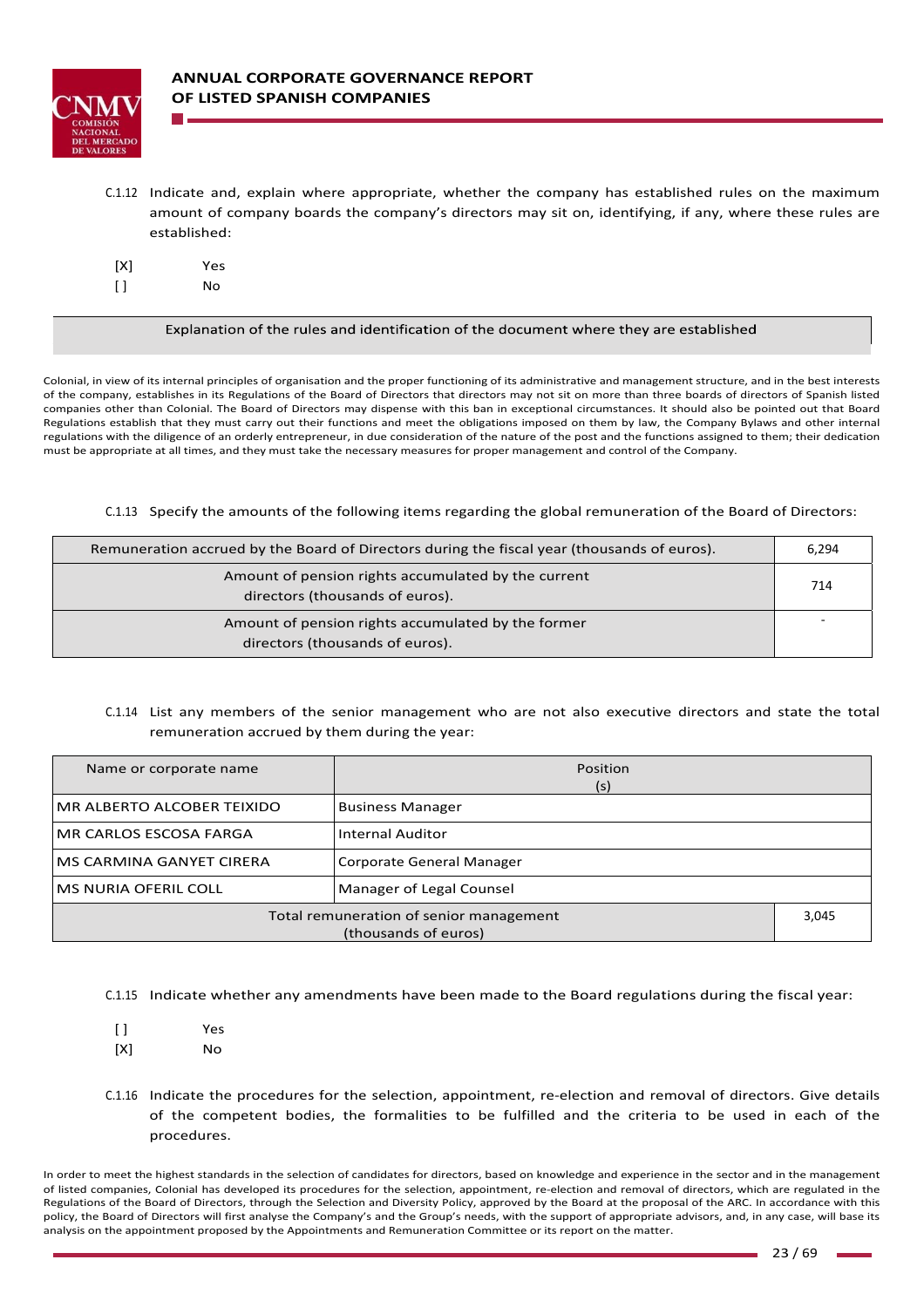C.1.12 Indicate and, explain where appropriate, whether the company has established rules on the maximum amount of company boards the company's directors may sit on, identifying, if any, where these rules are established:

[X] Yes
[ ] No

| Explanation of the rules and identification of the document where they are established |
| --- |

Colonial, in view of its internal principles of organisation and the proper functioning of its administrative and management structure, and in the best interests of the company, establishes in its Regulations of the Board of Directors that directors may not sit on more than three boards of directors of Spanish listed companies other than Colonial. The Board of Directors may dispense with this ban in exceptional circumstances. It should also be pointed out that Board Regulations establish that they must carry out their functions and meet the obligations imposed on them by law, the Company Bylaws and other internal regulations with the diligence of an orderly entrepreneur, in due consideration of the nature of the post and the functions assigned to them; their dedication must be appropriate at all times, and they must take the necessary measures for proper management and control of the Company.

C.1.13 Specify the amounts of the following items regarding the global remuneration of the Board of Directors:

| Item | Amount |
| --- | --- |
| Remuneration accrued by the Board of Directors during the fiscal year (thousands of euros). | 6,294 |
| Amount of pension rights accumulated by the current directors (thousands of euros). | 714 |
| Amount of pension rights accumulated by the former directors (thousands of euros). | - |

C.1.14 List any members of the senior management who are not also executive directors and state the total remuneration accrued by them during the year:

| Name or corporate name | Position (s) |
| --- | --- |
| MR ALBERTO ALCOBER TEIXIDO | Business Manager |
| MR CARLOS ESCOSA FARGA | Internal Auditor |
| MS CARMINA GANYET CIRERA | Corporate General Manager |
| MS NURIA OFERIL COLL | Manager of Legal Counsel |
| Total remuneration of senior management (thousands of euros) | 3,045 |

C.1.15 Indicate whether any amendments have been made to the Board regulations during the fiscal year:

[ ] Yes
[X] No

C.1.16 Indicate the procedures for the selection, appointment, re-election and removal of directors. Give details of the competent bodies, the formalities to be fulfilled and the criteria to be used in each of the procedures.

In order to meet the highest standards in the selection of candidates for directors, based on knowledge and experience in the sector and in the management of listed companies, Colonial has developed its procedures for the selection, appointment, re-election and removal of directors, which are regulated in the Regulations of the Board of Directors, through the Selection and Diversity Policy, approved by the Board at the proposal of the ARC. In accordance with this policy, the Board of Directors will first analyse the Company's and the Group's needs, with the support of appropriate advisors, and, in any case, will base its analysis on the appointment proposed by the Appointments and Remuneration Committee or its report on the matter.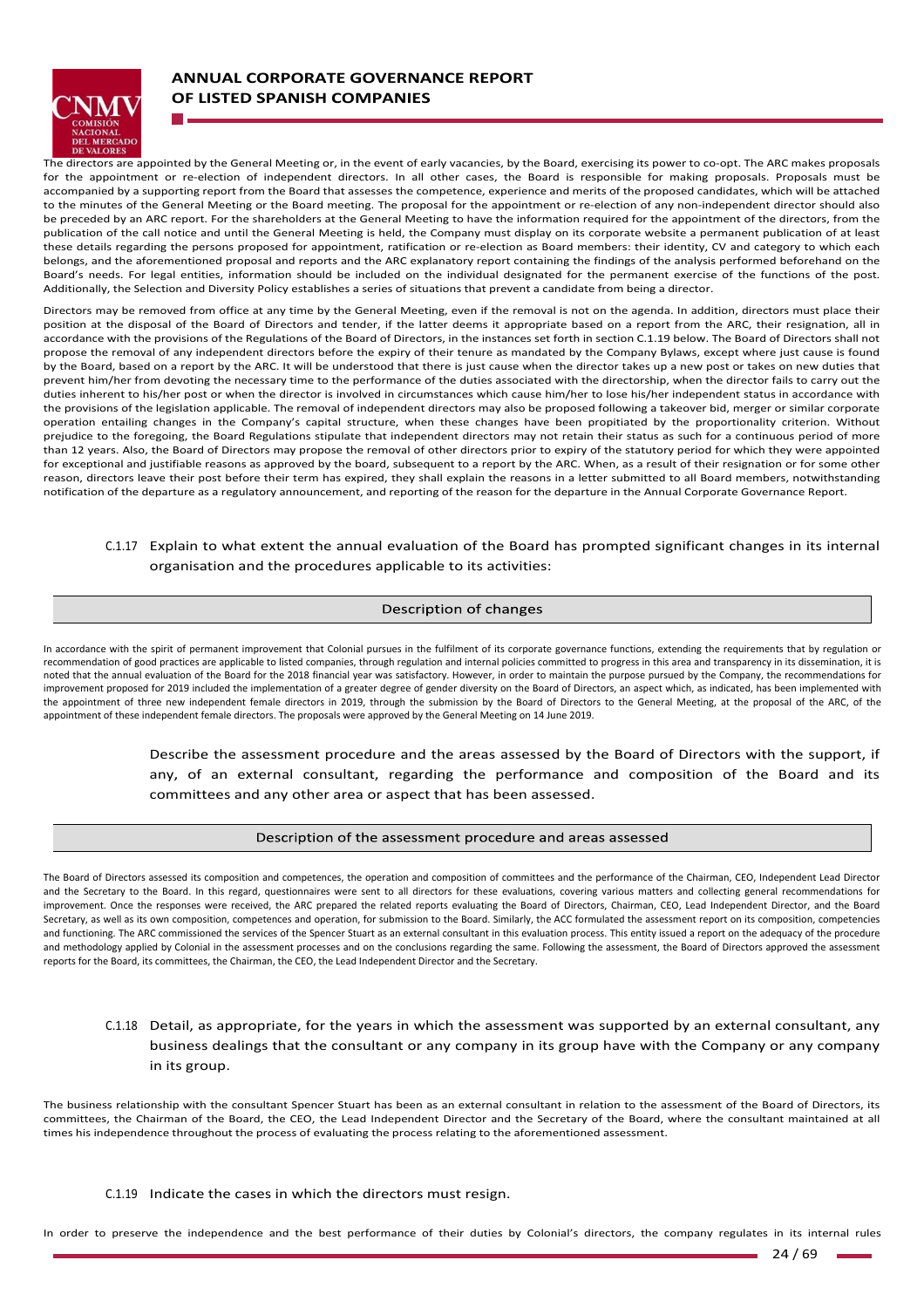The directors are appointed by the General Meeting or, in the event of early vacancies, by the Board, exercising its power to co-opt. The ARC makes proposals for the appointment or re-election of independent directors. In all other cases, the Board is responsible for making proposals. Proposals must be accompanied by a supporting report from the Board that assesses the competence, experience and merits of the proposed candidates, which will be attached to the minutes of the General Meeting or the Board meeting. The proposal for the appointment or re-election of any non-independent director should also be preceded by an ARC report. For the shareholders at the General Meeting to have the information required for the appointment of the directors, from the publication of the call notice and until the General Meeting is held, the Company must display on its corporate website a permanent publication of at least these details regarding the persons proposed for appointment, ratification or re-election as Board members: their identity, CV and category to which each belongs, and the aforementioned proposal and reports and the ARC explanatory report containing the findings of the analysis performed beforehand on the Board's needs. For legal entities, information should be included on the individual designated for the permanent exercise of the functions of the post. Additionally, the Selection and Diversity Policy establishes a series of situations that prevent a candidate from being a director.

Directors may be removed from office at any time by the General Meeting, even if the removal is not on the agenda. In addition, directors must place their position at the disposal of the Board of Directors and tender, if the latter deems it appropriate based on a report from the ARC, their resignation, all in accordance with the provisions of the Regulations of the Board of Directors, in the instances set forth in section C.1.19 below. The Board of Directors shall not propose the removal of any independent directors before the expiry of their tenure as mandated by the Company Bylaws, except where just cause is found by the Board, based on a report by the ARC. It will be understood that there is just cause when the director takes up a new post or takes on new duties that prevent him/her from devoting the necessary time to the performance of the duties associated with the directorship, when the director fails to carry out the duties inherent to his/her post or when the director is involved in circumstances which cause him/her to lose his/her independent status in accordance with the provisions of the legislation applicable. The removal of independent directors may also be proposed following a takeover bid, merger or similar corporate operation entailing changes in the Company's capital structure, when these changes have been propitiated by the proportionality criterion. Without prejudice to the foregoing, the Board Regulations stipulate that independent directors may not retain their status as such for a continuous period of more than 12 years. Also, the Board of Directors may propose the removal of other directors prior to expiry of the statutory period for which they were appointed for exceptional and justifiable reasons as approved by the board, subsequent to a report by the ARC. When, as a result of their resignation or for some other reason, directors leave their post before their term has expired, they shall explain the reasons in a letter submitted to all Board members, notwithstanding notification of the departure as a regulatory announcement, and reporting of the reason for the departure in the Annual Corporate Governance Report.

C.1.17 Explain to what extent the annual evaluation of the Board has prompted significant changes in its internal organisation and the procedures applicable to its activities:

| Description of changes |
|---|

In accordance with the spirit of permanent improvement that Colonial pursues in the fulfilment of its corporate governance functions, extending the requirements that by regulation or recommendation of good practices are applicable to listed companies, through regulation and internal policies committed to progress in this area and transparency in its dissemination, it is noted that the annual evaluation of the Board for the 2018 financial year was satisfactory. However, in order to maintain the purpose pursued by the Company, the recommendations for improvement proposed for 2019 included the implementation of a greater degree of gender diversity on the Board of Directors, an aspect which, as indicated, has been implemented with the appointment of three new independent female directors in 2019, through the submission by the Board of Directors to the General Meeting, at the proposal of the ARC, of the appointment of these independent female directors. The proposals were approved by the General Meeting on 14 June 2019.

Describe the assessment procedure and the areas assessed by the Board of Directors with the support, if any, of an external consultant, regarding the performance and composition of the Board and its committees and any other area or aspect that has been assessed.

| Description of the assessment procedure and areas assessed |
|---|

The Board of Directors assessed its composition and competences, the operation and composition of committees and the performance of the Chairman, CEO, Independent Lead Director and the Secretary to the Board. In this regard, questionnaires were sent to all directors for these evaluations, covering various matters and collecting general recommendations for improvement. Once the responses were received, the ARC prepared the related reports evaluating the Board of Directors, Chairman, CEO, Lead Independent Director, and the Board Secretary, as well as its own composition, competences and operation, for submission to the Board. Similarly, the ACC formulated the assessment report on its composition, competencies and functioning. The ARC commissioned the services of the Spencer Stuart as an external consultant in this evaluation process. This entity issued a report on the adequacy of the procedure and methodology applied by Colonial in the assessment processes and on the conclusions regarding the same. Following the assessment, the Board of Directors approved the assessment reports for the Board, its committees, the Chairman, the CEO, the Lead Independent Director and the Secretary.

C.1.18 Detail, as appropriate, for the years in which the assessment was supported by an external consultant, any business dealings that the consultant or any company in its group have with the Company or any company in its group.

The business relationship with the consultant Spencer Stuart has been as an external consultant in relation to the assessment of the Board of Directors, its committees, the Chairman of the Board, the CEO, the Lead Independent Director and the Secretary of the Board, where the consultant maintained at all times his independence throughout the process of evaluating the process relating to the aforementioned assessment.

C.1.19 Indicate the cases in which the directors must resign.

In order to preserve the independence and the best performance of their duties by Colonial's directors, the company regulates in its internal rules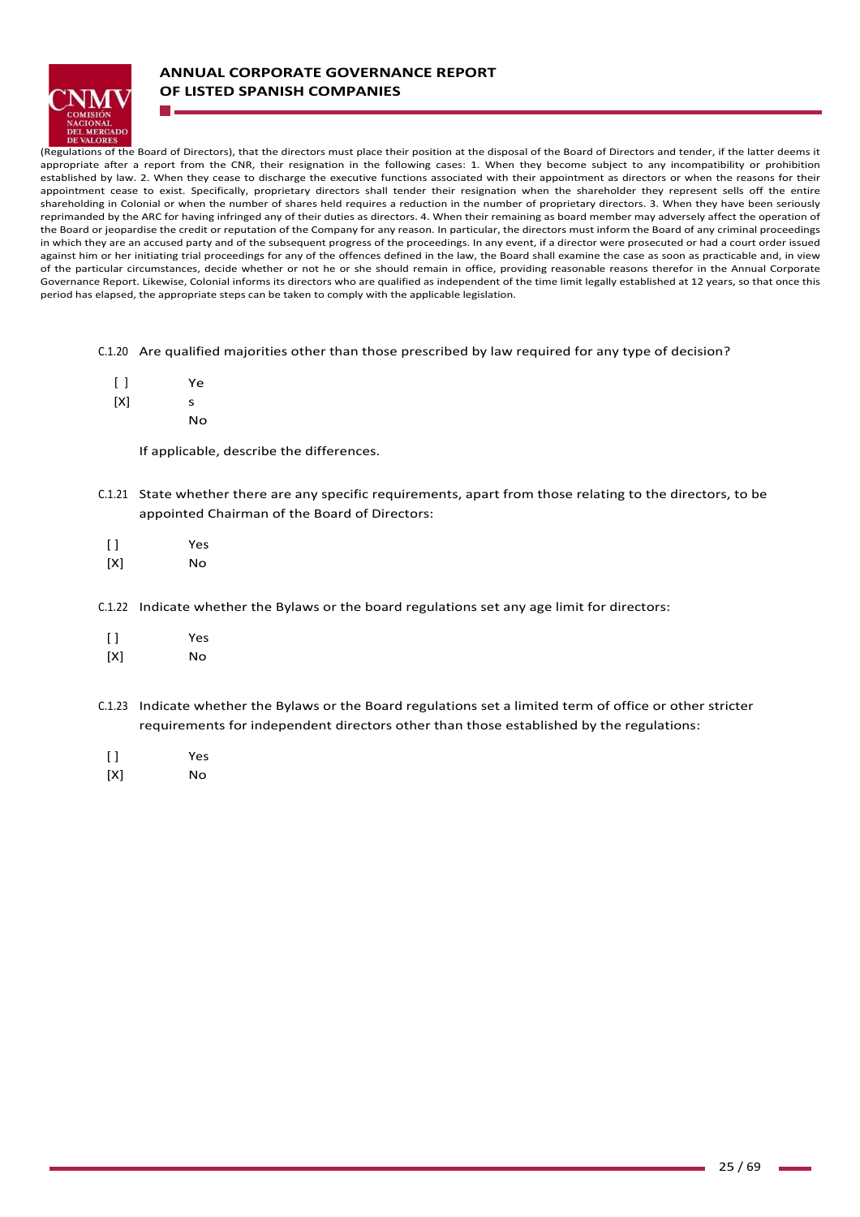(Regulations of the Board of Directors), that the directors must place their position at the disposal of the Board of Directors and tender, if the latter deems it appropriate after a report from the CNR, their resignation in the following cases: 1. When they become subject to any incompatibility or prohibition established by law. 2. When they cease to discharge the executive functions associated with their appointment as directors or when the reasons for their appointment cease to exist. Specifically, proprietary directors shall tender their resignation when the shareholder they represent sells off the entire shareholding in Colonial or when the number of shares held requires a reduction in the number of proprietary directors. 3. When they have been seriously reprimanded by the ARC for having infringed any of their duties as directors. 4. When their remaining as board member may adversely affect the operation of the Board or jeopardise the credit or reputation of the Company for any reason. In particular, the directors must inform the Board of any criminal proceedings in which they are an accused party and of the subsequent progress of the proceedings. In any event, if a director were prosecuted or had a court order issued against him or her initiating trial proceedings for any of the offences defined in the law, the Board shall examine the case as soon as practicable and, in view of the particular circumstances, decide whether or not he or she should remain in office, providing reasonable reasons therefor in the Annual Corporate Governance Report. Likewise, Colonial informs its directors who are qualified as independent of the time limit legally established at 12 years, so that once this period has elapsed, the appropriate steps can be taken to comply with the applicable legislation.

C.1.20 Are qualified majorities other than those prescribed by law required for any type of decision?

[ ] Yes
[X] No

If applicable, describe the differences.

C.1.21 State whether there are any specific requirements, apart from those relating to the directors, to be appointed Chairman of the Board of Directors:

[ ] Yes
[X] No

C.1.22 Indicate whether the Bylaws or the board regulations set any age limit for directors:

[ ] Yes
[X] No

C.1.23 Indicate whether the Bylaws or the Board regulations set a limited term of office or other stricter requirements for independent directors other than those established by the regulations:

[ ] Yes
[X] No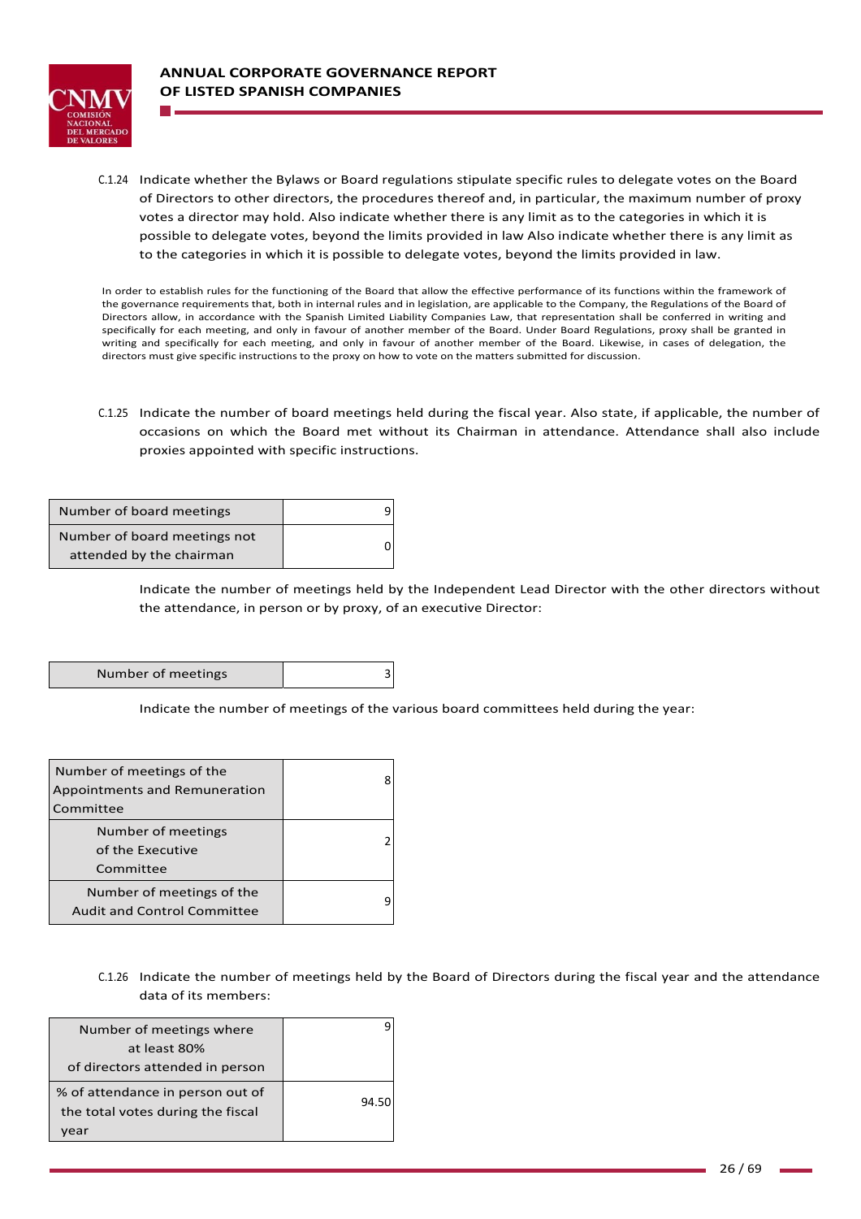C.1.24 Indicate whether the Bylaws or Board regulations stipulate specific rules to delegate votes on the Board of Directors to other directors, the procedures thereof and, in particular, the maximum number of proxy votes a director may hold. Also indicate whether there is any limit as to the categories in which it is possible to delegate votes, beyond the limits provided in law Also indicate whether there is any limit as to the categories in which it is possible to delegate votes, beyond the limits provided in law.

In order to establish rules for the functioning of the Board that allow the effective performance of its functions within the framework of the governance requirements that, both in internal rules and in legislation, are applicable to the Company, the Regulations of the Board of Directors allow, in accordance with the Spanish Limited Liability Companies Law, that representation shall be conferred in writing and specifically for each meeting, and only in favour of another member of the Board. Under Board Regulations, proxy shall be granted in writing and specifically for each meeting, and only in favour of another member of the Board. Likewise, in cases of delegation, the directors must give specific instructions to the proxy on how to vote on the matters submitted for discussion.

C.1.25 Indicate the number of board meetings held during the fiscal year. Also state, if applicable, the number of occasions on which the Board met without its Chairman in attendance. Attendance shall also include proxies appointed with specific instructions.

| | |
|---|---|
| Number of board meetings | 9 |
| Number of board meetings not attended by the chairman | 0 |

Indicate the number of meetings held by the Independent Lead Director with the other directors without the attendance, in person or by proxy, of an executive Director:

| | |
|---|---|
| Number of meetings | 3 |

Indicate the number of meetings of the various board committees held during the year:

| | |
|---|---|
| Number of meetings of the Appointments and Remuneration Committee | 8 |
| Number of meetings of the Executive Committee | 2 |
| Number of meetings of the Audit and Control Committee | 9 |

C.1.26 Indicate the number of meetings held by the Board of Directors during the fiscal year and the attendance data of its members:

| | |
|---|---|
| Number of meetings where at least 80% of directors attended in person | 9 |
| % of attendance in person out of the total votes during the fiscal year | 94.50 |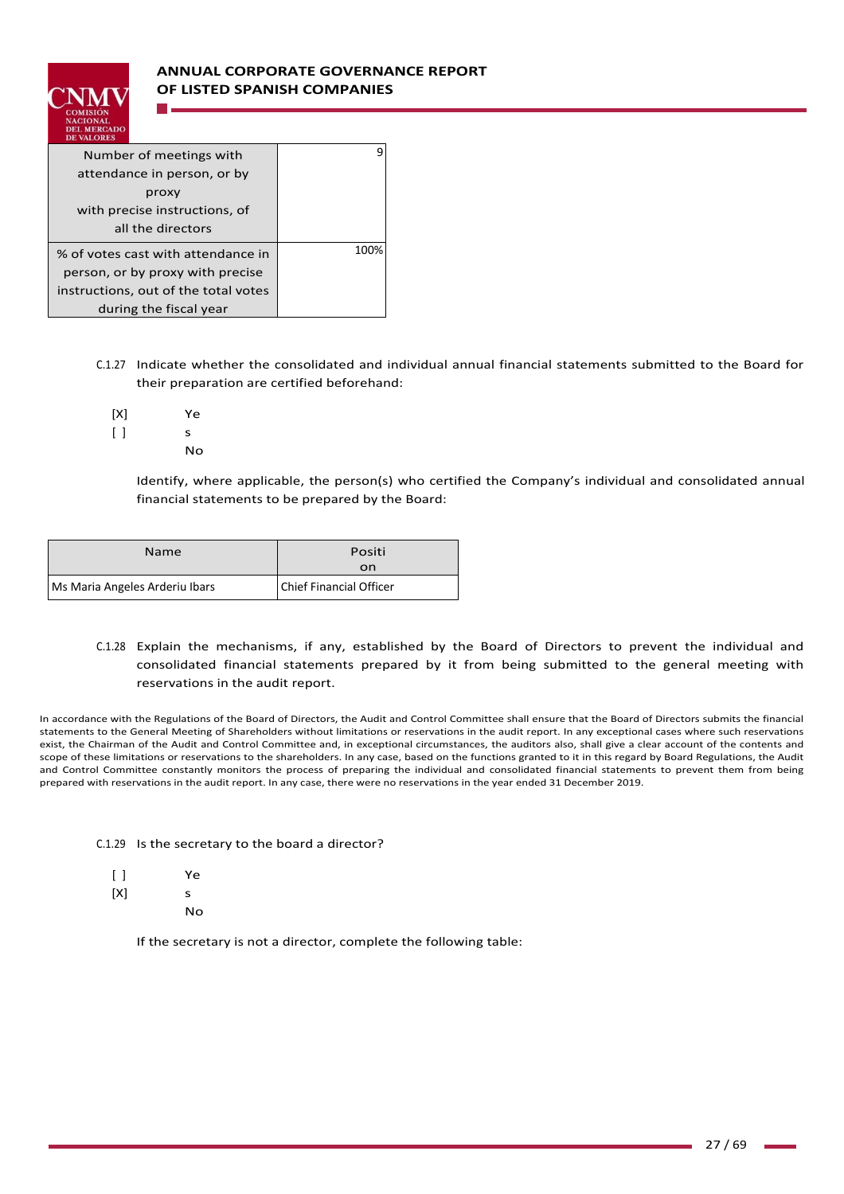| Number of meetings with attendance in person, or by proxy with precise instructions, of all the directors | 9 |
|---|---|
| % of votes cast with attendance in person, or by proxy with precise instructions, out of the total votes during the fiscal year | 100% |

C.1.27 Indicate whether the consolidated and individual annual financial statements submitted to the Board for their preparation are certified beforehand:

[X] Yes
[ ] No

Identify, where applicable, the person(s) who certified the Company's individual and consolidated annual financial statements to be prepared by the Board:

| Name | Position |
|---|---|
| Ms Maria Angeles Arderiu Ibars | Chief Financial Officer |

C.1.28 Explain the mechanisms, if any, established by the Board of Directors to prevent the individual and consolidated financial statements prepared by it from being submitted to the general meeting with reservations in the audit report.

In accordance with the Regulations of the Board of Directors, the Audit and Control Committee shall ensure that the Board of Directors submits the financial statements to the General Meeting of Shareholders without limitations or reservations in the audit report. In any exceptional cases where such reservations exist, the Chairman of the Audit and Control Committee and, in exceptional circumstances, the auditors also, shall give a clear account of the contents and scope of these limitations or reservations to the shareholders. In any case, based on the functions granted to it in this regard by Board Regulations, the Audit and Control Committee constantly monitors the process of preparing the individual and consolidated financial statements to prevent them from being prepared with reservations in the audit report. In any case, there were no reservations in the year ended 31 December 2019.

C.1.29 Is the secretary to the board a director?

[ ] Yes
[X] No

If the secretary is not a director, complete the following table: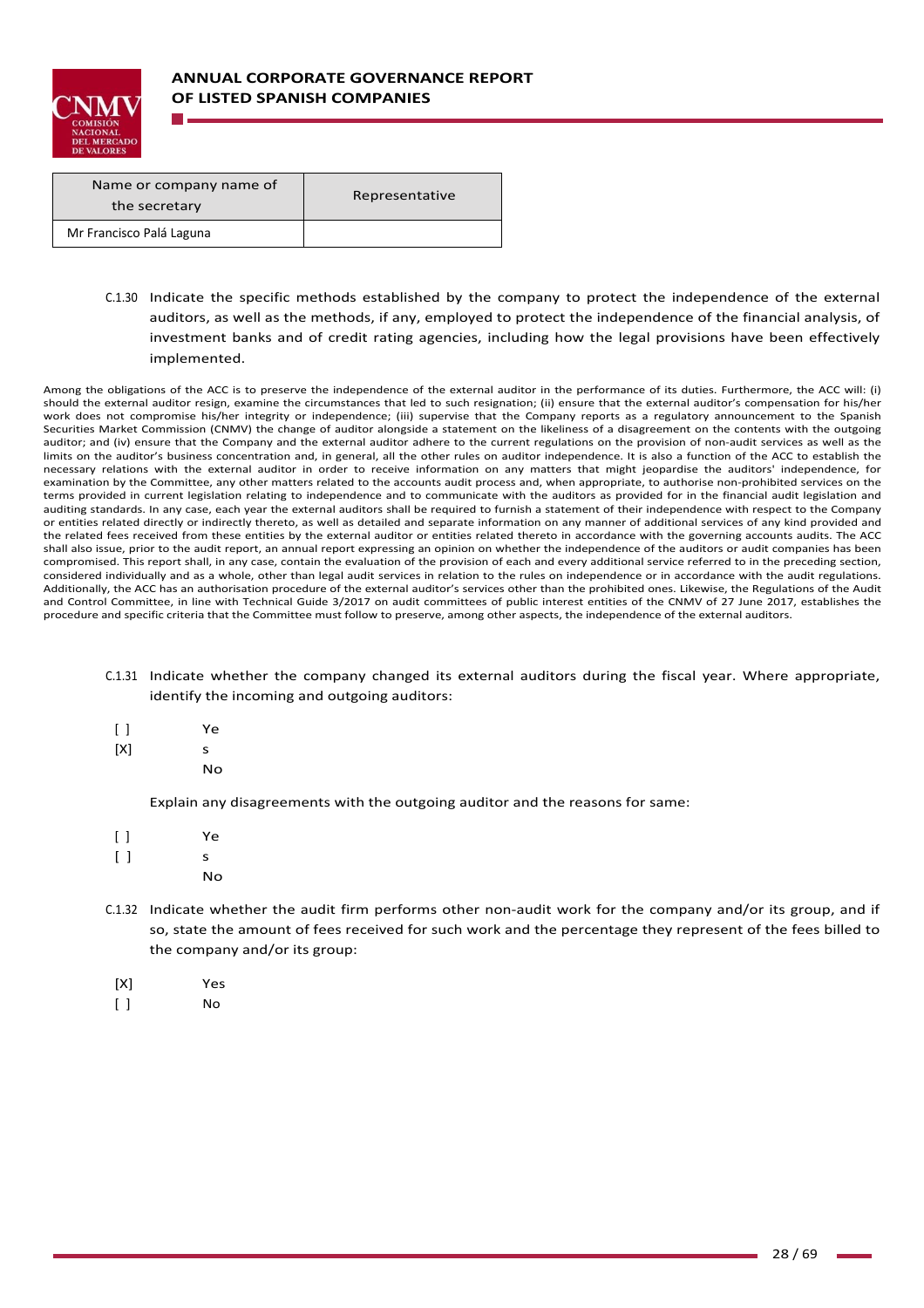| Name or company name of the secretary | Representative |
|---|---|
| Mr Francisco Palá Laguna | |

C.1.30 Indicate the specific methods established by the company to protect the independence of the external auditors, as well as the methods, if any, employed to protect the independence of the financial analysis, of investment banks and of credit rating agencies, including how the legal provisions have been effectively implemented.

Among the obligations of the ACC is to preserve the independence of the external auditor in the performance of its duties. Furthermore, the ACC will: (i) should the external auditor resign, examine the circumstances that led to such resignation; (ii) ensure that the external auditor's compensation for his/her work does not compromise his/her integrity or independence; (iii) supervise that the Company reports as a regulatory announcement to the Spanish Securities Market Commission (CNMV) the change of auditor alongside a statement on the likeliness of a disagreement on the contents with the outgoing auditor; and (iv) ensure that the Company and the external auditor adhere to the current regulations on the provision of non-audit services as well as the limits on the auditor's business concentration and, in general, all the other rules on auditor independence. It is also a function of the ACC to establish the necessary relations with the external auditor in order to receive information on any matters that might jeopardise the auditors' independence, for examination by the Committee, any other matters related to the accounts audit process and, when appropriate, to authorise non-prohibited services on the terms provided in current legislation relating to independence and to communicate with the auditors as provided for in the financial audit legislation and auditing standards. In any case, each year the external auditors shall be required to furnish a statement of their independence with respect to the Company or entities related directly or indirectly thereto, as well as detailed and separate information on any manner of additional services of any kind provided and the related fees received from these entities by the external auditor or entities related thereto in accordance with the governing accounts audits. The ACC shall also issue, prior to the audit report, an annual report expressing an opinion on whether the independence of the auditors or audit companies has been compromised. This report shall, in any case, contain the evaluation of the provision of each and every additional service referred to in the preceding section, considered individually and as a whole, other than legal audit services in relation to the rules on independence or in accordance with the audit regulations. Additionally, the ACC has an authorisation procedure of the external auditor's services other than the prohibited ones. Likewise, the Regulations of the Audit and Control Committee, in line with Technical Guide 3/2017 on audit committees of public interest entities of the CNMV of 27 June 2017, establishes the procedure and specific criteria that the Committee must follow to preserve, among other aspects, the independence of the external auditors.

C.1.31 Indicate whether the company changed its external auditors during the fiscal year. Where appropriate, identify the incoming and outgoing auditors:

[ ] Yes
[X] No

Explain any disagreements with the outgoing auditor and the reasons for same:

[ ] Yes
[ ] No

C.1.32 Indicate whether the audit firm performs other non-audit work for the company and/or its group, and if so, state the amount of fees received for such work and the percentage they represent of the fees billed to the company and/or its group:

[X] Yes
[ ] No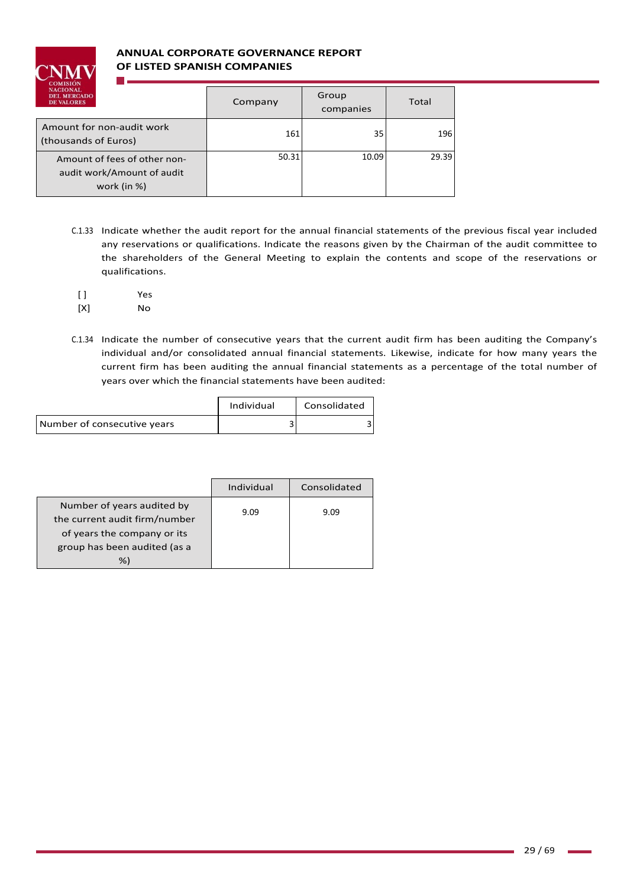| | Company | Group companies | Total |
|---|---|---|---|
| Amount for non-audit work (thousands of Euros) | 161 | 35 | 196 |
| Amount of fees of other non-audit work/Amount of audit work (in %) | 50.31 | 10.09 | 29.39 |

C.1.33 Indicate whether the audit report for the annual financial statements of the previous fiscal year included any reservations or qualifications. Indicate the reasons given by the Chairman of the audit committee to the shareholders of the General Meeting to explain the contents and scope of the reservations or qualifications.

[ ] Yes
[X] No

C.1.34 Indicate the number of consecutive years that the current audit firm has been auditing the Company's individual and/or consolidated annual financial statements. Likewise, indicate for how many years the current firm has been auditing the annual financial statements as a percentage of the total number of years over which the financial statements have been audited:

| | Individual | Consolidated |
|---|---|---|
| Number of consecutive years | 3 | 3 |

| | Individual | Consolidated |
|---|---|---|
| Number of years audited by the current audit firm/number of years the company or its group has been audited (as a %) | 9.09 | 9.09 |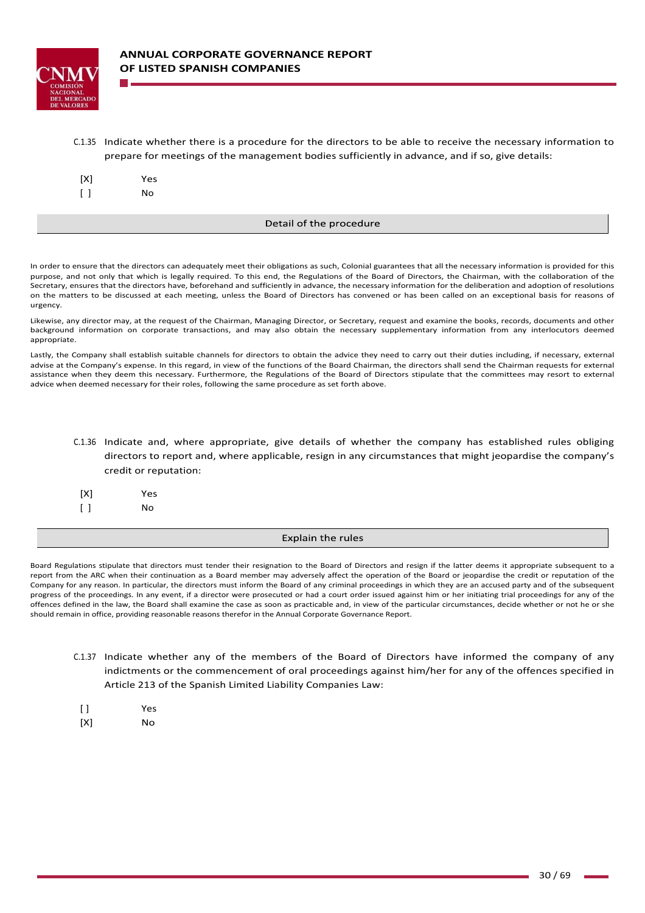C.1.35 Indicate whether there is a procedure for the directors to be able to receive the necessary information to prepare for meetings of the management bodies sufficiently in advance, and if so, give details:

[X] Yes
[ ] No

| Detail of the procedure |
| --- |

In order to ensure that the directors can adequately meet their obligations as such, Colonial guarantees that all the necessary information is provided for this purpose, and not only that which is legally required. To this end, the Regulations of the Board of Directors, the Chairman, with the collaboration of the Secretary, ensures that the directors have, beforehand and sufficiently in advance, the necessary information for the deliberation and adoption of resolutions on the matters to be discussed at each meeting, unless the Board of Directors has convened or has been called on an exceptional basis for reasons of urgency.

Likewise, any director may, at the request of the Chairman, Managing Director, or Secretary, request and examine the books, records, documents and other background information on corporate transactions, and may also obtain the necessary supplementary information from any interlocutors deemed appropriate.

Lastly, the Company shall establish suitable channels for directors to obtain the advice they need to carry out their duties including, if necessary, external advise at the Company's expense. In this regard, in view of the functions of the Board Chairman, the directors shall send the Chairman requests for external assistance when they deem this necessary. Furthermore, the Regulations of the Board of Directors stipulate that the committees may resort to external advice when deemed necessary for their roles, following the same procedure as set forth above.

C.1.36 Indicate and, where appropriate, give details of whether the company has established rules obliging directors to report and, where applicable, resign in any circumstances that might jeopardise the company's credit or reputation:

[X] Yes
[ ] No

| Explain the rules |
| --- |

Board Regulations stipulate that directors must tender their resignation to the Board of Directors and resign if the latter deems it appropriate subsequent to a report from the ARC when their continuation as a Board member may adversely affect the operation of the Board or jeopardise the credit or reputation of the Company for any reason. In particular, the directors must inform the Board of any criminal proceedings in which they are an accused party and of the subsequent progress of the proceedings. In any event, if a director were prosecuted or had a court order issued against him or her initiating trial proceedings for any of the offences defined in the law, the Board shall examine the case as soon as practicable and, in view of the particular circumstances, decide whether or not he or she should remain in office, providing reasonable reasons therefor in the Annual Corporate Governance Report.

C.1.37 Indicate whether any of the members of the Board of Directors have informed the company of any indictments or the commencement of oral proceedings against him/her for any of the offences specified in Article 213 of the Spanish Limited Liability Companies Law:

[ ] Yes
[X] No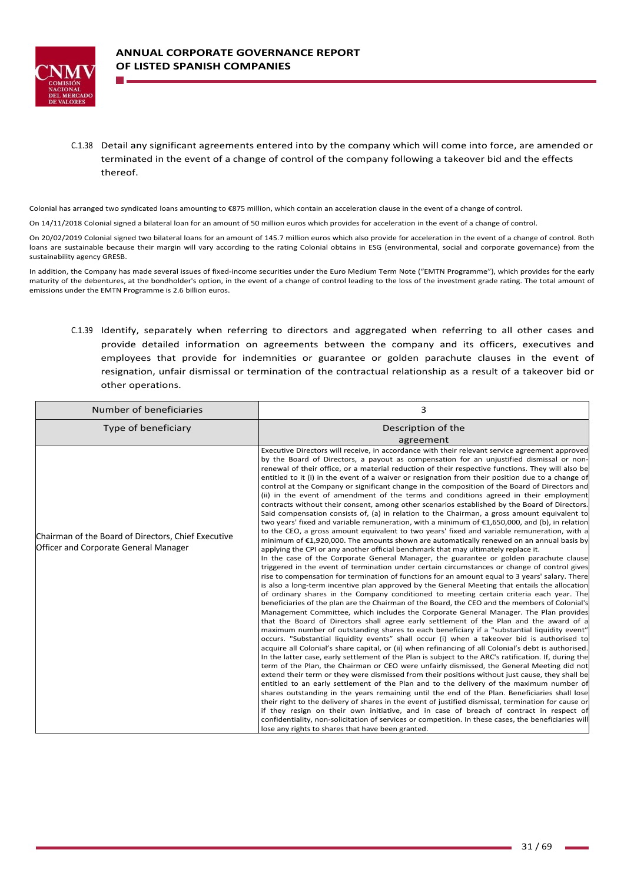C.1.38 Detail any significant agreements entered into by the company which will come into force, are amended or terminated in the event of a change of control of the company following a takeover bid and the effects thereof.

Colonial has arranged two syndicated loans amounting to €875 million, which contain an acceleration clause in the event of a change of control.

On 14/11/2018 Colonial signed a bilateral loan for an amount of 50 million euros which provides for acceleration in the event of a change of control.

On 20/02/2019 Colonial signed two bilateral loans for an amount of 145.7 million euros which also provide for acceleration in the event of a change of control. Both loans are sustainable because their margin will vary according to the rating Colonial obtains in ESG (environmental, social and corporate governance) from the sustainability agency GRESB.

In addition, the Company has made several issues of fixed-income securities under the Euro Medium Term Note ("EMTN Programme"), which provides for the early maturity of the debentures, at the bondholder's option, in the event of a change of control leading to the loss of the investment grade rating. The total amount of emissions under the EMTN Programme is 2.6 billion euros.

C.1.39 Identify, separately when referring to directors and aggregated when referring to all other cases and provide detailed information on agreements between the company and its officers, executives and employees that provide for indemnities or guarantee or golden parachute clauses in the event of resignation, unfair dismissal or termination of the contractual relationship as a result of a takeover bid or other operations.

| Number of beneficiaries | 3 |
|---|---|
| Type of beneficiary | Description of the agreement |
| Chairman of the Board of Directors, Chief Executive Officer and Corporate General Manager | Executive Directors will receive, in accordance with their relevant service agreement approved by the Board of Directors, a payout as compensation for an unjustified dismissal or non-renewal of their office, or a material reduction of their respective functions. They will also be entitled to it (i) in the event of a waiver or resignation from their position due to a change of control at the Company or significant change in the composition of the Board of Directors and (ii) in the event of amendment of the terms and conditions agreed in their employment contracts without their consent, among other scenarios established by the Board of Directors. Said compensation consists of, (a) in relation to the Chairman, a gross amount equivalent to two years' fixed and variable remuneration, with a minimum of €1,650,000, and (b), in relation to the CEO, a gross amount equivalent to two years' fixed and variable remuneration, with a minimum of €1,920,000. The amounts shown are automatically renewed on an annual basis by applying the CPI or any another official benchmark that may ultimately replace it.<br>In the case of the Corporate General Manager, the guarantee or golden parachute clause triggered in the event of termination under certain circumstances or change of control gives rise to compensation for termination of functions for an amount equal to 3 years' salary. There is also a long-term incentive plan approved by the General Meeting that entails the allocation of ordinary shares in the Company conditioned to meeting certain criteria each year. The beneficiaries of the plan are the Chairman of the Board, the CEO and the members of Colonial's Management Committee, which includes the Corporate General Manager. The Plan provides that the Board of Directors shall agree early settlement of the Plan and the award of a maximum number of outstanding shares to each beneficiary if a "substantial liquidity event" occurs. "Substantial liquidity events" shall occur (i) when a takeover bid is authorised to acquire all Colonial's share capital, or (ii) when refinancing of all Colonial's debt is authorised. In the latter case, early settlement of the Plan is subject to the ARC's ratification. If, during the term of the Plan, the Chairman or CEO were unfairly dismissed, the General Meeting did not extend their term or they were dismissed from their positions without just cause, they shall be entitled to an early settlement of the Plan and to the delivery of the maximum number of shares outstanding in the years remaining until the end of the Plan. Beneficiaries shall lose their right to the delivery of shares in the event of justified dismissal, termination for cause or if they resign on their own initiative, and in case of breach of contract in respect of confidentiality, non-solicitation of services or competition. In these cases, the beneficiaries will lose any rights to shares that have been granted. |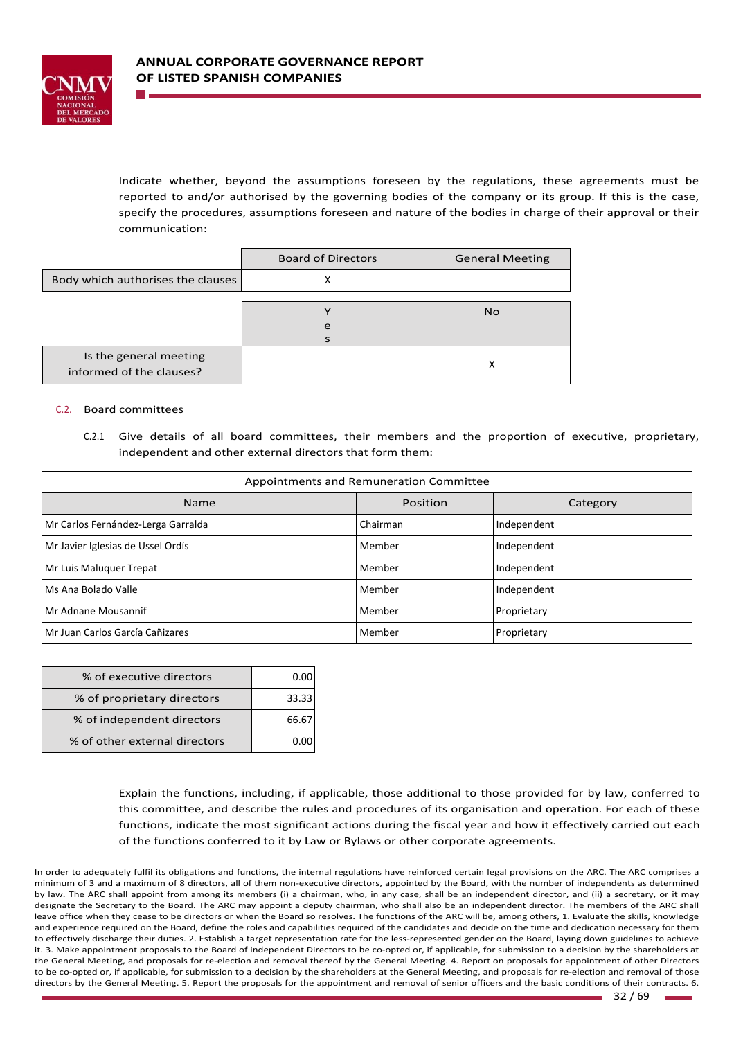Indicate whether, beyond the assumptions foreseen by the regulations, these agreements must be reported to and/or authorised by the governing bodies of the company or its group. If this is the case, specify the procedures, assumptions foreseen and nature of the bodies in charge of their approval or their communication:

| | Board of Directors | General Meeting |
|---|---|---|
| Body which authorises the clauses | X | |

| | Yes | No |
|---|---|---|
| Is the general meeting informed of the clauses? | | X |

C.2. Board committees

C.2.1 Give details of all board committees, their members and the proportion of executive, proprietary, independent and other external directors that form them:

| Appointments and Remuneration Committee | | |
|---|---|---|
| **Name** | **Position** | **Category** |
| Mr Carlos Fernández-Lerga Garralda | Chairman | Independent |
| Mr Javier Iglesias de Ussel Ordís | Member | Independent |
| Mr Luis Maluquer Trepat | Member | Independent |
| Ms Ana Bolado Valle | Member | Independent |
| Mr Adnane Mousannif | Member | Proprietary |
| Mr Juan Carlos García Cañizares | Member | Proprietary |

| | |
|---|---|
| % of executive directors | 0.00 |
| % of proprietary directors | 33.33 |
| % of independent directors | 66.67 |
| % of other external directors | 0.00 |

Explain the functions, including, if applicable, those additional to those provided for by law, conferred to this committee, and describe the rules and procedures of its organisation and operation. For each of these functions, indicate the most significant actions during the fiscal year and how it effectively carried out each of the functions conferred to it by Law or Bylaws or other corporate agreements.

In order to adequately fulfil its obligations and functions, the internal regulations have reinforced certain legal provisions on the ARC. The ARC comprises a minimum of 3 and a maximum of 8 directors, all of them non-executive directors, appointed by the Board, with the number of independents as determined by law. The ARC shall appoint from among its members (i) a chairman, who, in any case, shall be an independent director, and (ii) a secretary, or it may designate the Secretary to the Board. The ARC may appoint a deputy chairman, who shall also be an independent director. The members of the ARC shall leave office when they cease to be directors or when the Board so resolves. The functions of the ARC will be, among others, 1. Evaluate the skills, knowledge and experience required on the Board, define the roles and capabilities required of the candidates and decide on the time and dedication necessary for them to effectively discharge their duties. 2. Establish a target representation rate for the less-represented gender on the Board, laying down guidelines to achieve it. 3. Make appointment proposals to the Board of independent Directors to be co-opted or, if applicable, for submission to a decision by the shareholders at the General Meeting, and proposals for re-election and removal thereof by the General Meeting. 4. Report on proposals for appointment of other Directors to be co-opted or, if applicable, for submission to a decision by the shareholders at the General Meeting, and proposals for re-election and removal of those directors by the General Meeting. 5. Report the proposals for the appointment and removal of senior officers and the basic conditions of their contracts. 6.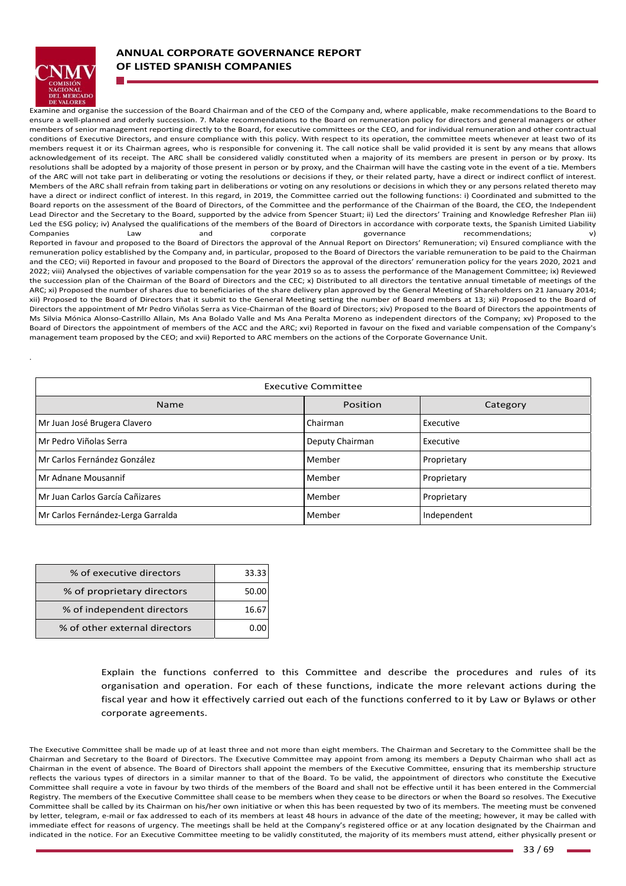Examine and organise the succession of the Board Chairman and of the CEO of the Company and, where applicable, make recommendations to the Board to ensure a well-planned and orderly succession. 7. Make recommendations to the Board on remuneration policy for directors and general managers or other members of senior management reporting directly to the Board, for executive committees or the CEO, and for individual remuneration and other contractual conditions of Executive Directors, and ensure compliance with this policy. With respect to its operation, the committee meets whenever at least two of its members request it or its Chairman agrees, who is responsible for convening it. The call notice shall be valid provided it is sent by any means that allows acknowledgement of its receipt. The ARC shall be considered validly constituted when a majority of its members are present in person or by proxy. Its resolutions shall be adopted by a majority of those present in person or by proxy, and the Chairman will have the casting vote in the event of a tie. Members of the ARC will not take part in deliberating or voting the resolutions or decisions if they, or their related party, have a direct or indirect conflict of interest. Members of the ARC shall refrain from taking part in deliberations or voting on any resolutions or decisions in which they or any persons related thereto may have a direct or indirect conflict of interest. In this regard, in 2019, the Committee carried out the following functions: i) Coordinated and submitted to the Board reports on the assessment of the Board of Directors, of the Committee and the performance of the Chairman of the Board, the CEO, the Independent Lead Director and the Secretary to the Board, supported by the advice from Spencer Stuart; ii) Led the directors' Training and Knowledge Refresher Plan iii) Led the ESG policy; iv) Analysed the qualifications of the members of the Board of Directors in accordance with corporate texts, the Spanish Limited Liability Companies Law and corporate governance recommendations; v) Reported in favour and proposed to the Board of Directors the approval of the Annual Report on Directors' Remuneration; vi) Ensured compliance with the remuneration policy established by the Company and, in particular, proposed to the Board of Directors the variable remuneration to be paid to the Chairman and the CEO; vii) Reported in favour and proposed to the Board of Directors the approval of the directors' remuneration policy for the years 2020, 2021 and 2022; viii) Analysed the objectives of variable compensation for the year 2019 so as to assess the performance of the Management Committee; ix) Reviewed the succession plan of the Chairman of the Board of Directors and the CEC; x) Distributed to all directors the tentative annual timetable of meetings of the ARC; xi) Proposed the number of shares due to beneficiaries of the share delivery plan approved by the General Meeting of Shareholders on 21 January 2014; xii) Proposed to the Board of Directors that it submit to the General Meeting setting the number of Board members at 13; xii) Proposed to the Board of Directors the appointment of Mr Pedro Viñolas Serra as Vice-Chairman of the Board of Directors; xiv) Proposed to the Board of Directors the appointments of Ms Silvia Mónica Alonso-Castrillo Allain, Ms Ana Bolado Valle and Ms Ana Peralta Moreno as independent directors of the Company; xv) Proposed to the Board of Directors the appointment of members of the ACC and the ARC; xvi) Reported in favour on the fixed and variable compensation of the Company's management team proposed by the CEO; and xvii) Reported to ARC members on the actions of the Corporate Governance Unit.

.

| Executive Committee | | |
|---|---|---|
| Name | Position | Category |
| Mr Juan José Brugera Clavero | Chairman | Executive |
| Mr Pedro Viñolas Serra | Deputy Chairman | Executive |
| Mr Carlos Fernández González | Member | Proprietary |
| Mr Adnane Mousannif | Member | Proprietary |
| Mr Juan Carlos García Cañizares | Member | Proprietary |
| Mr Carlos Fernández-Lerga Garralda | Member | Independent |

| | |
|---|---|
| % of executive directors | 33.33 |
| % of proprietary directors | 50.00 |
| % of independent directors | 16.67 |
| % of other external directors | 0.00 |

Explain the functions conferred to this Committee and describe the procedures and rules of its organisation and operation. For each of these functions, indicate the more relevant actions during the fiscal year and how it effectively carried out each of the functions conferred to it by Law or Bylaws or other corporate agreements.

The Executive Committee shall be made up of at least three and not more than eight members. The Chairman and Secretary to the Committee shall be the Chairman and Secretary to the Board of Directors. The Executive Committee may appoint from among its members a Deputy Chairman who shall act as Chairman in the event of absence. The Board of Directors shall appoint the members of the Executive Committee, ensuring that its membership structure reflects the various types of directors in a similar manner to that of the Board. To be valid, the appointment of directors who constitute the Executive Committee shall require a vote in favour by two thirds of the members of the Board and shall not be effective until it has been entered in the Commercial Registry. The members of the Executive Committee shall cease to be members when they cease to be directors or when the Board so resolves. The Executive Committee shall be called by its Chairman on his/her own initiative or when this has been requested by two of its members. The meeting must be convened by letter, telegram, e-mail or fax addressed to each of its members at least 48 hours in advance of the date of the meeting; however, it may be called with immediate effect for reasons of urgency. The meetings shall be held at the Company's registered office or at any location designated by the Chairman and indicated in the notice. For an Executive Committee meeting to be validly constituted, the majority of its members must attend, either physically present or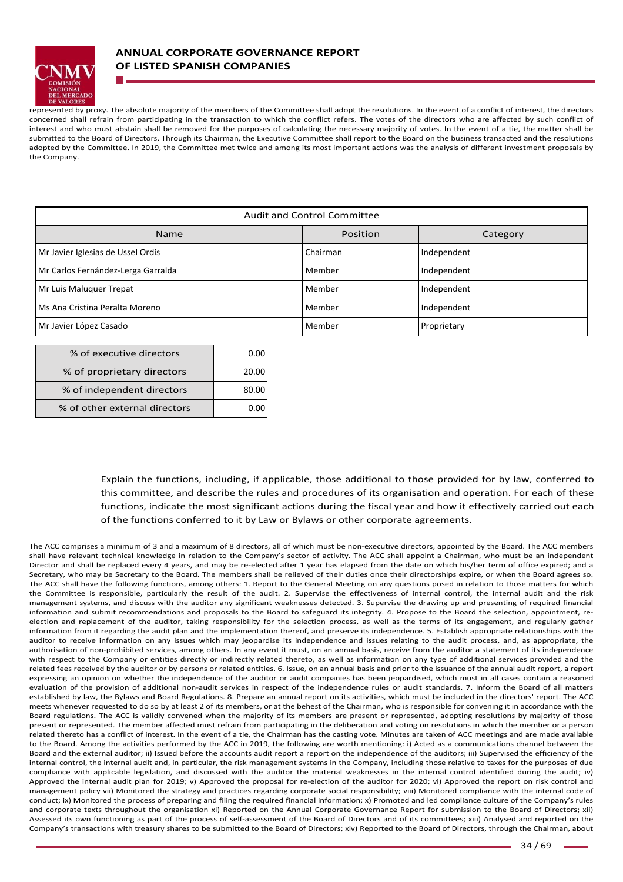represented by proxy. The absolute majority of the members of the Committee shall adopt the resolutions. In the event of a conflict of interest, the directors concerned shall refrain from participating in the transaction to which the conflict refers. The votes of the directors who are affected by such conflict of interest and who must abstain shall be removed for the purposes of calculating the necessary majority of votes. In the event of a tie, the matter shall be submitted to the Board of Directors. Through its Chairman, the Executive Committee shall report to the Board on the business transacted and the resolutions adopted by the Committee. In 2019, the Committee met twice and among its most important actions was the analysis of different investment proposals by the Company.

| Audit and Control Committee | | |
|---|---|---|
| Name | Position | Category |
| Mr Javier Iglesias de Ussel Ordís | Chairman | Independent |
| Mr Carlos Fernández-Lerga Garralda | Member | Independent |
| Mr Luis Maluquer Trepat | Member | Independent |
| Ms Ana Cristina Peralta Moreno | Member | Independent |
| Mr Javier López Casado | Member | Proprietary |

| | |
|---|---|
| % of executive directors | 0.00 |
| % of proprietary directors | 20.00 |
| % of independent directors | 80.00 |
| % of other external directors | 0.00 |

Explain the functions, including, if applicable, those additional to those provided for by law, conferred to this committee, and describe the rules and procedures of its organisation and operation. For each of these functions, indicate the most significant actions during the fiscal year and how it effectively carried out each of the functions conferred to it by Law or Bylaws or other corporate agreements.

The ACC comprises a minimum of 3 and a maximum of 8 directors, all of which must be non-executive directors, appointed by the Board. The ACC members shall have relevant technical knowledge in relation to the Company's sector of activity. The ACC shall appoint a Chairman, who must be an independent Director and shall be replaced every 4 years, and may be re-elected after 1 year has elapsed from the date on which his/her term of office expired; and a Secretary, who may be Secretary to the Board. The members shall be relieved of their duties once their directorships expire, or when the Board agrees so. The ACC shall have the following functions, among others: 1. Report to the General Meeting on any questions posed in relation to those matters for which the Committee is responsible, particularly the result of the audit. 2. Supervise the effectiveness of internal control, the internal audit and the risk management systems, and discuss with the auditor any significant weaknesses detected. 3. Supervise the drawing up and presenting of required financial information and submit recommendations and proposals to the Board to safeguard its integrity. 4. Propose to the Board the selection, appointment, re-election and replacement of the auditor, taking responsibility for the selection process, as well as the terms of its engagement, and regularly gather information from it regarding the audit plan and the implementation thereof, and preserve its independence. 5. Establish appropriate relationships with the auditor to receive information on any issues which may jeopardise its independence and issues relating to the audit process, and, as appropriate, the authorisation of non-prohibited services, among others. In any event it must, on an annual basis, receive from the auditor a statement of its independence with respect to the Company or entities directly or indirectly related thereto, as well as information on any type of additional services provided and the related fees received by the auditor or by persons or related entities. 6. Issue, on an annual basis and prior to the issuance of the annual audit report, a report expressing an opinion on whether the independence of the auditor or audit companies has been jeopardised, which must in all cases contain a reasoned evaluation of the provision of additional non-audit services in respect of the independence rules or audit standards. 7. Inform the Board of all matters established by law, the Bylaws and Board Regulations. 8. Prepare an annual report on its activities, which must be included in the directors' report. The ACC meets whenever requested to do so by at least 2 of its members, or at the behest of the Chairman, who is responsible for convening it in accordance with the Board regulations. The ACC is validly convened when the majority of its members are present or represented, adopting resolutions by majority of those present or represented. The member affected must refrain from participating in the deliberation and voting on resolutions in which the member or a person related thereto has a conflict of interest. In the event of a tie, the Chairman has the casting vote. Minutes are taken of ACC meetings and are made available to the Board. Among the activities performed by the ACC in 2019, the following are worth mentioning: i) Acted as a communications channel between the Board and the external auditor; ii) Issued before the accounts audit report a report on the independence of the auditors; iii) Supervised the efficiency of the internal control, the internal audit and, in particular, the risk management systems in the Company, including those relative to taxes for the purposes of due compliance with applicable legislation, and discussed with the auditor the material weaknesses in the internal control identified during the audit; iv) Approved the internal audit plan for 2019; v) Approved the proposal for re-election of the auditor for 2020; vi) Approved the report on risk control and management policy vii) Monitored the strategy and practices regarding corporate social responsibility; viii) Monitored compliance with the internal code of conduct; ix) Monitored the process of preparing and filing the required financial information; x) Promoted and led compliance culture of the Company's rules and corporate texts throughout the organisation xi) Reported on the Annual Corporate Governance Report for submission to the Board of Directors; xii) Assessed its own functioning as part of the process of self-assessment of the Board of Directors and of its committees; xiii) Analysed and reported on the Company's transactions with treasury shares to be submitted to the Board of Directors; xiv) Reported to the Board of Directors, through the Chairman, about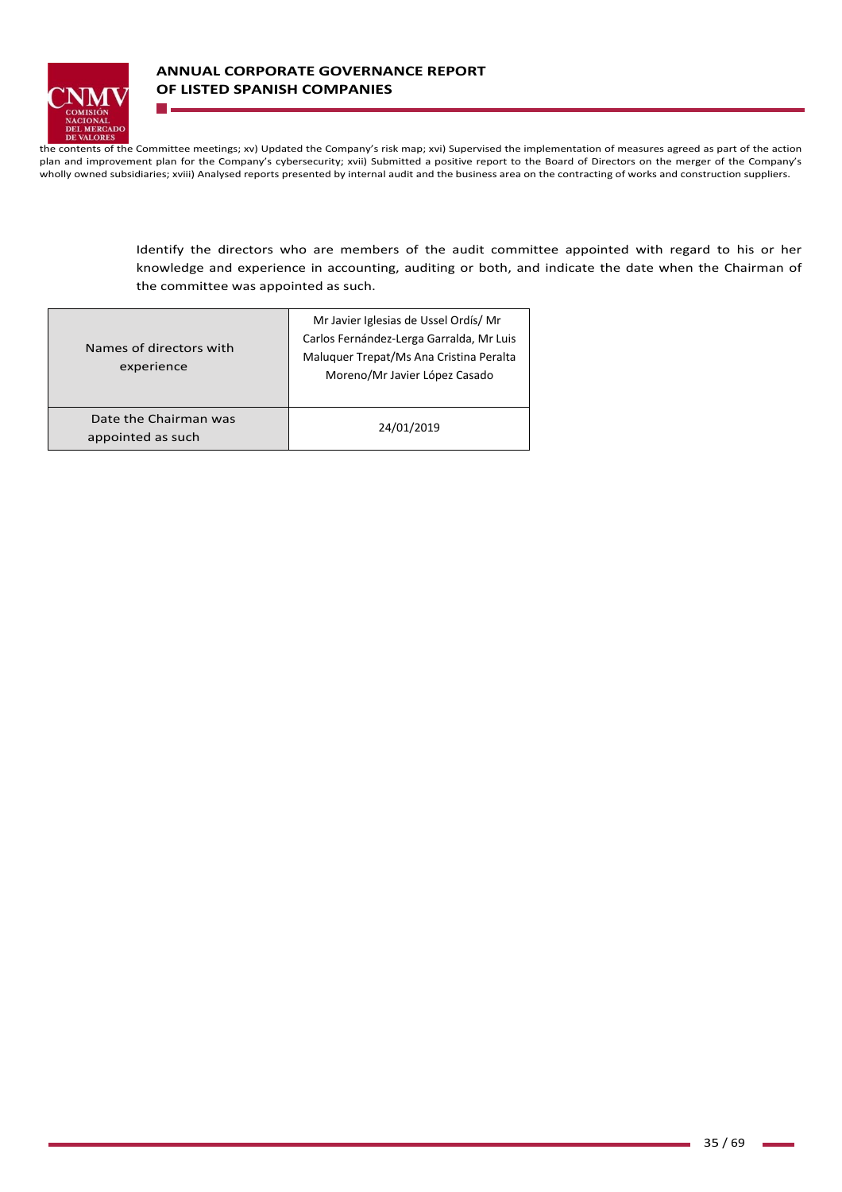the contents of the Committee meetings; xv) Updated the Company's risk map; xvi) Supervised the implementation of measures agreed as part of the action plan and improvement plan for the Company's cybersecurity; xvii) Submitted a positive report to the Board of Directors on the merger of the Company's wholly owned subsidiaries; xviii) Analysed reports presented by internal audit and the business area on the contracting of works and construction suppliers.

Identify the directors who are members of the audit committee appointed with regard to his or her knowledge and experience in accounting, auditing or both, and indicate the date when the Chairman of the committee was appointed as such.

| | |
|---|---|
| Names of directors with experience | Mr Javier Iglesias de Ussel Ordís/ Mr Carlos Fernández-Lerga Garralda, Mr Luis Maluquer Trepat/Ms Ana Cristina Peralta Moreno/Mr Javier López Casado |
| Date the Chairman was appointed as such | 24/01/2019 |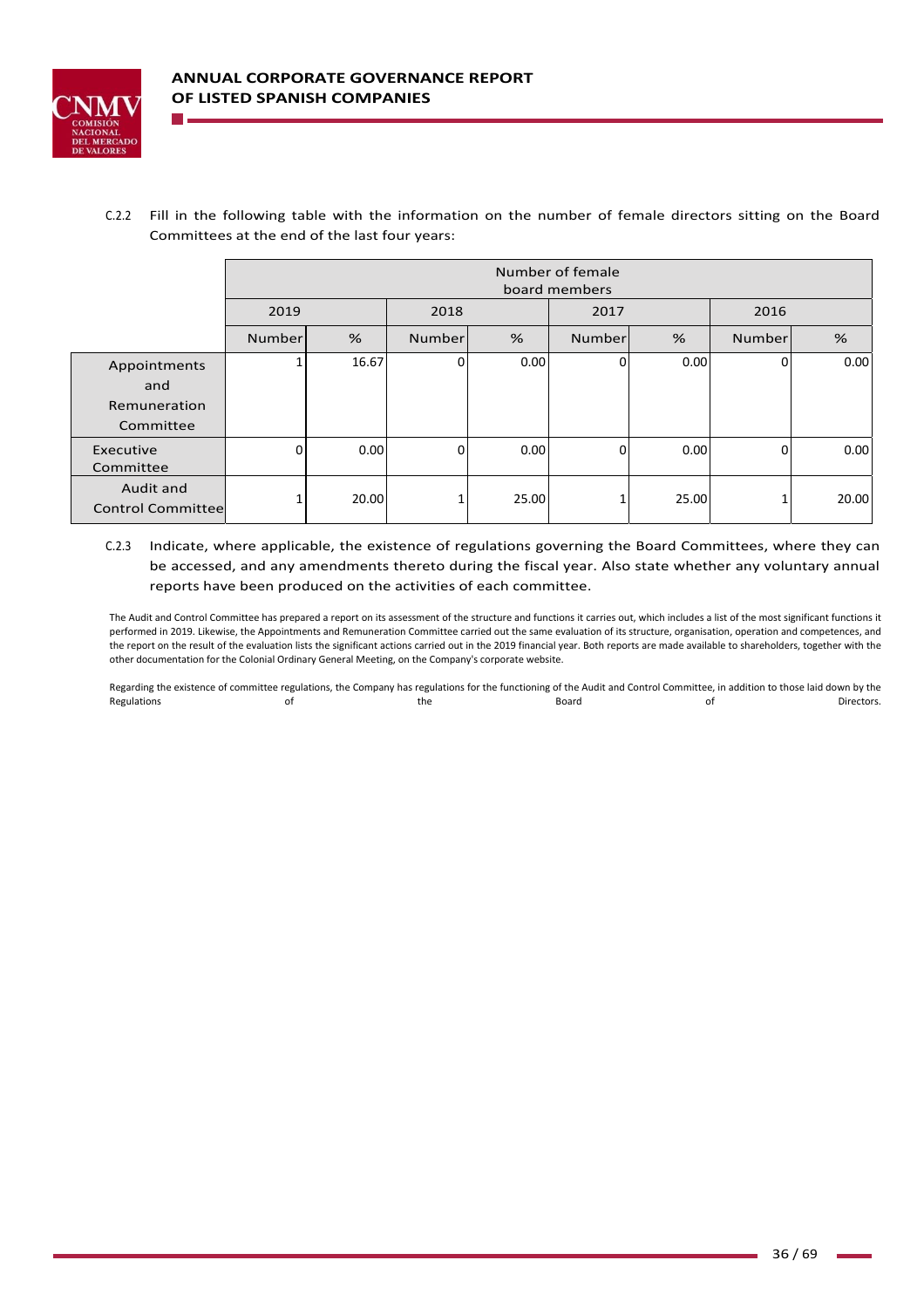C.2.2 Fill in the following table with the information on the number of female directors sitting on the Board Committees at the end of the last four years:

| | Number of female board members | | | | | | | |
|---|---|---|---|---|---|---|---|---|
| | 2019 | | 2018 | | 2017 | | 2016 | |
| | Number | % | Number | % | Number | % | Number | % |
| Appointments and Remuneration Committee | 1 | 16.67 | 0 | 0.00 | 0 | 0.00 | 0 | 0.00 |
| Executive Committee | 0 | 0.00 | 0 | 0.00 | 0 | 0.00 | 0 | 0.00 |
| Audit and Control Committee | 1 | 20.00 | 1 | 25.00 | 1 | 25.00 | 1 | 20.00 |

C.2.3 Indicate, where applicable, the existence of regulations governing the Board Committees, where they can be accessed, and any amendments thereto during the fiscal year. Also state whether any voluntary annual reports have been produced on the activities of each committee.

The Audit and Control Committee has prepared a report on its assessment of the structure and functions it carries out, which includes a list of the most significant functions it performed in 2019. Likewise, the Appointments and Remuneration Committee carried out the same evaluation of its structure, organisation, operation and competences, and the report on the result of the evaluation lists the significant actions carried out in the 2019 financial year. Both reports are made available to shareholders, together with the other documentation for the Colonial Ordinary General Meeting, on the Company's corporate website.

Regarding the existence of committee regulations, the Company has regulations for the functioning of the Audit and Control Committee, in addition to those laid down by the Regulations of the Board of Directors.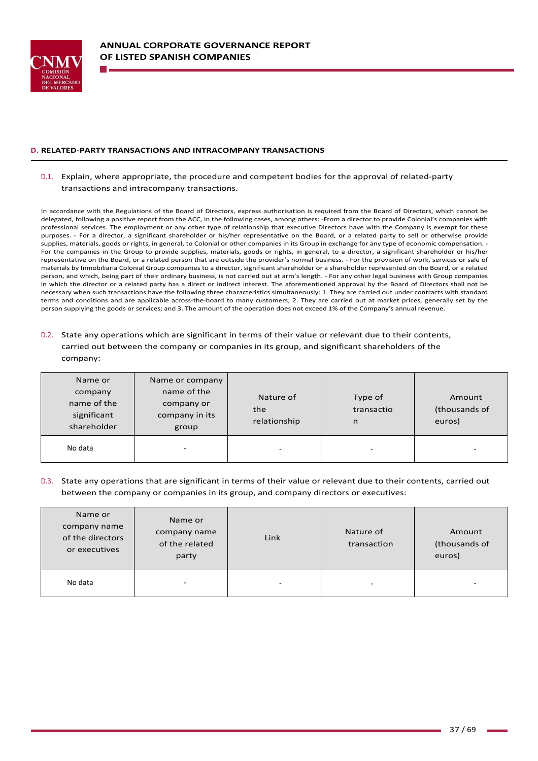## D. RELATED-PARTY TRANSACTIONS AND INTRACOMPANY TRANSACTIONS

D.1. Explain, where appropriate, the procedure and competent bodies for the approval of related-party transactions and intracompany transactions.

In accordance with the Regulations of the Board of Directors, express authorisation is required from the Board of Directors, which cannot be delegated, following a positive report from the ACC, in the following cases, among others: -From a director to provide Colonial's companies with professional services. The employment or any other type of relationship that executive Directors have with the Company is exempt for these purposes. - For a director, a significant shareholder or his/her representative on the Board, or a related party to sell or otherwise provide supplies, materials, goods or rights, in general, to Colonial or other companies in its Group in exchange for any type of economic compensation. - For the companies in the Group to provide supplies, materials, goods or rights, in general, to a director, a significant shareholder or his/her representative on the Board, or a related person that are outside the provider's normal business. - For the provision of work, services or sale of materials by Inmobiliaria Colonial Group companies to a director, significant shareholder or a shareholder represented on the Board, or a related person, and which, being part of their ordinary business, is not carried out at arm's length. - For any other legal business with Group companies in which the director or a related party has a direct or indirect interest. The aforementioned approval by the Board of Directors shall not be necessary when such transactions have the following three characteristics simultaneously: 1. They are carried out under contracts with standard terms and conditions and are applicable across-the-board to many customers; 2. They are carried out at market prices, generally set by the person supplying the goods or services; and 3. The amount of the operation does not exceed 1% of the Company's annual revenue.

D.2. State any operations which are significant in terms of their value or relevant due to their contents, carried out between the company or companies in its group, and significant shareholders of the company:

| Name or company name of the significant shareholder | Name or company name of the company or company in its group | Nature of the relationship | Type of transaction | Amount (thousands of euros) |
|---|---|---|---|---|
| No data | - | - | - | - |

D.3. State any operations that are significant in terms of their value or relevant due to their contents, carried out between the company or companies in its group, and company directors or executives:

| Name or company name of the directors or executives | Name or company name of the related party | Link | Nature of transaction | Amount (thousands of euros) |
|---|---|---|---|---|
| No data | - | - | - | - |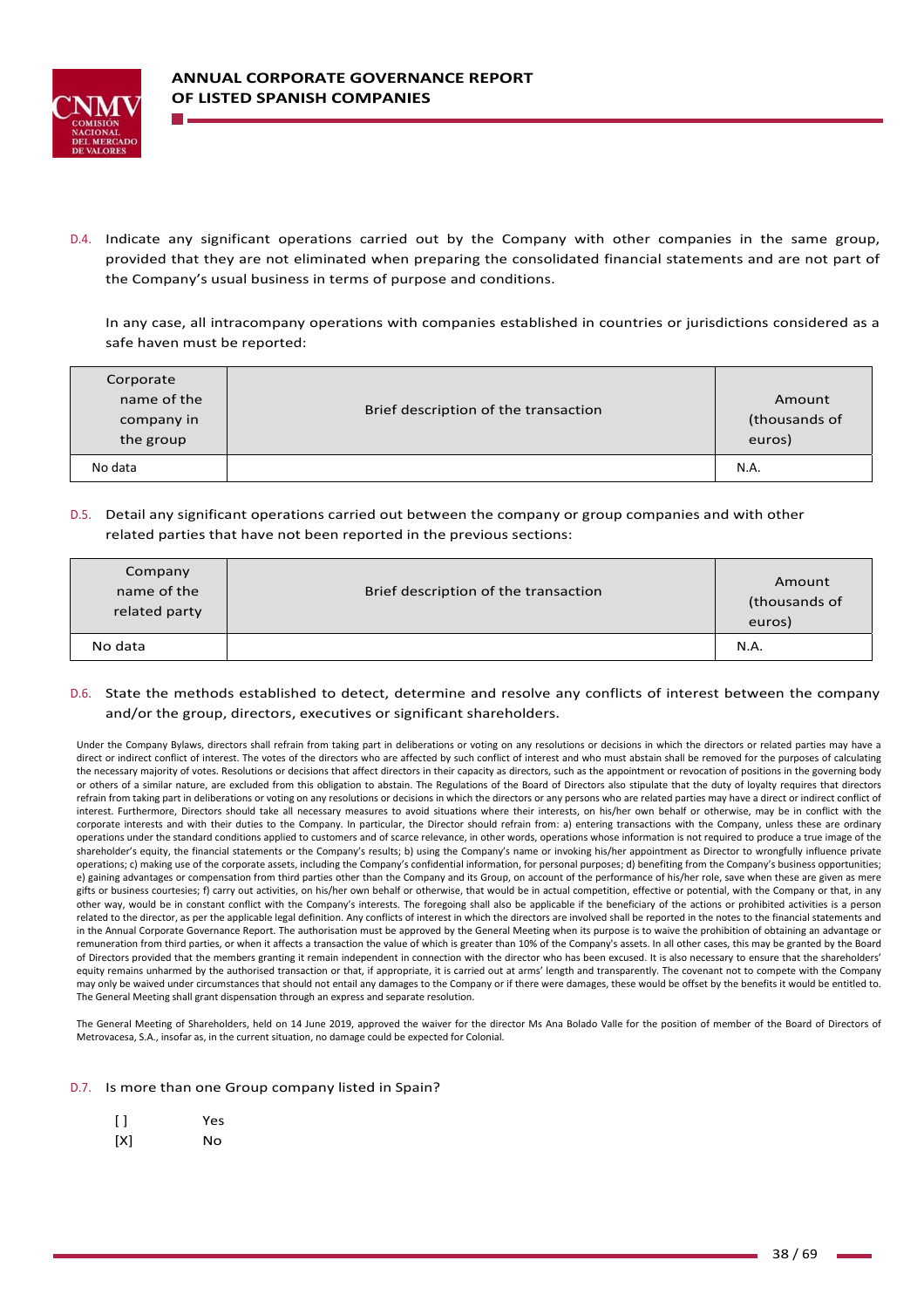D.4. Indicate any significant operations carried out by the Company with other companies in the same group, provided that they are not eliminated when preparing the consolidated financial statements and are not part of the Company's usual business in terms of purpose and conditions.

In any case, all intracompany operations with companies established in countries or jurisdictions considered as a safe haven must be reported:

| Corporate name of the company in the group | Brief description of the transaction | Amount (thousands of euros) |
|---|---|---|
| No data | | N.A. |

D.5. Detail any significant operations carried out between the company or group companies and with other related parties that have not been reported in the previous sections:

| Company name of the related party | Brief description of the transaction | Amount (thousands of euros) |
|---|---|---|
| No data | | N.A. |

D.6. State the methods established to detect, determine and resolve any conflicts of interest between the company and/or the group, directors, executives or significant shareholders.

Under the Company Bylaws, directors shall refrain from taking part in deliberations or voting on any resolutions or decisions in which the directors or related parties may have a direct or indirect conflict of interest. The votes of the directors who are affected by such conflict of interest and who must abstain shall be removed for the purposes of calculating the necessary majority of votes. Resolutions or decisions that affect directors in their capacity as directors, such as the appointment or revocation of positions in the governing body or others of a similar nature, are excluded from this obligation to abstain. The Regulations of the Board of Directors also stipulate that the duty of loyalty requires that directors refrain from taking part in deliberations or voting on any resolutions or decisions in which the directors or any persons who are related parties may have a direct or indirect conflict of interest. Furthermore, Directors should take all necessary measures to avoid situations where their interests, on his/her own behalf or otherwise, may be in conflict with the corporate interests and with their duties to the Company. In particular, the Director should refrain from: a) entering transactions with the Company, unless these are ordinary operations under the standard conditions applied to customers and of scarce relevance, in other words, operations whose information is not required to produce a true image of the shareholder's equity, the financial statements or the Company's results; b) using the Company's name or invoking his/her appointment as Director to wrongfully influence private operations; c) making use of the corporate assets, including the Company's confidential information, for personal purposes; d) benefiting from the Company's business opportunities; e) gaining advantages or compensation from third parties other than the Company and its Group, on account of the performance of his/her role, save when these are given as mere gifts or business courtesies; f) carry out activities, on his/her own behalf or otherwise, that would be in actual competition, effective or potential, with the Company or that, in any other way, would be in constant conflict with the Company's interests. The foregoing shall also be applicable if the beneficiary of the actions or prohibited activities is a person related to the director, as per the applicable legal definition. Any conflicts of interest in which the directors are involved shall be reported in the notes to the financial statements and in the Annual Corporate Governance Report. The authorisation must be approved by the General Meeting when its purpose is to waive the prohibition of obtaining an advantage or remuneration from third parties, or when it affects a transaction the value of which is greater than 10% of the Company's assets. In all other cases, this may be granted by the Board of Directors provided that the members granting it remain independent in connection with the director who has been excused. It is also necessary to ensure that the shareholders' equity remains unharmed by the authorised transaction or that, if appropriate, it is carried out at arms' length and transparently. The covenant not to compete with the Company may only be waived under circumstances that should not entail any damages to the Company or if there were damages, these would be offset by the benefits it would be entitled to. The General Meeting shall grant dispensation through an express and separate resolution.

The General Meeting of Shareholders, held on 14 June 2019, approved the waiver for the director Ms Ana Bolado Valle for the position of member of the Board of Directors of Metrovacesa, S.A., insofar as, in the current situation, no damage could be expected for Colonial.

D.7. Is more than one Group company listed in Spain?

[ ] Yes
[X] No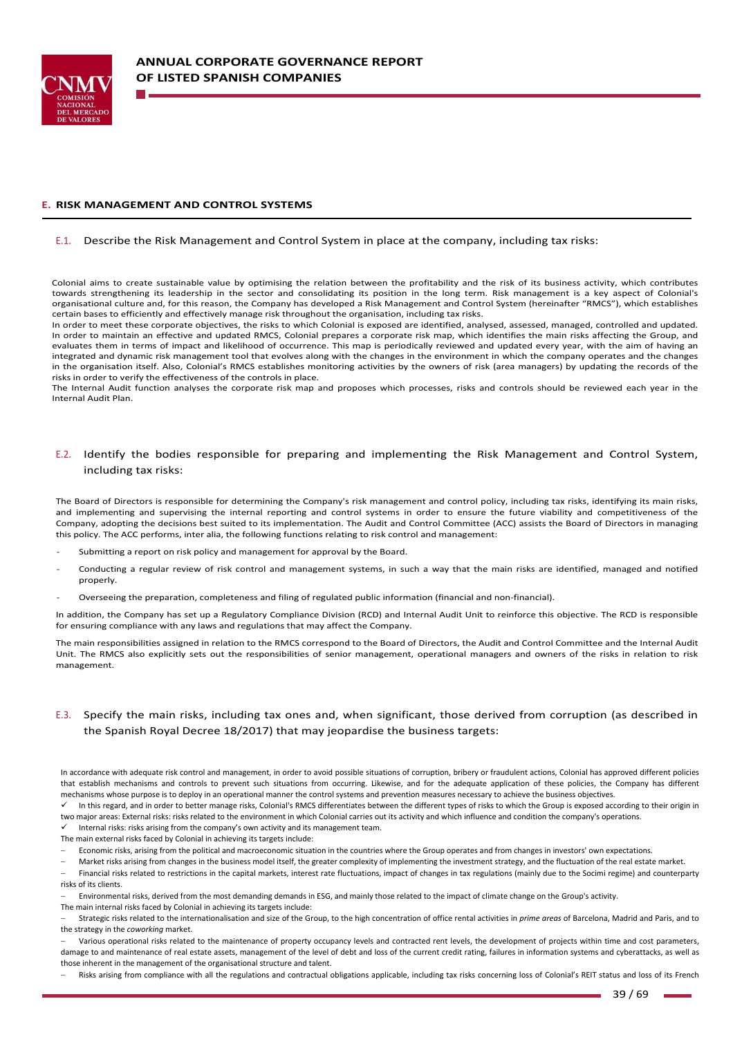## E. RISK MANAGEMENT AND CONTROL SYSTEMS

### E.1. Describe the Risk Management and Control System in place at the company, including tax risks:

Colonial aims to create sustainable value by optimising the relation between the profitability and the risk of its business activity, which contributes towards strengthening its leadership in the sector and consolidating its position in the long term. Risk management is a key aspect of Colonial's organisational culture and, for this reason, the Company has developed a Risk Management and Control System (hereinafter "RMCS"), which establishes certain bases to efficiently and effectively manage risk throughout the organisation, including tax risks.

In order to meet these corporate objectives, the risks to which Colonial is exposed are identified, analysed, assessed, managed, controlled and updated. In order to maintain an effective and updated RMCS, Colonial prepares a corporate risk map, which identifies the main risks affecting the Group, and evaluates them in terms of impact and likelihood of occurrence. This map is periodically reviewed and updated every year, with the aim of having an integrated and dynamic risk management tool that evolves along with the changes in the environment in which the company operates and the changes in the organisation itself. Also, Colonial's RMCS establishes monitoring activities by the owners of risk (area managers) by updating the records of the risks in order to verify the effectiveness of the controls in place.

The Internal Audit function analyses the corporate risk map and proposes which processes, risks and controls should be reviewed each year in the Internal Audit Plan.

### E.2. Identify the bodies responsible for preparing and implementing the Risk Management and Control System, including tax risks:

The Board of Directors is responsible for determining the Company's risk management and control policy, including tax risks, identifying its main risks, and implementing and supervising the internal reporting and control systems in order to ensure the future viability and competitiveness of the Company, adopting the decisions best suited to its implementation. The Audit and Control Committee (ACC) assists the Board of Directors in managing this policy. The ACC performs, inter alia, the following functions relating to risk control and management:

- Submitting a report on risk policy and management for approval by the Board.
- Conducting a regular review of risk control and management systems, in such a way that the main risks are identified, managed and notified properly.
- Overseeing the preparation, completeness and filing of regulated public information (financial and non-financial).

In addition, the Company has set up a Regulatory Compliance Division (RCD) and Internal Audit Unit to reinforce this objective. The RCD is responsible for ensuring compliance with any laws and regulations that may affect the Company.

The main responsibilities assigned in relation to the RMCS correspond to the Board of Directors, the Audit and Control Committee and the Internal Audit Unit. The RMCS also explicitly sets out the responsibilities of senior management, operational managers and owners of the risks in relation to risk management.

### E.3. Specify the main risks, including tax ones and, when significant, those derived from corruption (as described in the Spanish Royal Decree 18/2017) that may jeopardise the business targets:

In accordance with adequate risk control and management, in order to avoid possible situations of corruption, bribery or fraudulent actions, Colonial has approved different policies that establish mechanisms and controls to prevent such situations from occurring. Likewise, and for the adequate application of these policies, the Company has different mechanisms whose purpose is to deploy in an operational manner the control systems and prevention measures necessary to achieve the business objectives.

✓ In this regard, and in order to better manage risks, Colonial's RMCS differentiates between the different types of risks to which the Group is exposed according to their origin in two major areas: External risks: risks related to the environment in which Colonial carries out its activity and which influence and condition the company's operations.

✓ Internal risks: risks arising from the company's own activity and its management team.

The main external risks faced by Colonial in achieving its targets include:

- Economic risks, arising from the political and macroeconomic situation in the countries where the Group operates and from changes in investors' own expectations.
- Market risks arising from changes in the business model itself, the greater complexity of implementing the investment strategy, and the fluctuation of the real estate market.
- Financial risks related to restrictions in the capital markets, interest rate fluctuations, impact of changes in tax regulations (mainly due to the Socimi regime) and counterparty risks of its clients.
- Environmental risks, derived from the most demanding demands in ESG, and mainly those related to the impact of climate change on the Group's activity.

The main internal risks faced by Colonial in achieving its targets include:

- Strategic risks related to the internationalisation and size of the Group, to the high concentration of office rental activities in *prime areas* of Barcelona, Madrid and Paris, and to the strategy in the *coworking* market.
- Various operational risks related to the maintenance of property occupancy levels and contracted rent levels, the development of projects within time and cost parameters, damage to and maintenance of real estate assets, management of the level of debt and loss of the current credit rating, failures in information systems and cyberattacks, as well as those inherent in the management of the organisational structure and talent.
- Risks arising from compliance with all the regulations and contractual obligations applicable, including tax risks concerning loss of Colonial's REIT status and loss of its French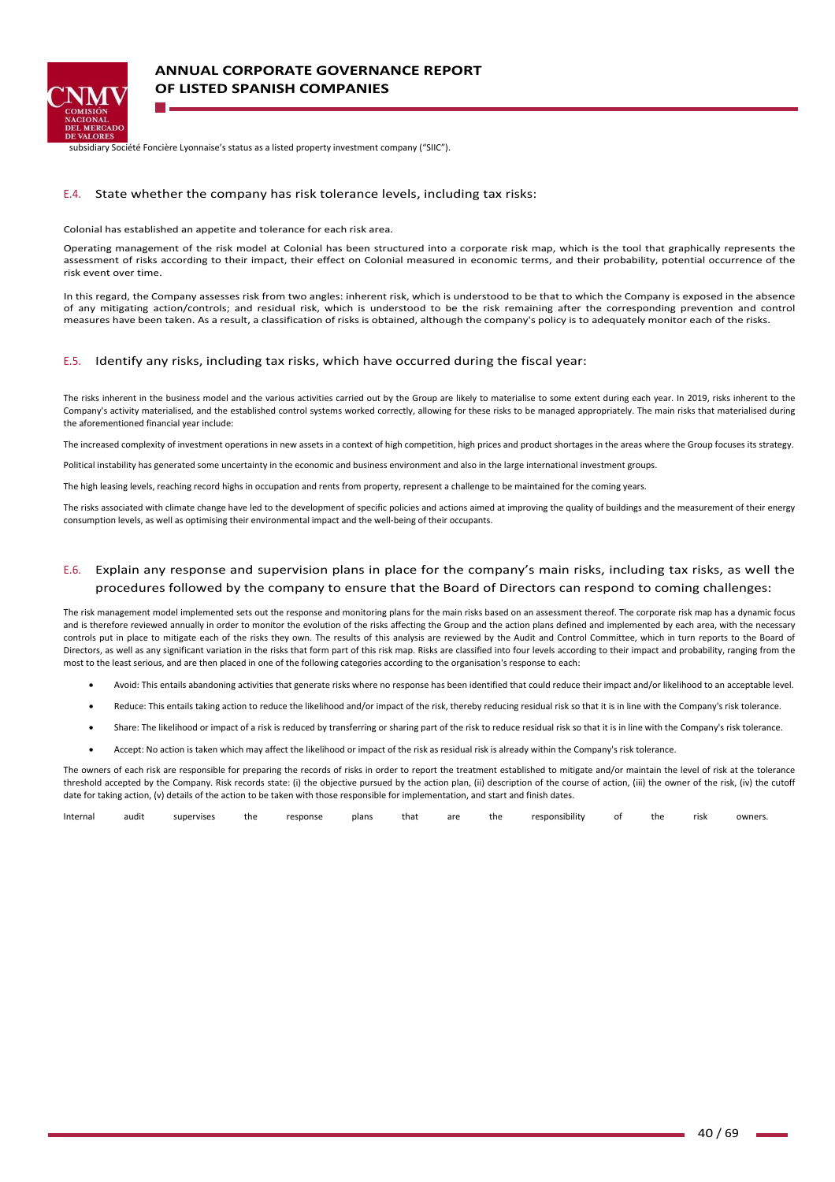subsidiary Société Foncière Lyonnaise's status as a listed property investment company ("SIIC").

## E.4. State whether the company has risk tolerance levels, including tax risks:

Colonial has established an appetite and tolerance for each risk area.

Operating management of the risk model at Colonial has been structured into a corporate risk map, which is the tool that graphically represents the assessment of risks according to their impact, their effect on Colonial measured in economic terms, and their probability, potential occurrence of the risk event over time.

In this regard, the Company assesses risk from two angles: inherent risk, which is understood to be that to which the Company is exposed in the absence of any mitigating action/controls; and residual risk, which is understood to be the risk remaining after the corresponding prevention and control measures have been taken. As a result, a classification of risks is obtained, although the company's policy is to adequately monitor each of the risks.

## E.5. Identify any risks, including tax risks, which have occurred during the fiscal year:

The risks inherent in the business model and the various activities carried out by the Group are likely to materialise to some extent during each year. In 2019, risks inherent to the Company's activity materialised, and the established control systems worked correctly, allowing for these risks to be managed appropriately. The main risks that materialised during the aforementioned financial year include:

The increased complexity of investment operations in new assets in a context of high competition, high prices and product shortages in the areas where the Group focuses its strategy.

Political instability has generated some uncertainty in the economic and business environment and also in the large international investment groups.

The high leasing levels, reaching record highs in occupation and rents from property, represent a challenge to be maintained for the coming years.

The risks associated with climate change have led to the development of specific policies and actions aimed at improving the quality of buildings and the measurement of their energy consumption levels, as well as optimising their environmental impact and the well-being of their occupants.

## E.6. Explain any response and supervision plans in place for the company's main risks, including tax risks, as well the procedures followed by the company to ensure that the Board of Directors can respond to coming challenges:

The risk management model implemented sets out the response and monitoring plans for the main risks based on an assessment thereof. The corporate risk map has a dynamic focus and is therefore reviewed annually in order to monitor the evolution of the risks affecting the Group and the action plans defined and implemented by each area, with the necessary controls put in place to mitigate each of the risks they own. The results of this analysis are reviewed by the Audit and Control Committee, which in turn reports to the Board of Directors, as well as any significant variation in the risks that form part of this risk map. Risks are classified into four levels according to their impact and probability, ranging from the most to the least serious, and are then placed in one of the following categories according to the organisation's response to each:

- Avoid: This entails abandoning activities that generate risks where no response has been identified that could reduce their impact and/or likelihood to an acceptable level.
- Reduce: This entails taking action to reduce the likelihood and/or impact of the risk, thereby reducing residual risk so that it is in line with the Company's risk tolerance.
- Share: The likelihood or impact of a risk is reduced by transferring or sharing part of the risk to reduce residual risk so that it is in line with the Company's risk tolerance.
- Accept: No action is taken which may affect the likelihood or impact of the risk as residual risk is already within the Company's risk tolerance.

The owners of each risk are responsible for preparing the records of risks in order to report the treatment established to mitigate and/or maintain the level of risk at the tolerance threshold accepted by the Company. Risk records state: (i) the objective pursued by the action plan, (ii) description of the course of action, (iii) the owner of the risk, (iv) the cutoff date for taking action, (v) details of the action to be taken with those responsible for implementation, and start and finish dates.

Internal audit supervises the response plans that are the responsibility of the risk owners.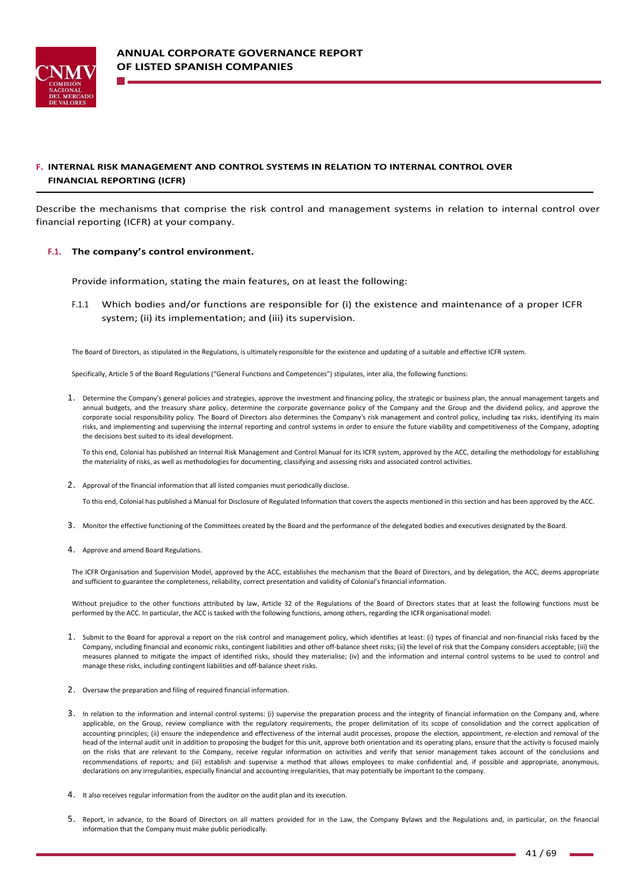## F. INTERNAL RISK MANAGEMENT AND CONTROL SYSTEMS IN RELATION TO INTERNAL CONTROL OVER FINANCIAL REPORTING (ICFR)

Describe the mechanisms that comprise the risk control and management systems in relation to internal control over financial reporting (ICFR) at your company.

### F.1. The company's control environment.

Provide information, stating the main features, on at least the following:

F.1.1 Which bodies and/or functions are responsible for (i) the existence and maintenance of a proper ICFR system; (ii) its implementation; and (iii) its supervision.

The Board of Directors, as stipulated in the Regulations, is ultimately responsible for the existence and updating of a suitable and effective ICFR system.

Specifically, Article 5 of the Board Regulations ("General Functions and Competences") stipulates, inter alia, the following functions:

1. Determine the Company's general policies and strategies, approve the investment and financing policy, the strategic or business plan, the annual management targets and annual budgets, and the treasury share policy, determine the corporate governance policy of the Company and the Group and the dividend policy, and approve the corporate social responsibility policy. The Board of Directors also determines the Company's risk management and control policy, including tax risks, identifying its main risks, and implementing and supervising the internal reporting and control systems in order to ensure the future viability and competitiveness of the Company, adopting the decisions best suited to its ideal development.

   To this end, Colonial has published an Internal Risk Management and Control Manual for its ICFR system, approved by the ACC, detailing the methodology for establishing the materiality of risks, as well as methodologies for documenting, classifying and assessing risks and associated control activities.

2. Approval of the financial information that all listed companies must periodically disclose.

   To this end, Colonial has published a Manual for Disclosure of Regulated Information that covers the aspects mentioned in this section and has been approved by the ACC.

3. Monitor the effective functioning of the Committees created by the Board and the performance of the delegated bodies and executives designated by the Board.

4. Approve and amend Board Regulations.

The ICFR Organisation and Supervision Model, approved by the ACC, establishes the mechanism that the Board of Directors, and by delegation, the ACC, deems appropriate and sufficient to guarantee the completeness, reliability, correct presentation and validity of Colonial's financial information.

Without prejudice to the other functions attributed by law, Article 32 of the Regulations of the Board of Directors states that at least the following functions must be performed by the ACC. In particular, the ACC is tasked with the following functions, among others, regarding the ICFR organisational model:

1. Submit to the Board for approval a report on the risk control and management policy, which identifies at least: (i) types of financial and non-financial risks faced by the Company, including financial and economic risks, contingent liabilities and other off-balance sheet risks; (ii) the level of risk that the Company considers acceptable; (iii) the measures planned to mitigate the impact of identified risks, should they materialise; (iv) and the information and internal control systems to be used to control and manage these risks, including contingent liabilities and off-balance sheet risks.

2. Oversaw the preparation and filing of required financial information.

3. In relation to the information and internal control systems: (i) supervise the preparation process and the integrity of financial information on the Company and, where applicable, on the Group, review compliance with the regulatory requirements, the proper delimitation of its scope of consolidation and the correct application of accounting principles; (ii) ensure the independence and effectiveness of the internal audit processes, propose the election, appointment, re-election and removal of the head of the internal audit unit in addition to proposing the budget for this unit, approve both orientation and its operating plans, ensure that the activity is focused mainly on the risks that are relevant to the Company, receive regular information on activities and verify that senior management takes account of the conclusions and recommendations of reports; and (iii) establish and supervise a method that allows employees to make confidential and, if possible and appropriate, anonymous, declarations on any irregularities, especially financial and accounting irregularities, that may potentially be important to the company.

4. It also receives regular information from the auditor on the audit plan and its execution.

5. Report, in advance, to the Board of Directors on all matters provided for in the Law, the Company Bylaws and the Regulations and, in particular, on the financial information that the Company must make public periodically.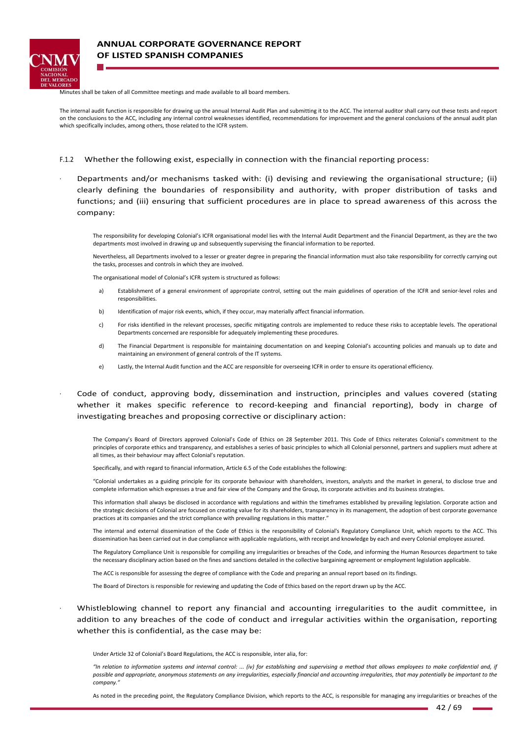Minutes shall be taken of all Committee meetings and made available to all board members.

The internal audit function is responsible for drawing up the annual Internal Audit Plan and submitting it to the ACC. The internal auditor shall carry out these tests and report on the conclusions to the ACC, including any internal control weaknesses identified, recommendations for improvement and the general conclusions of the annual audit plan which specifically includes, among others, those related to the ICFR system.

F.1.2 Whether the following exist, especially in connection with the financial reporting process:

· Departments and/or mechanisms tasked with: (i) devising and reviewing the organisational structure; (ii) clearly defining the boundaries of responsibility and authority, with proper distribution of tasks and functions; and (iii) ensuring that sufficient procedures are in place to spread awareness of this across the company:

The responsibility for developing Colonial's ICFR organisational model lies with the Internal Audit Department and the Financial Department, as they are the two departments most involved in drawing up and subsequently supervising the financial information to be reported.

Nevertheless, all Departments involved to a lesser or greater degree in preparing the financial information must also take responsibility for correctly carrying out the tasks, processes and controls in which they are involved.

The organisational model of Colonial's ICFR system is structured as follows:

a) Establishment of a general environment of appropriate control, setting out the main guidelines of operation of the ICFR and senior-level roles and responsibilities.

b) Identification of major risk events, which, if they occur, may materially affect financial information.

c) For risks identified in the relevant processes, specific mitigating controls are implemented to reduce these risks to acceptable levels. The operational Departments concerned are responsible for adequately implementing these procedures.

d) The Financial Department is responsible for maintaining documentation on and keeping Colonial's accounting policies and manuals up to date and maintaining an environment of general controls of the IT systems.

e) Lastly, the Internal Audit function and the ACC are responsible for overseeing ICFR in order to ensure its operational efficiency.

· Code of conduct, approving body, dissemination and instruction, principles and values covered (stating whether it makes specific reference to record-keeping and financial reporting), body in charge of investigating breaches and proposing corrective or disciplinary action:

The Company's Board of Directors approved Colonial's Code of Ethics on 28 September 2011. This Code of Ethics reiterates Colonial's commitment to the principles of corporate ethics and transparency, and establishes a series of basic principles to which all Colonial personnel, partners and suppliers must adhere at all times, as their behaviour may affect Colonial's reputation.

Specifically, and with regard to financial information, Article 6.5 of the Code establishes the following:

"Colonial undertakes as a guiding principle for its corporate behaviour with shareholders, investors, analysts and the market in general, to disclose true and complete information which expresses a true and fair view of the Company and the Group, its corporate activities and its business strategies.

This information shall always be disclosed in accordance with regulations and within the timeframes established by prevailing legislation. Corporate action and the strategic decisions of Colonial are focused on creating value for its shareholders, transparency in its management, the adoption of best corporate governance practices at its companies and the strict compliance with prevailing regulations in this matter."

The internal and external dissemination of the Code of Ethics is the responsibility of Colonial's Regulatory Compliance Unit, which reports to the ACC. This dissemination has been carried out in due compliance with applicable regulations, with receipt and knowledge by each and every Colonial employee assured.

The Regulatory Compliance Unit is responsible for compiling any irregularities or breaches of the Code, and informing the Human Resources department to take the necessary disciplinary action based on the fines and sanctions detailed in the collective bargaining agreement or employment legislation applicable.

The ACC is responsible for assessing the degree of compliance with the Code and preparing an annual report based on its findings.

The Board of Directors is responsible for reviewing and updating the Code of Ethics based on the report drawn up by the ACC.

· Whistleblowing channel to report any financial and accounting irregularities to the audit committee, in addition to any breaches of the code of conduct and irregular activities within the organisation, reporting whether this is confidential, as the case may be:

Under Article 32 of Colonial's Board Regulations, the ACC is responsible, inter alia, for:

*"In relation to information systems and internal control: ... (iv) for establishing and supervising a method that allows employees to make confidential and, if possible and appropriate, anonymous statements on any irregularities, especially financial and accounting irregularities, that may potentially be important to the company."*

As noted in the preceding point, the Regulatory Compliance Division, which reports to the ACC, is responsible for managing any irregularities or breaches of the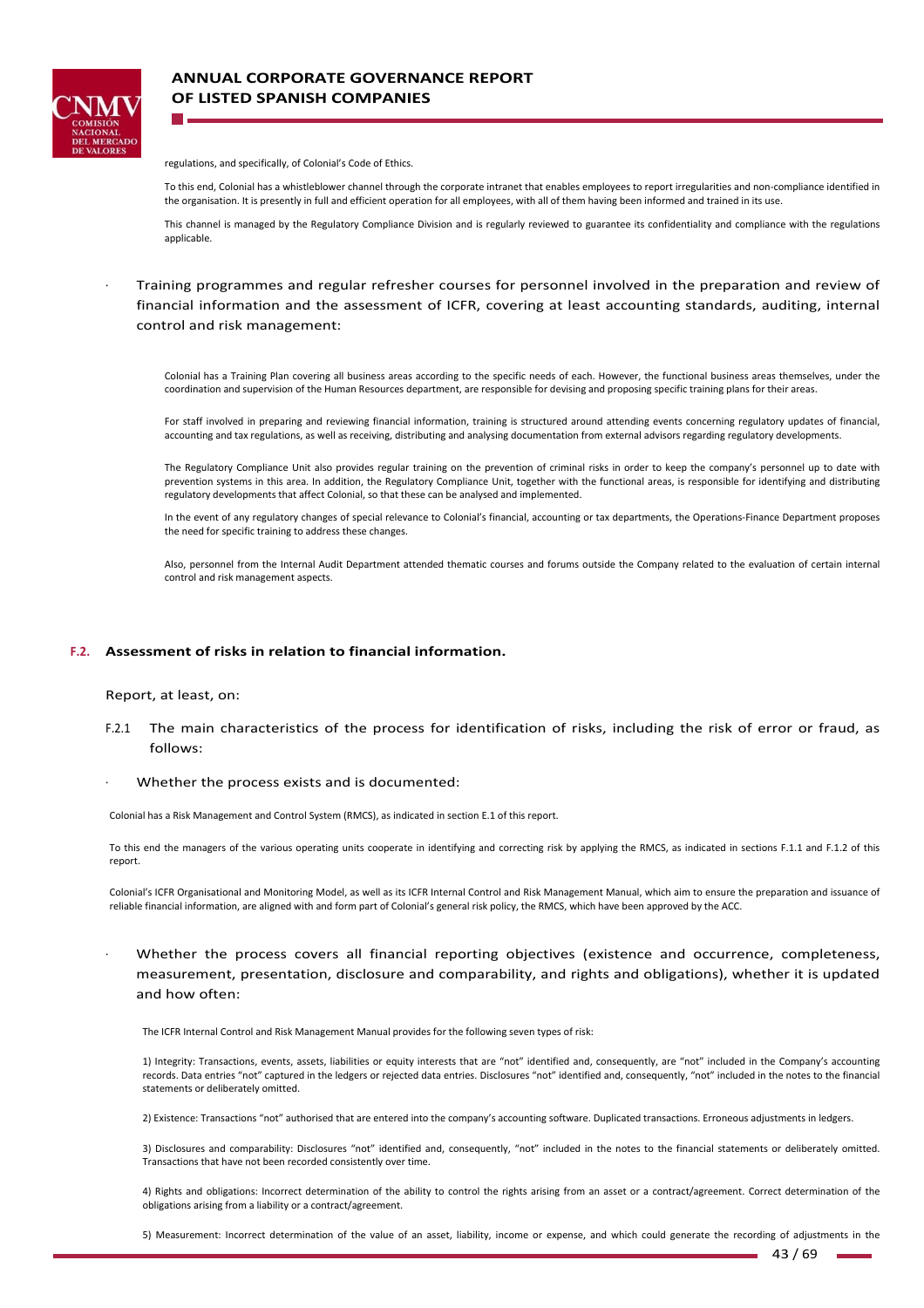regulations, and specifically, of Colonial's Code of Ethics.

To this end, Colonial has a whistleblower channel through the corporate intranet that enables employees to report irregularities and non-compliance identified in the organisation. It is presently in full and efficient operation for all employees, with all of them having been informed and trained in its use.

This channel is managed by the Regulatory Compliance Division and is regularly reviewed to guarantee its confidentiality and compliance with the regulations applicable.

· Training programmes and regular refresher courses for personnel involved in the preparation and review of financial information and the assessment of ICFR, covering at least accounting standards, auditing, internal control and risk management:

Colonial has a Training Plan covering all business areas according to the specific needs of each. However, the functional business areas themselves, under the coordination and supervision of the Human Resources department, are responsible for devising and proposing specific training plans for their areas.

For staff involved in preparing and reviewing financial information, training is structured around attending events concerning regulatory updates of financial, accounting and tax regulations, as well as receiving, distributing and analysing documentation from external advisors regarding regulatory developments.

The Regulatory Compliance Unit also provides regular training on the prevention of criminal risks in order to keep the company's personnel up to date with prevention systems in this area. In addition, the Regulatory Compliance Unit, together with the functional areas, is responsible for identifying and distributing regulatory developments that affect Colonial, so that these can be analysed and implemented.

In the event of any regulatory changes of special relevance to Colonial's financial, accounting or tax departments, the Operations-Finance Department proposes the need for specific training to address these changes.

Also, personnel from the Internal Audit Department attended thematic courses and forums outside the Company related to the evaluation of certain internal control and risk management aspects.

## F.2. Assessment of risks in relation to financial information.

Report, at least, on:

F.2.1 The main characteristics of the process for identification of risks, including the risk of error or fraud, as follows:

· Whether the process exists and is documented:

Colonial has a Risk Management and Control System (RMCS), as indicated in section E.1 of this report.

To this end the managers of the various operating units cooperate in identifying and correcting risk by applying the RMCS, as indicated in sections F.1.1 and F.1.2 of this report.

Colonial's ICFR Organisational and Monitoring Model, as well as its ICFR Internal Control and Risk Management Manual, which aim to ensure the preparation and issuance of reliable financial information, are aligned with and form part of Colonial's general risk policy, the RMCS, which have been approved by the ACC.

· Whether the process covers all financial reporting objectives (existence and occurrence, completeness, measurement, presentation, disclosure and comparability, and rights and obligations), whether it is updated and how often:

The ICFR Internal Control and Risk Management Manual provides for the following seven types of risk:

1) Integrity: Transactions, events, assets, liabilities or equity interests that are "not" identified and, consequently, are "not" included in the Company's accounting records. Data entries "not" captured in the ledgers or rejected data entries. Disclosures "not" identified and, consequently, "not" included in the notes to the financial statements or deliberately omitted.

2) Existence: Transactions "not" authorised that are entered into the company's accounting software. Duplicated transactions. Erroneous adjustments in ledgers.

3) Disclosures and comparability: Disclosures "not" identified and, consequently, "not" included in the notes to the financial statements or deliberately omitted. Transactions that have not been recorded consistently over time.

4) Rights and obligations: Incorrect determination of the ability to control the rights arising from an asset or a contract/agreement. Correct determination of the obligations arising from a liability or a contract/agreement.

5) Measurement: Incorrect determination of the value of an asset, liability, income or expense, and which could generate the recording of adjustments in the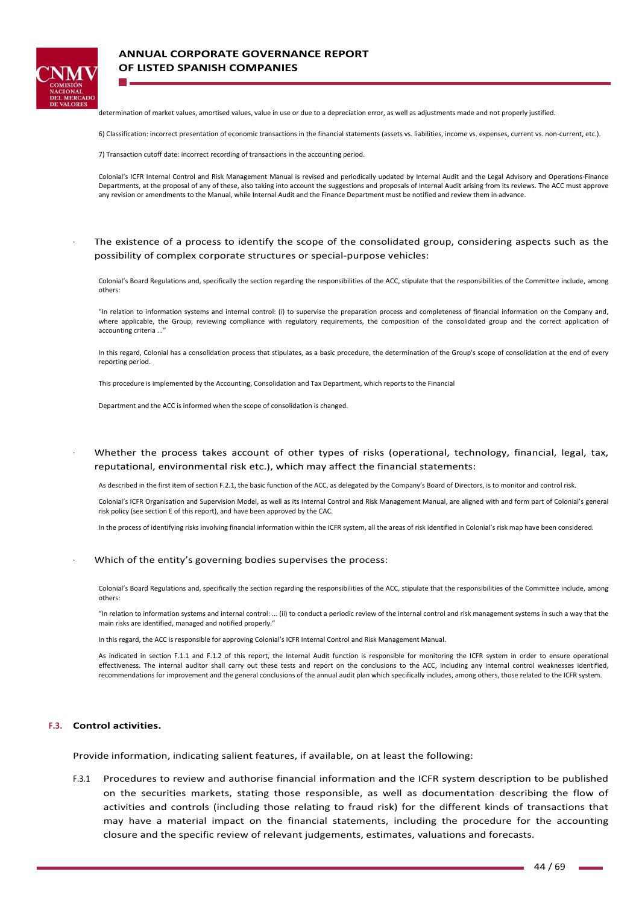determination of market values, amortised values, value in use or due to a depreciation error, as well as adjustments made and not properly justified.

6) Classification: incorrect presentation of economic transactions in the financial statements (assets vs. liabilities, income vs. expenses, current vs. non-current, etc.).

7) Transaction cutoff date: incorrect recording of transactions in the accounting period.

Colonial's ICFR Internal Control and Risk Management Manual is revised and periodically updated by Internal Audit and the Legal Advisory and Operations-Finance Departments, at the proposal of any of these, also taking into account the suggestions and proposals of Internal Audit arising from its reviews. The ACC must approve any revision or amendments to the Manual, while Internal Audit and the Finance Department must be notified and review them in advance.

- The existence of a process to identify the scope of the consolidated group, considering aspects such as the possibility of complex corporate structures or special-purpose vehicles:

Colonial's Board Regulations and, specifically the section regarding the responsibilities of the ACC, stipulate that the responsibilities of the Committee include, among others:

"In relation to information systems and internal control: (i) to supervise the preparation process and completeness of financial information on the Company and, where applicable, the Group, reviewing compliance with regulatory requirements, the composition of the consolidated group and the correct application of accounting criteria ..."

In this regard, Colonial has a consolidation process that stipulates, as a basic procedure, the determination of the Group's scope of consolidation at the end of every reporting period.

This procedure is implemented by the Accounting, Consolidation and Tax Department, which reports to the Financial

Department and the ACC is informed when the scope of consolidation is changed.

- Whether the process takes account of other types of risks (operational, technology, financial, legal, tax, reputational, environmental risk etc.), which may affect the financial statements:

As described in the first item of section F.2.1, the basic function of the ACC, as delegated by the Company's Board of Directors, is to monitor and control risk.

Colonial's ICFR Organisation and Supervision Model, as well as its Internal Control and Risk Management Manual, are aligned with and form part of Colonial's general risk policy (see section E of this report), and have been approved by the CAC.

In the process of identifying risks involving financial information within the ICFR system, all the areas of risk identified in Colonial's risk map have been considered.

- Which of the entity's governing bodies supervises the process:

Colonial's Board Regulations and, specifically the section regarding the responsibilities of the ACC, stipulate that the responsibilities of the Committee include, among others:

"In relation to information systems and internal control: ... (ii) to conduct a periodic review of the internal control and risk management systems in such a way that the main risks are identified, managed and notified properly."

In this regard, the ACC is responsible for approving Colonial's ICFR Internal Control and Risk Management Manual.

As indicated in section F.1.1 and F.1.2 of this report, the Internal Audit function is responsible for monitoring the ICFR system in order to ensure operational effectiveness. The internal auditor shall carry out these tests and report on the conclusions to the ACC, including any internal control weaknesses identified, recommendations for improvement and the general conclusions of the annual audit plan which specifically includes, among others, those related to the ICFR system.

## F.3. Control activities.

Provide information, indicating salient features, if available, on at least the following:

F.3.1 Procedures to review and authorise financial information and the ICFR system description to be published on the securities markets, stating those responsible, as well as documentation describing the flow of activities and controls (including those relating to fraud risk) for the different kinds of transactions that may have a material impact on the financial statements, including the procedure for the accounting closure and the specific review of relevant judgements, estimates, valuations and forecasts.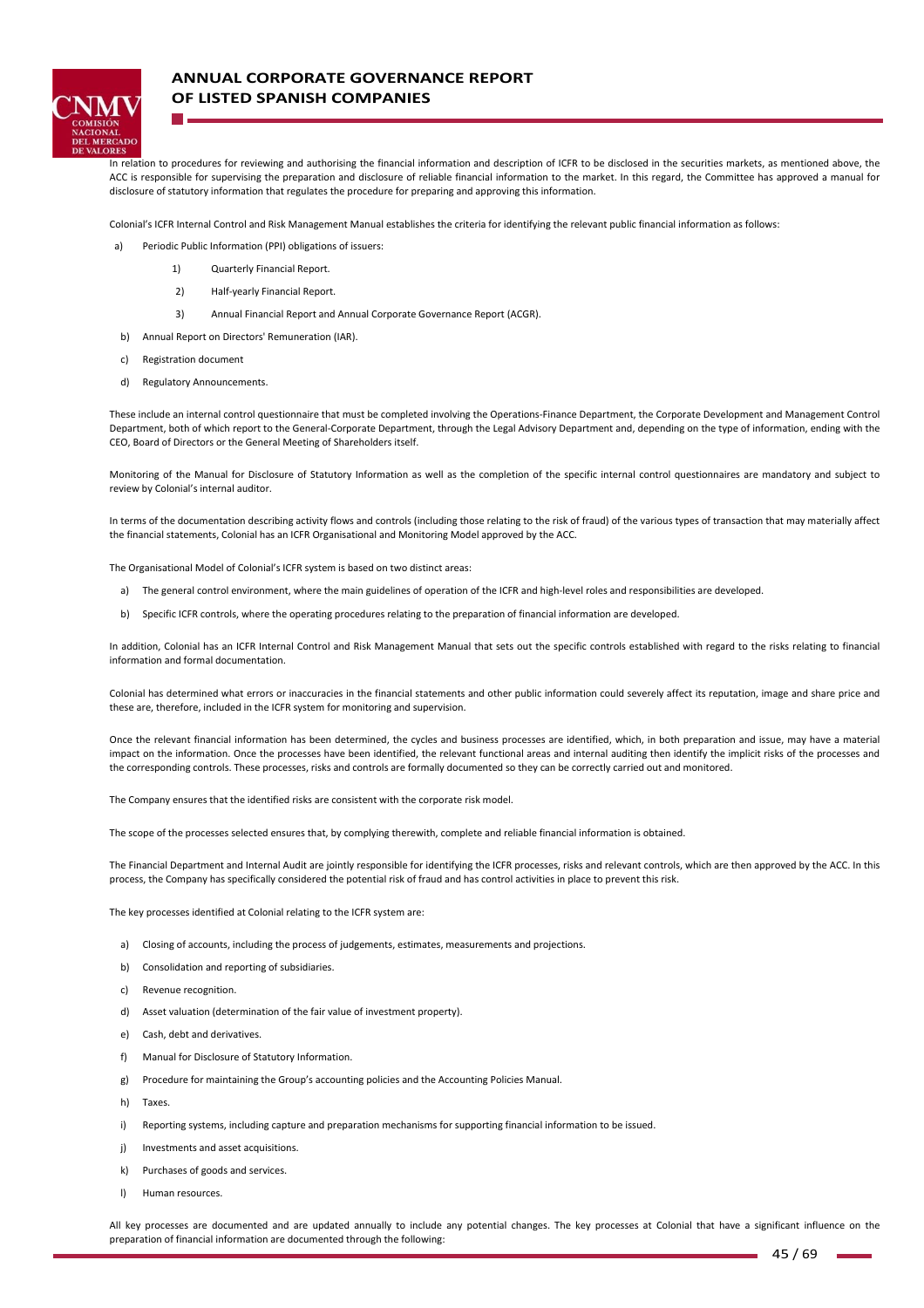In relation to procedures for reviewing and authorising the financial information and description of ICFR to be disclosed in the securities markets, as mentioned above, the ACC is responsible for supervising the preparation and disclosure of reliable financial information to the market. In this regard, the Committee has approved a manual for disclosure of statutory information that regulates the procedure for preparing and approving this information.

Colonial's ICFR Internal Control and Risk Management Manual establishes the criteria for identifying the relevant public financial information as follows:

a) Periodic Public Information (PPI) obligations of issuers:

   1) Quarterly Financial Report.

   2) Half-yearly Financial Report.

   3) Annual Financial Report and Annual Corporate Governance Report (ACGR).

b) Annual Report on Directors' Remuneration (IAR).

c) Registration document

d) Regulatory Announcements.

These include an internal control questionnaire that must be completed involving the Operations-Finance Department, the Corporate Development and Management Control Department, both of which report to the General-Corporate Department, through the Legal Advisory Department and, depending on the type of information, ending with the CEO, Board of Directors or the General Meeting of Shareholders itself.

Monitoring of the Manual for Disclosure of Statutory Information as well as the completion of the specific internal control questionnaires are mandatory and subject to review by Colonial's internal auditor.

In terms of the documentation describing activity flows and controls (including those relating to the risk of fraud) of the various types of transaction that may materially affect the financial statements, Colonial has an ICFR Organisational and Monitoring Model approved by the ACC.

The Organisational Model of Colonial's ICFR system is based on two distinct areas:

a) The general control environment, where the main guidelines of operation of the ICFR and high-level roles and responsibilities are developed.

b) Specific ICFR controls, where the operating procedures relating to the preparation of financial information are developed.

In addition, Colonial has an ICFR Internal Control and Risk Management Manual that sets out the specific controls established with regard to the risks relating to financial information and formal documentation.

Colonial has determined what errors or inaccuracies in the financial statements and other public information could severely affect its reputation, image and share price and these are, therefore, included in the ICFR system for monitoring and supervision.

Once the relevant financial information has been determined, the cycles and business processes are identified, which, in both preparation and issue, may have a material impact on the information. Once the processes have been identified, the relevant functional areas and internal auditing then identify the implicit risks of the processes and the corresponding controls. These processes, risks and controls are formally documented so they can be correctly carried out and monitored.

The Company ensures that the identified risks are consistent with the corporate risk model.

The scope of the processes selected ensures that, by complying therewith, complete and reliable financial information is obtained.

The Financial Department and Internal Audit are jointly responsible for identifying the ICFR processes, risks and relevant controls, which are then approved by the ACC. In this process, the Company has specifically considered the potential risk of fraud and has control activities in place to prevent this risk.

The key processes identified at Colonial relating to the ICFR system are:

a) Closing of accounts, including the process of judgements, estimates, measurements and projections.

b) Consolidation and reporting of subsidiaries.

c) Revenue recognition.

d) Asset valuation (determination of the fair value of investment property).

e) Cash, debt and derivatives.

f) Manual for Disclosure of Statutory Information.

g) Procedure for maintaining the Group's accounting policies and the Accounting Policies Manual.

h) Taxes.

i) Reporting systems, including capture and preparation mechanisms for supporting financial information to be issued.

j) Investments and asset acquisitions.

k) Purchases of goods and services.

l) Human resources.

All key processes are documented and are updated annually to include any potential changes. The key processes at Colonial that have a significant influence on the preparation of financial information are documented through the following: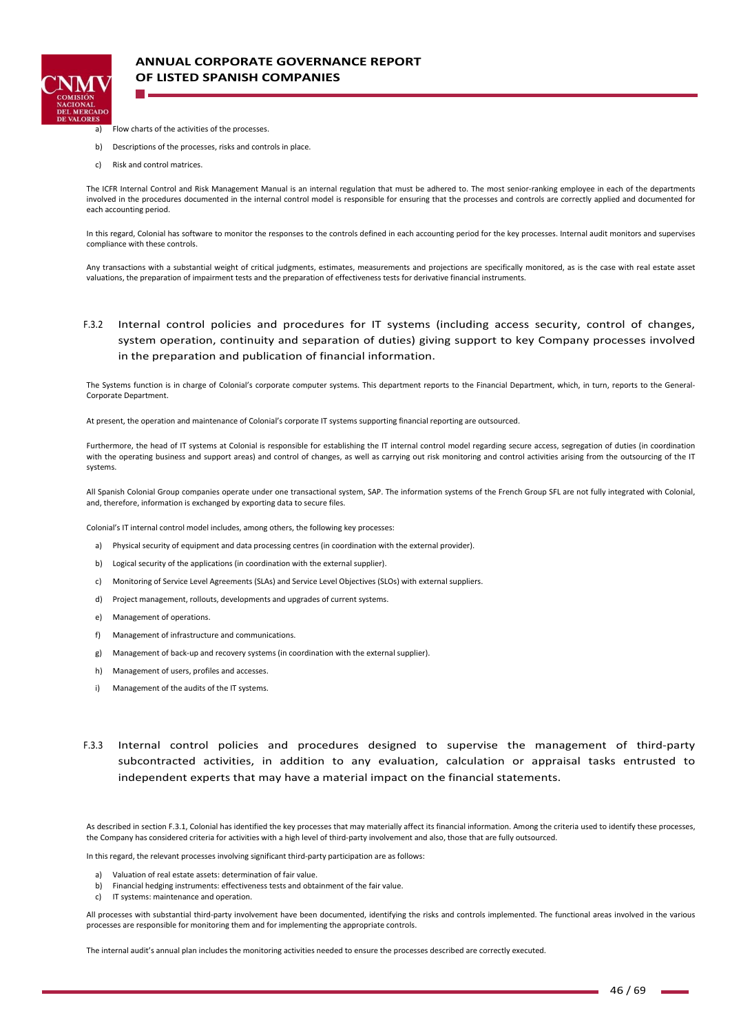a) Flow charts of the activities of the processes.

b) Descriptions of the processes, risks and controls in place.

c) Risk and control matrices.

The ICFR Internal Control and Risk Management Manual is an internal regulation that must be adhered to. The most senior-ranking employee in each of the departments involved in the procedures documented in the internal control model is responsible for ensuring that the processes and controls are correctly applied and documented for each accounting period.

In this regard, Colonial has software to monitor the responses to the controls defined in each accounting period for the key processes. Internal audit monitors and supervises compliance with these controls.

Any transactions with a substantial weight of critical judgments, estimates, measurements and projections are specifically monitored, as is the case with real estate asset valuations, the preparation of impairment tests and the preparation of effectiveness tests for derivative financial instruments.

### F.3.2 Internal control policies and procedures for IT systems (including access security, control of changes, system operation, continuity and separation of duties) giving support to key Company processes involved in the preparation and publication of financial information.

The Systems function is in charge of Colonial's corporate computer systems. This department reports to the Financial Department, which, in turn, reports to the General-Corporate Department.

At present, the operation and maintenance of Colonial's corporate IT systems supporting financial reporting are outsourced.

Furthermore, the head of IT systems at Colonial is responsible for establishing the IT internal control model regarding secure access, segregation of duties (in coordination with the operating business and support areas) and control of changes, as well as carrying out risk monitoring and control activities arising from the outsourcing of the IT systems.

All Spanish Colonial Group companies operate under one transactional system, SAP. The information systems of the French Group SFL are not fully integrated with Colonial, and, therefore, information is exchanged by exporting data to secure files.

Colonial's IT internal control model includes, among others, the following key processes:

a) Physical security of equipment and data processing centres (in coordination with the external provider).

b) Logical security of the applications (in coordination with the external supplier).

c) Monitoring of Service Level Agreements (SLAs) and Service Level Objectives (SLOs) with external suppliers.

d) Project management, rollouts, developments and upgrades of current systems.

e) Management of operations.

f) Management of infrastructure and communications.

g) Management of back-up and recovery systems (in coordination with the external supplier).

h) Management of users, profiles and accesses.

i) Management of the audits of the IT systems.

### F.3.3 Internal control policies and procedures designed to supervise the management of third-party subcontracted activities, in addition to any evaluation, calculation or appraisal tasks entrusted to independent experts that may have a material impact on the financial statements.

As described in section F.3.1, Colonial has identified the key processes that may materially affect its financial information. Among the criteria used to identify these processes, the Company has considered criteria for activities with a high level of third-party involvement and also, those that are fully outsourced.

In this regard, the relevant processes involving significant third-party participation are as follows:

a) Valuation of real estate assets: determination of fair value.
b) Financial hedging instruments: effectiveness tests and obtainment of the fair value.
c) IT systems: maintenance and operation.

All processes with substantial third-party involvement have been documented, identifying the risks and controls implemented. The functional areas involved in the various processes are responsible for monitoring them and for implementing the appropriate controls.

The internal audit's annual plan includes the monitoring activities needed to ensure the processes described are correctly executed.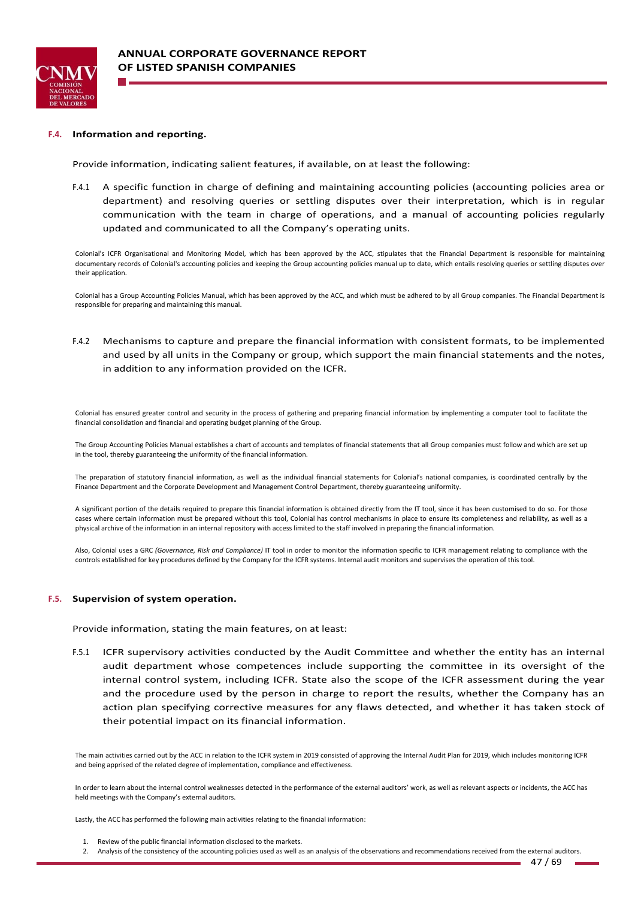### F.4. Information and reporting.

Provide information, indicating salient features, if available, on at least the following:

F.4.1 A specific function in charge of defining and maintaining accounting policies (accounting policies area or department) and resolving queries or settling disputes over their interpretation, which is in regular communication with the team in charge of operations, and a manual of accounting policies regularly updated and communicated to all the Company's operating units.

Colonial's ICFR Organisational and Monitoring Model, which has been approved by the ACC, stipulates that the Financial Department is responsible for maintaining documentary records of Colonial's accounting policies and keeping the Group accounting policies manual up to date, which entails resolving queries or settling disputes over their application.

Colonial has a Group Accounting Policies Manual, which has been approved by the ACC, and which must be adhered to by all Group companies. The Financial Department is responsible for preparing and maintaining this manual.

F.4.2 Mechanisms to capture and prepare the financial information with consistent formats, to be implemented and used by all units in the Company or group, which support the main financial statements and the notes, in addition to any information provided on the ICFR.

Colonial has ensured greater control and security in the process of gathering and preparing financial information by implementing a computer tool to facilitate the financial consolidation and financial and operating budget planning of the Group.

The Group Accounting Policies Manual establishes a chart of accounts and templates of financial statements that all Group companies must follow and which are set up in the tool, thereby guaranteeing the uniformity of the financial information.

The preparation of statutory financial information, as well as the individual financial statements for Colonial's national companies, is coordinated centrally by the Finance Department and the Corporate Development and Management Control Department, thereby guaranteeing uniformity.

A significant portion of the details required to prepare this financial information is obtained directly from the IT tool, since it has been customised to do so. For those cases where certain information must be prepared without this tool, Colonial has control mechanisms in place to ensure its completeness and reliability, as well as a physical archive of the information in an internal repository with access limited to the staff involved in preparing the financial information.

Also, Colonial uses a GRC *(Governance, Risk and Compliance)* IT tool in order to monitor the information specific to ICFR management relating to compliance with the controls established for key procedures defined by the Company for the ICFR systems. Internal audit monitors and supervises the operation of this tool.

### F.5. Supervision of system operation.

Provide information, stating the main features, on at least:

F.5.1 ICFR supervisory activities conducted by the Audit Committee and whether the entity has an internal audit department whose competences include supporting the committee in its oversight of the internal control system, including ICFR. State also the scope of the ICFR assessment during the year and the procedure used by the person in charge to report the results, whether the Company has an action plan specifying corrective measures for any flaws detected, and whether it has taken stock of their potential impact on its financial information.

The main activities carried out by the ACC in relation to the ICFR system in 2019 consisted of approving the Internal Audit Plan for 2019, which includes monitoring ICFR and being apprised of the related degree of implementation, compliance and effectiveness.

In order to learn about the internal control weaknesses detected in the performance of the external auditors' work, as well as relevant aspects or incidents, the ACC has held meetings with the Company's external auditors.

Lastly, the ACC has performed the following main activities relating to the financial information:

1. Review of the public financial information disclosed to the markets.
2. Analysis of the consistency of the accounting policies used as well as an analysis of the observations and recommendations received from the external auditors.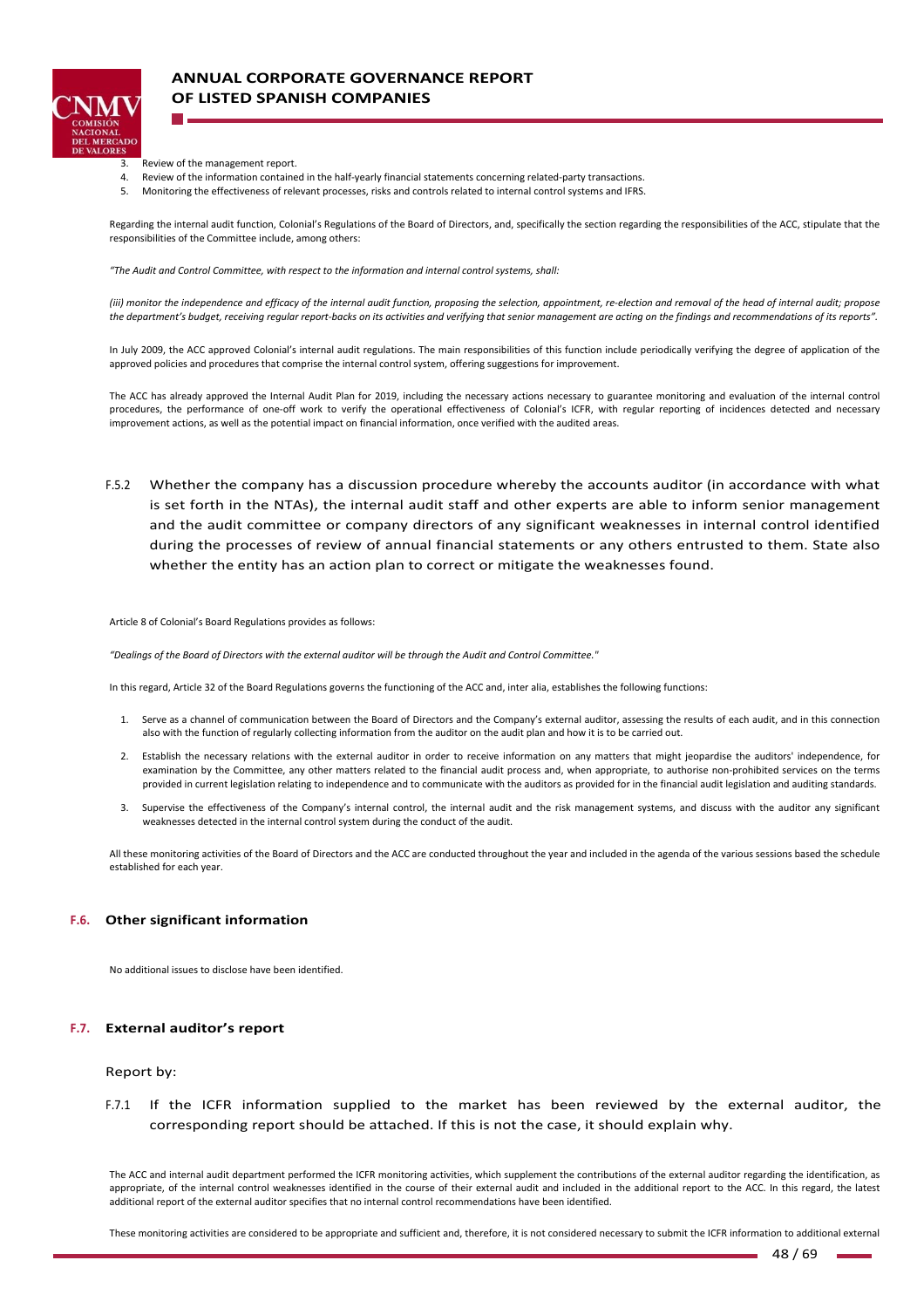3. Review of the management report.
4. Review of the information contained in the half-yearly financial statements concerning related-party transactions.
5. Monitoring the effectiveness of relevant processes, risks and controls related to internal control systems and IFRS.

Regarding the internal audit function, Colonial's Regulations of the Board of Directors, and, specifically the section regarding the responsibilities of the ACC, stipulate that the responsibilities of the Committee include, among others:

*"The Audit and Control Committee, with respect to the information and internal control systems, shall:*

*(iii) monitor the independence and efficacy of the internal audit function, proposing the selection, appointment, re-election and removal of the head of internal audit; propose the department's budget, receiving regular report-backs on its activities and verifying that senior management are acting on the findings and recommendations of its reports".*

In July 2009, the ACC approved Colonial's internal audit regulations. The main responsibilities of this function include periodically verifying the degree of application of the approved policies and procedures that comprise the internal control system, offering suggestions for improvement.

The ACC has already approved the Internal Audit Plan for 2019, including the necessary actions necessary to guarantee monitoring and evaluation of the internal control procedures, the performance of one-off work to verify the operational effectiveness of Colonial's ICFR, with regular reporting of incidences detected and necessary improvement actions, as well as the potential impact on financial information, once verified with the audited areas.

F.5.2 Whether the company has a discussion procedure whereby the accounts auditor (in accordance with what is set forth in the NTAs), the internal audit staff and other experts are able to inform senior management and the audit committee or company directors of any significant weaknesses in internal control identified during the processes of review of annual financial statements or any others entrusted to them. State also whether the entity has an action plan to correct or mitigate the weaknesses found.

Article 8 of Colonial's Board Regulations provides as follows:

*"Dealings of the Board of Directors with the external auditor will be through the Audit and Control Committee."*

In this regard, Article 32 of the Board Regulations governs the functioning of the ACC and, inter alia, establishes the following functions:

1. Serve as a channel of communication between the Board of Directors and the Company's external auditor, assessing the results of each audit, and in this connection also with the function of regularly collecting information from the auditor on the audit plan and how it is to be carried out.
2. Establish the necessary relations with the external auditor in order to receive information on any matters that might jeopardise the auditors' independence, for examination by the Committee, any other matters related to the financial audit process and, when appropriate, to authorise non-prohibited services on the terms provided in current legislation relating to independence and to communicate with the auditors as provided for in the financial audit legislation and auditing standards.
3. Supervise the effectiveness of the Company's internal control, the internal audit and the risk management systems, and discuss with the auditor any significant weaknesses detected in the internal control system during the conduct of the audit.

All these monitoring activities of the Board of Directors and the ACC are conducted throughout the year and included in the agenda of the various sessions based the schedule established for each year.

## F.6. Other significant information

No additional issues to disclose have been identified.

## F.7. External auditor's report

Report by:

F.7.1 If the ICFR information supplied to the market has been reviewed by the external auditor, the corresponding report should be attached. If this is not the case, it should explain why.

The ACC and internal audit department performed the ICFR monitoring activities, which supplement the contributions of the external auditor regarding the identification, as appropriate, of the internal control weaknesses identified in the course of their external audit and included in the additional report to the ACC. In this regard, the latest additional report of the external auditor specifies that no internal control recommendations have been identified.

These monitoring activities are considered to be appropriate and sufficient and, therefore, it is not considered necessary to submit the ICFR information to additional external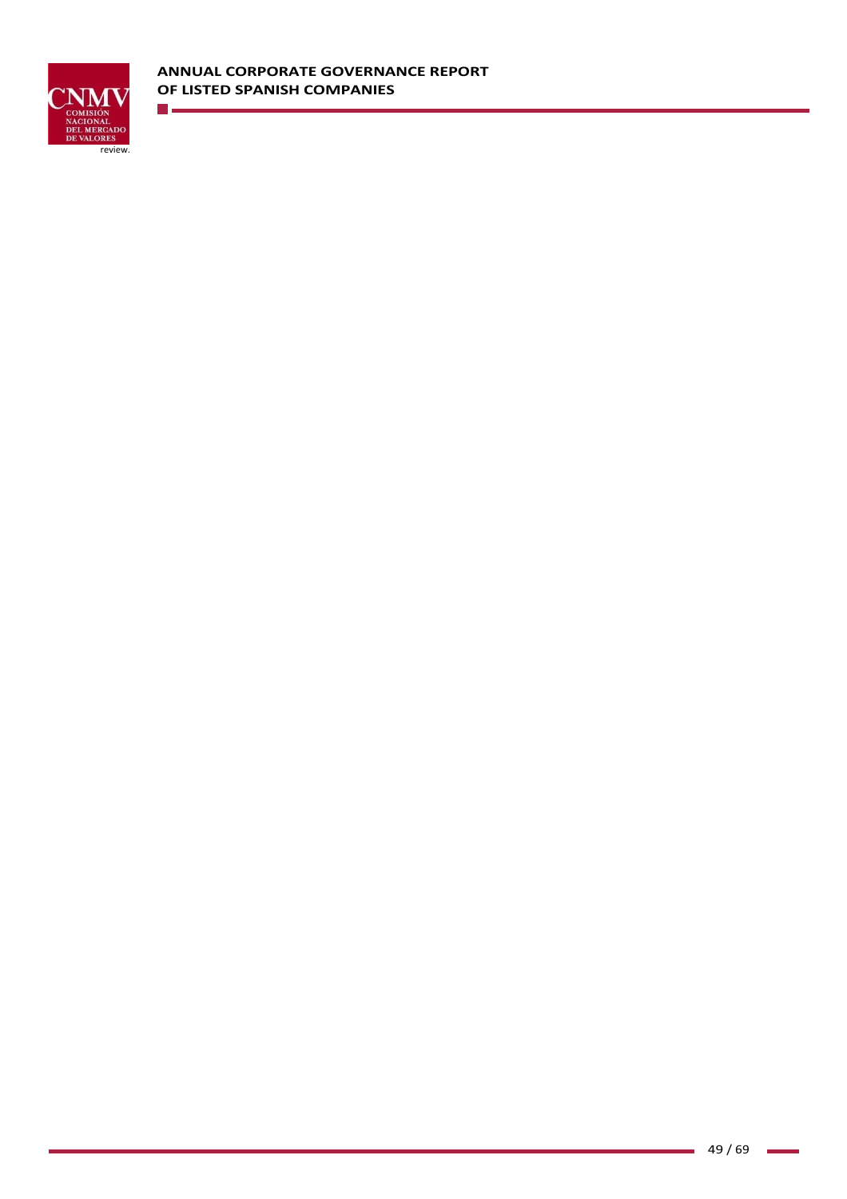review.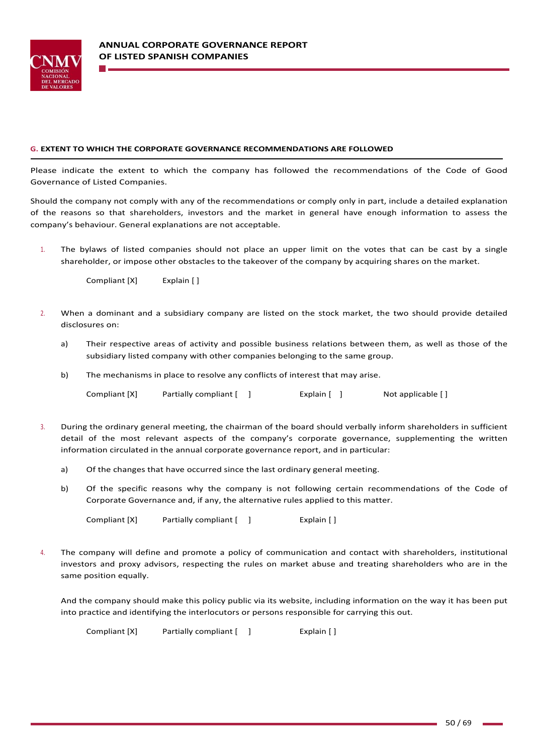## G. EXTENT TO WHICH THE CORPORATE GOVERNANCE RECOMMENDATIONS ARE FOLLOWED

Please indicate the extent to which the company has followed the recommendations of the Code of Good Governance of Listed Companies.

Should the company not comply with any of the recommendations or comply only in part, include a detailed explanation of the reasons so that shareholders, investors and the market in general have enough information to assess the company's behaviour. General explanations are not acceptable.

1. The bylaws of listed companies should not place an upper limit on the votes that can be cast by a single shareholder, or impose other obstacles to the takeover of the company by acquiring shares on the market.

   Compliant [X]   Explain [ ]

2. When a dominant and a subsidiary company are listed on the stock market, the two should provide detailed disclosures on:

   a) Their respective areas of activity and possible business relations between them, as well as those of the subsidiary listed company with other companies belonging to the same group.

   b) The mechanisms in place to resolve any conflicts of interest that may arise.

   Compliant [X]   Partially compliant [ ]   Explain [ ]   Not applicable [ ]

3. During the ordinary general meeting, the chairman of the board should verbally inform shareholders in sufficient detail of the most relevant aspects of the company's corporate governance, supplementing the written information circulated in the annual corporate governance report, and in particular:

   a) Of the changes that have occurred since the last ordinary general meeting.

   b) Of the specific reasons why the company is not following certain recommendations of the Code of Corporate Governance and, if any, the alternative rules applied to this matter.

   Compliant [X]   Partially compliant [ ]   Explain [ ]

4. The company will define and promote a policy of communication and contact with shareholders, institutional investors and proxy advisors, respecting the rules on market abuse and treating shareholders who are in the same position equally.

   And the company should make this policy public via its website, including information on the way it has been put into practice and identifying the interlocutors or persons responsible for carrying this out.

   Compliant [X]   Partially compliant [ ]   Explain [ ]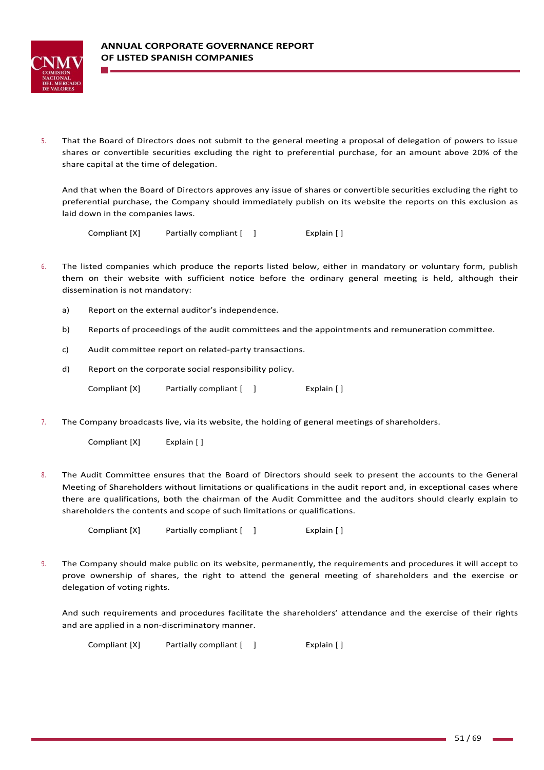5. That the Board of Directors does not submit to the general meeting a proposal of delegation of powers to issue shares or convertible securities excluding the right to preferential purchase, for an amount above 20% of the share capital at the time of delegation.

   And that when the Board of Directors approves any issue of shares or convertible securities excluding the right to preferential purchase, the Company should immediately publish on its website the reports on this exclusion as laid down in the companies laws.

   Compliant [X]     Partially compliant [ ]     Explain [ ]

6. The listed companies which produce the reports listed below, either in mandatory or voluntary form, publish them on their website with sufficient notice before the ordinary general meeting is held, although their dissemination is not mandatory:

   a) Report on the external auditor's independence.

   b) Reports of proceedings of the audit committees and the appointments and remuneration committee.

   c) Audit committee report on related-party transactions.

   d) Report on the corporate social responsibility policy.

   Compliant [X]     Partially compliant [ ]     Explain [ ]

7. The Company broadcasts live, via its website, the holding of general meetings of shareholders.

   Compliant [X]     Explain [ ]

8. The Audit Committee ensures that the Board of Directors should seek to present the accounts to the General Meeting of Shareholders without limitations or qualifications in the audit report and, in exceptional cases where there are qualifications, both the chairman of the Audit Committee and the auditors should clearly explain to shareholders the contents and scope of such limitations or qualifications.

   Compliant [X]     Partially compliant [ ]     Explain [ ]

9. The Company should make public on its website, permanently, the requirements and procedures it will accept to prove ownership of shares, the right to attend the general meeting of shareholders and the exercise or delegation of voting rights.

   And such requirements and procedures facilitate the shareholders' attendance and the exercise of their rights and are applied in a non-discriminatory manner.

   Compliant [X]     Partially compliant [ ]     Explain [ ]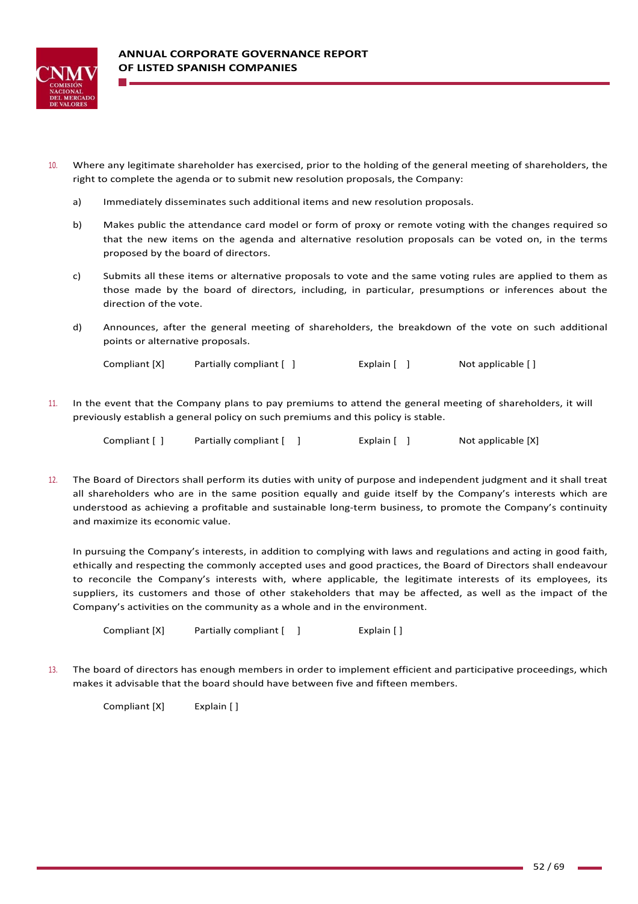10. Where any legitimate shareholder has exercised, prior to the holding of the general meeting of shareholders, the right to complete the agenda or to submit new resolution proposals, the Company:

    a) Immediately disseminates such additional items and new resolution proposals.

    b) Makes public the attendance card model or form of proxy or remote voting with the changes required so that the new items on the agenda and alternative resolution proposals can be voted on, in the terms proposed by the board of directors.

    c) Submits all these items or alternative proposals to vote and the same voting rules are applied to them as those made by the board of directors, including, in particular, presumptions or inferences about the direction of the vote.

    d) Announces, after the general meeting of shareholders, the breakdown of the vote on such additional points or alternative proposals.

    Compliant [X]    Partially compliant [ ]    Explain [ ]    Not applicable [ ]

11. In the event that the Company plans to pay premiums to attend the general meeting of shareholders, it will previously establish a general policy on such premiums and this policy is stable.

    Compliant [ ]    Partially compliant [ ]    Explain [ ]    Not applicable [X]

12. The Board of Directors shall perform its duties with unity of purpose and independent judgment and it shall treat all shareholders who are in the same position equally and guide itself by the Company's interests which are understood as achieving a profitable and sustainable long-term business, to promote the Company's continuity and maximize its economic value.

    In pursuing the Company's interests, in addition to complying with laws and regulations and acting in good faith, ethically and respecting the commonly accepted uses and good practices, the Board of Directors shall endeavour to reconcile the Company's interests with, where applicable, the legitimate interests of its employees, its suppliers, its customers and those of other stakeholders that may be affected, as well as the impact of the Company's activities on the community as a whole and in the environment.

    Compliant [X]    Partially compliant [ ]    Explain [ ]

13. The board of directors has enough members in order to implement efficient and participative proceedings, which makes it advisable that the board should have between five and fifteen members.

    Compliant [X]    Explain [ ]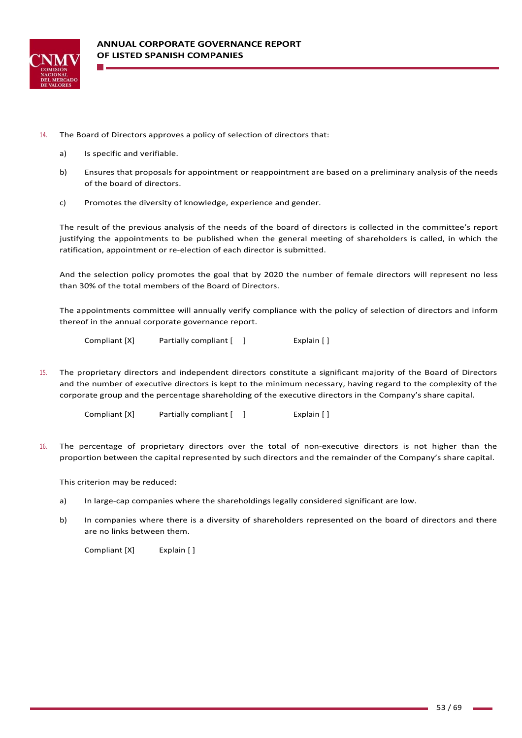14. The Board of Directors approves a policy of selection of directors that:

    a) Is specific and verifiable.

    b) Ensures that proposals for appointment or reappointment are based on a preliminary analysis of the needs of the board of directors.

    c) Promotes the diversity of knowledge, experience and gender.

    The result of the previous analysis of the needs of the board of directors is collected in the committee's report justifying the appointments to be published when the general meeting of shareholders is called, in which the ratification, appointment or re-election of each director is submitted.

    And the selection policy promotes the goal that by 2020 the number of female directors will represent no less than 30% of the total members of the Board of Directors.

    The appointments committee will annually verify compliance with the policy of selection of directors and inform thereof in the annual corporate governance report.

    Compliant [X]     Partially compliant [ ]     Explain [ ]

15. The proprietary directors and independent directors constitute a significant majority of the Board of Directors and the number of executive directors is kept to the minimum necessary, having regard to the complexity of the corporate group and the percentage shareholding of the executive directors in the Company's share capital.

    Compliant [X]     Partially compliant [ ]     Explain [ ]

16. The percentage of proprietary directors over the total of non-executive directors is not higher than the proportion between the capital represented by such directors and the remainder of the Company's share capital.

    This criterion may be reduced:

    a) In large-cap companies where the shareholdings legally considered significant are low.

    b) In companies where there is a diversity of shareholders represented on the board of directors and there are no links between them.

    Compliant [X]     Explain [ ]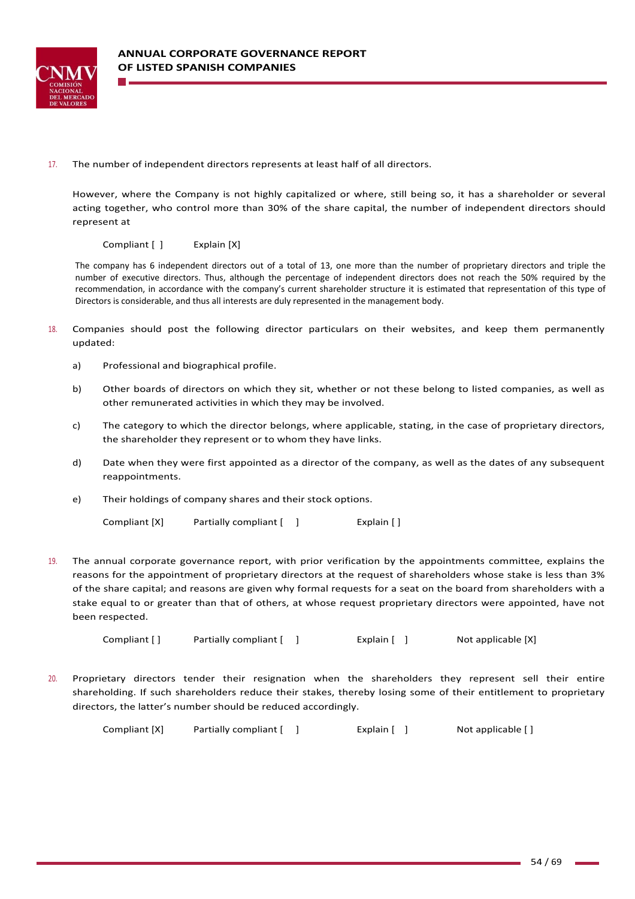17. The number of independent directors represents at least half of all directors.

However, where the Company is not highly capitalized or where, still being so, it has a shareholder or several acting together, who control more than 30% of the share capital, the number of independent directors should represent at

Compliant [ ]  Explain [X]

The company has 6 independent directors out of a total of 13, one more than the number of proprietary directors and triple the number of executive directors. Thus, although the percentage of independent directors does not reach the 50% required by the recommendation, in accordance with the company's current shareholder structure it is estimated that representation of this type of Directors is considerable, and thus all interests are duly represented in the management body.

18. Companies should post the following director particulars on their websites, and keep them permanently updated:

   a) Professional and biographical profile.

   b) Other boards of directors on which they sit, whether or not these belong to listed companies, as well as other remunerated activities in which they may be involved.

   c) The category to which the director belongs, where applicable, stating, in the case of proprietary directors, the shareholder they represent or to whom they have links.

   d) Date when they were first appointed as a director of the company, as well as the dates of any subsequent reappointments.

   e) Their holdings of company shares and their stock options.

   Compliant [X]  Partially compliant [ ]  Explain [ ]

19. The annual corporate governance report, with prior verification by the appointments committee, explains the reasons for the appointment of proprietary directors at the request of shareholders whose stake is less than 3% of the share capital; and reasons are given why formal requests for a seat on the board from shareholders with a stake equal to or greater than that of others, at whose request proprietary directors were appointed, have not been respected.

   Compliant [ ]  Partially compliant [ ]  Explain [ ]  Not applicable [X]

20. Proprietary directors tender their resignation when the shareholders they represent sell their entire shareholding. If such shareholders reduce their stakes, thereby losing some of their entitlement to proprietary directors, the latter's number should be reduced accordingly.

   Compliant [X]  Partially compliant [ ]  Explain [ ]  Not applicable [ ]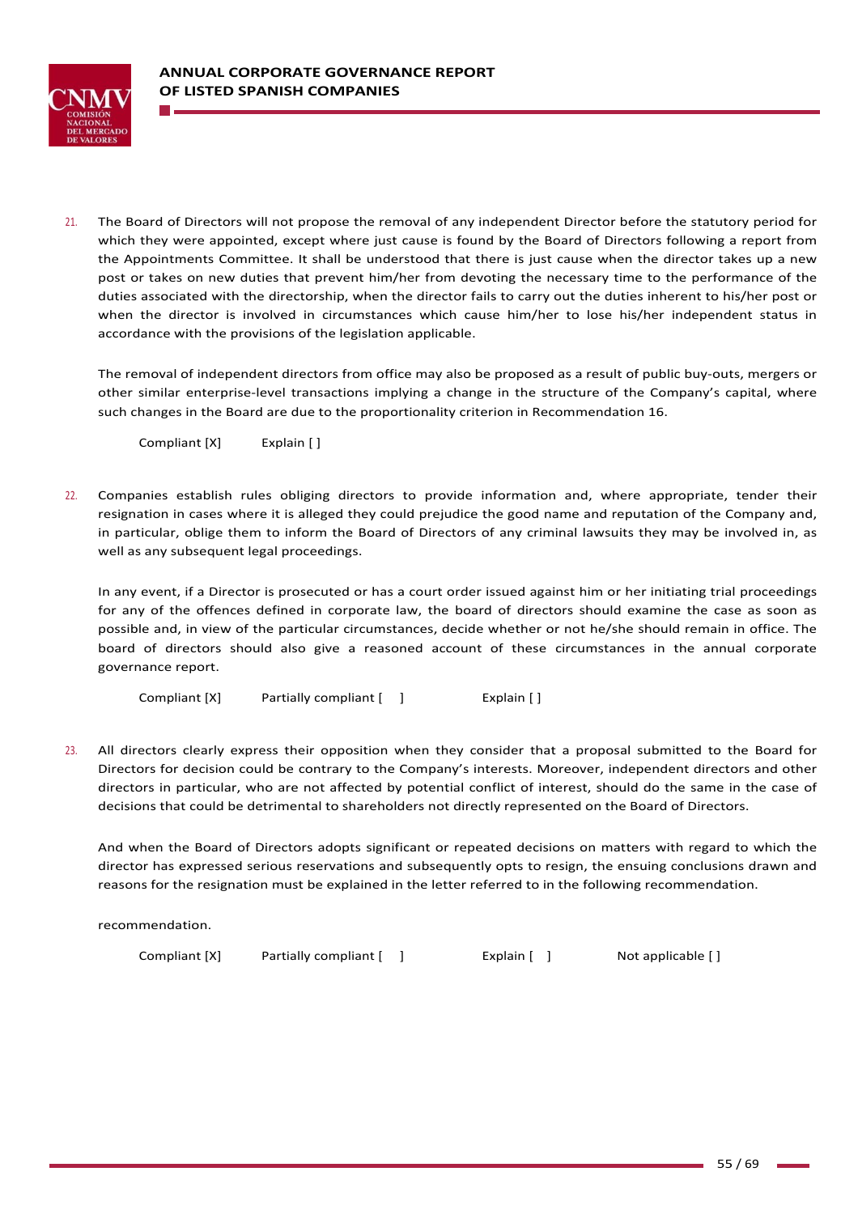21. The Board of Directors will not propose the removal of any independent Director before the statutory period for which they were appointed, except where just cause is found by the Board of Directors following a report from the Appointments Committee. It shall be understood that there is just cause when the director takes up a new post or takes on new duties that prevent him/her from devoting the necessary time to the performance of the duties associated with the directorship, when the director fails to carry out the duties inherent to his/her post or when the director is involved in circumstances which cause him/her to lose his/her independent status in accordance with the provisions of the legislation applicable.

    The removal of independent directors from office may also be proposed as a result of public buy-outs, mergers or other similar enterprise-level transactions implying a change in the structure of the Company's capital, where such changes in the Board are due to the proportionality criterion in Recommendation 16.

    Compliant [X]        Explain [ ]

22. Companies establish rules obliging directors to provide information and, where appropriate, tender their resignation in cases where it is alleged they could prejudice the good name and reputation of the Company and, in particular, oblige them to inform the Board of Directors of any criminal lawsuits they may be involved in, as well as any subsequent legal proceedings.

    In any event, if a Director is prosecuted or has a court order issued against him or her initiating trial proceedings for any of the offences defined in corporate law, the board of directors should examine the case as soon as possible and, in view of the particular circumstances, decide whether or not he/she should remain in office. The board of directors should also give a reasoned account of these circumstances in the annual corporate governance report.

    Compliant [X]        Partially compliant [ ]        Explain [ ]

23. All directors clearly express their opposition when they consider that a proposal submitted to the Board for Directors for decision could be contrary to the Company's interests. Moreover, independent directors and other directors in particular, who are not affected by potential conflict of interest, should do the same in the case of decisions that could be detrimental to shareholders not directly represented on the Board of Directors.

    And when the Board of Directors adopts significant or repeated decisions on matters with regard to which the director has expressed serious reservations and subsequently opts to resign, the ensuing conclusions drawn and reasons for the resignation must be explained in the letter referred to in the following recommendation.

    recommendation.

    Compliant [X]        Partially compliant [ ]        Explain [ ]        Not applicable [ ]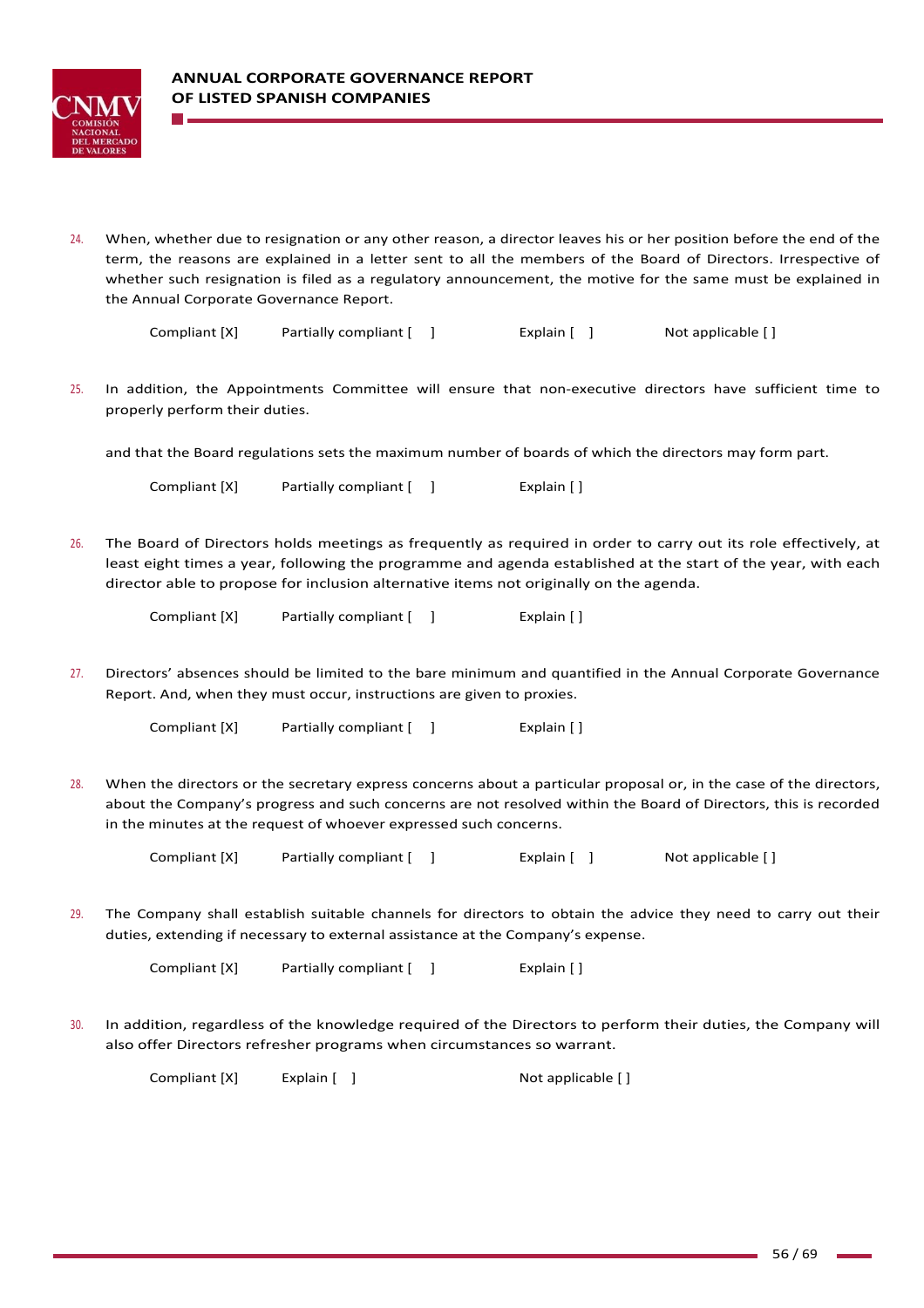24. When, whether due to resignation or any other reason, a director leaves his or her position before the end of the term, the reasons are explained in a letter sent to all the members of the Board of Directors. Irrespective of whether such resignation is filed as a regulatory announcement, the motive for the same must be explained in the Annual Corporate Governance Report.

    Compliant [X] Partially compliant [ ] Explain [ ] Not applicable [ ]

25. In addition, the Appointments Committee will ensure that non-executive directors have sufficient time to properly perform their duties.

    and that the Board regulations sets the maximum number of boards of which the directors may form part.

    Compliant [X] Partially compliant [ ] Explain [ ]

26. The Board of Directors holds meetings as frequently as required in order to carry out its role effectively, at least eight times a year, following the programme and agenda established at the start of the year, with each director able to propose for inclusion alternative items not originally on the agenda.

    Compliant [X] Partially compliant [ ] Explain [ ]

27. Directors' absences should be limited to the bare minimum and quantified in the Annual Corporate Governance Report. And, when they must occur, instructions are given to proxies.

    Compliant [X] Partially compliant [ ] Explain [ ]

28. When the directors or the secretary express concerns about a particular proposal or, in the case of the directors, about the Company's progress and such concerns are not resolved within the Board of Directors, this is recorded in the minutes at the request of whoever expressed such concerns.

    Compliant [X] Partially compliant [ ] Explain [ ] Not applicable [ ]

29. The Company shall establish suitable channels for directors to obtain the advice they need to carry out their duties, extending if necessary to external assistance at the Company's expense.

    Compliant [X] Partially compliant [ ] Explain [ ]

30. In addition, regardless of the knowledge required of the Directors to perform their duties, the Company will also offer Directors refresher programs when circumstances so warrant.

    Compliant [X] Explain [ ] Not applicable [ ]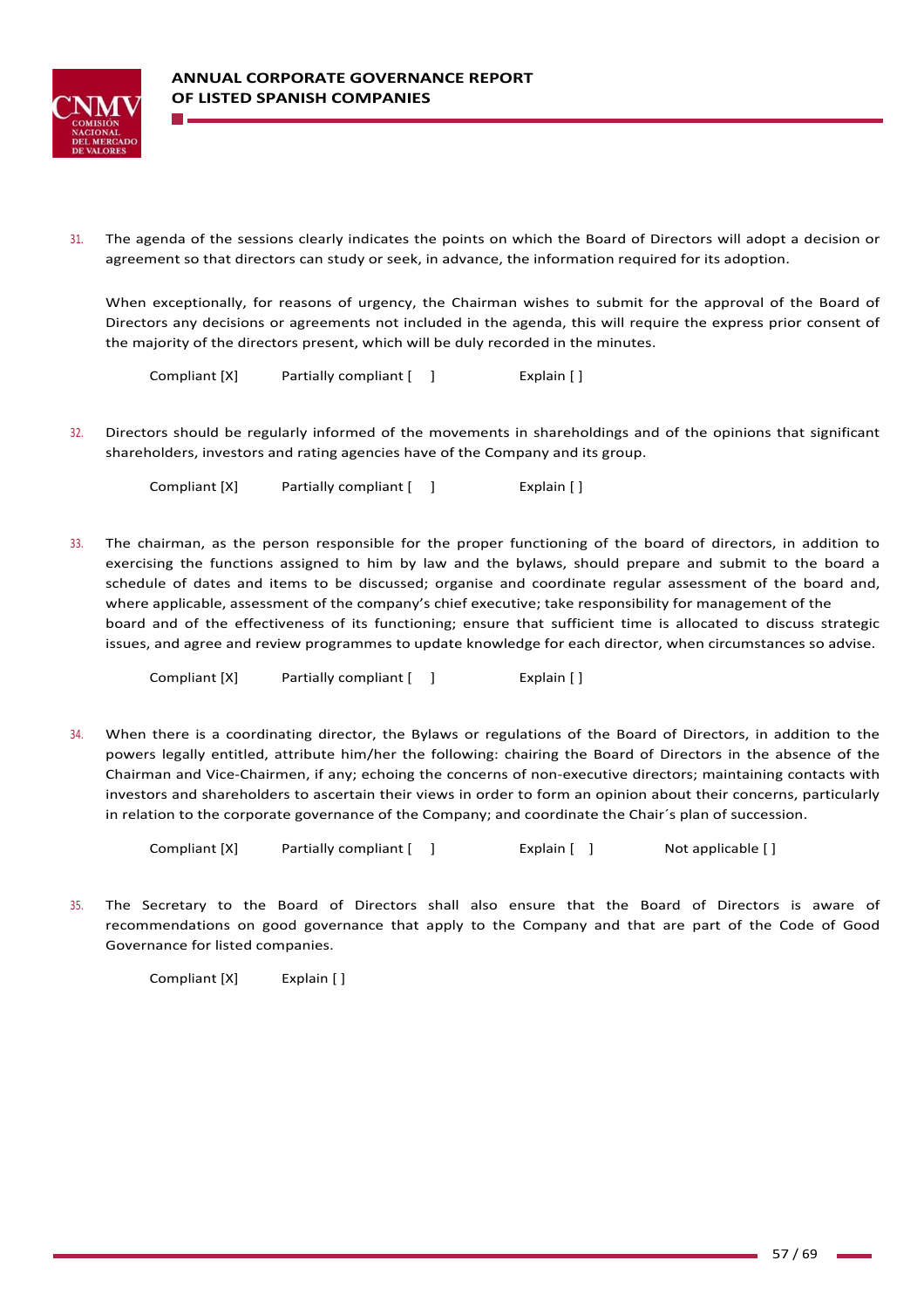31. The agenda of the sessions clearly indicates the points on which the Board of Directors will adopt a decision or agreement so that directors can study or seek, in advance, the information required for its adoption.

    When exceptionally, for reasons of urgency, the Chairman wishes to submit for the approval of the Board of Directors any decisions or agreements not included in the agenda, this will require the express prior consent of the majority of the directors present, which will be duly recorded in the minutes.

    Compliant [X]     Partially compliant [ ]     Explain [ ]

32. Directors should be regularly informed of the movements in shareholdings and of the opinions that significant shareholders, investors and rating agencies have of the Company and its group.

    Compliant [X]     Partially compliant [ ]     Explain [ ]

33. The chairman, as the person responsible for the proper functioning of the board of directors, in addition to exercising the functions assigned to him by law and the bylaws, should prepare and submit to the board a schedule of dates and items to be discussed; organise and coordinate regular assessment of the board and, where applicable, assessment of the company's chief executive; take responsibility for management of the board and of the effectiveness of its functioning; ensure that sufficient time is allocated to discuss strategic issues, and agree and review programmes to update knowledge for each director, when circumstances so advise.

    Compliant [X]     Partially compliant [ ]     Explain [ ]

34. When there is a coordinating director, the Bylaws or regulations of the Board of Directors, in addition to the powers legally entitled, attribute him/her the following: chairing the Board of Directors in the absence of the Chairman and Vice-Chairmen, if any; echoing the concerns of non-executive directors; maintaining contacts with investors and shareholders to ascertain their views in order to form an opinion about their concerns, particularly in relation to the corporate governance of the Company; and coordinate the Chair´s plan of succession.

    Compliant [X]     Partially compliant [ ]     Explain [ ]     Not applicable [ ]

35. The Secretary to the Board of Directors shall also ensure that the Board of Directors is aware of recommendations on good governance that apply to the Company and that are part of the Code of Good Governance for listed companies.

    Compliant [X]     Explain [ ]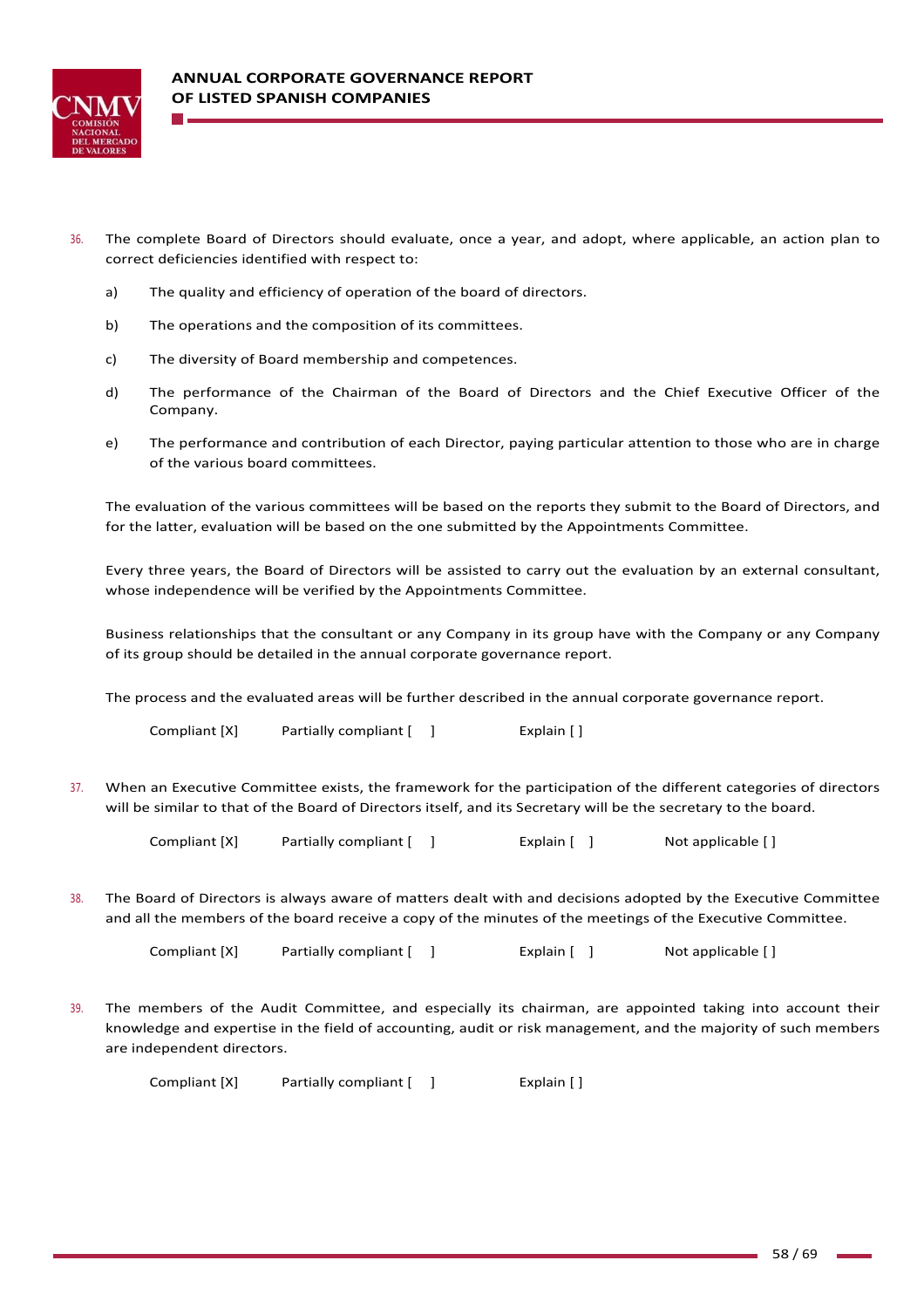36. The complete Board of Directors should evaluate, once a year, and adopt, where applicable, an action plan to correct deficiencies identified with respect to:

    a) The quality and efficiency of operation of the board of directors.

    b) The operations and the composition of its committees.

    c) The diversity of Board membership and competences.

    d) The performance of the Chairman of the Board of Directors and the Chief Executive Officer of the Company.

    e) The performance and contribution of each Director, paying particular attention to those who are in charge of the various board committees.

    The evaluation of the various committees will be based on the reports they submit to the Board of Directors, and for the latter, evaluation will be based on the one submitted by the Appointments Committee.

    Every three years, the Board of Directors will be assisted to carry out the evaluation by an external consultant, whose independence will be verified by the Appointments Committee.

    Business relationships that the consultant or any Company in its group have with the Company or any Company of its group should be detailed in the annual corporate governance report.

    The process and the evaluated areas will be further described in the annual corporate governance report.

    Compliant [X]     Partially compliant [ ]     Explain [ ]

37. When an Executive Committee exists, the framework for the participation of the different categories of directors will be similar to that of the Board of Directors itself, and its Secretary will be the secretary to the board.

    Compliant [X]     Partially compliant [ ]     Explain [ ]     Not applicable [ ]

38. The Board of Directors is always aware of matters dealt with and decisions adopted by the Executive Committee and all the members of the board receive a copy of the minutes of the meetings of the Executive Committee.

    Compliant [X]     Partially compliant [ ]     Explain [ ]     Not applicable [ ]

39. The members of the Audit Committee, and especially its chairman, are appointed taking into account their knowledge and expertise in the field of accounting, audit or risk management, and the majority of such members are independent directors.

    Compliant [X]     Partially compliant [ ]     Explain [ ]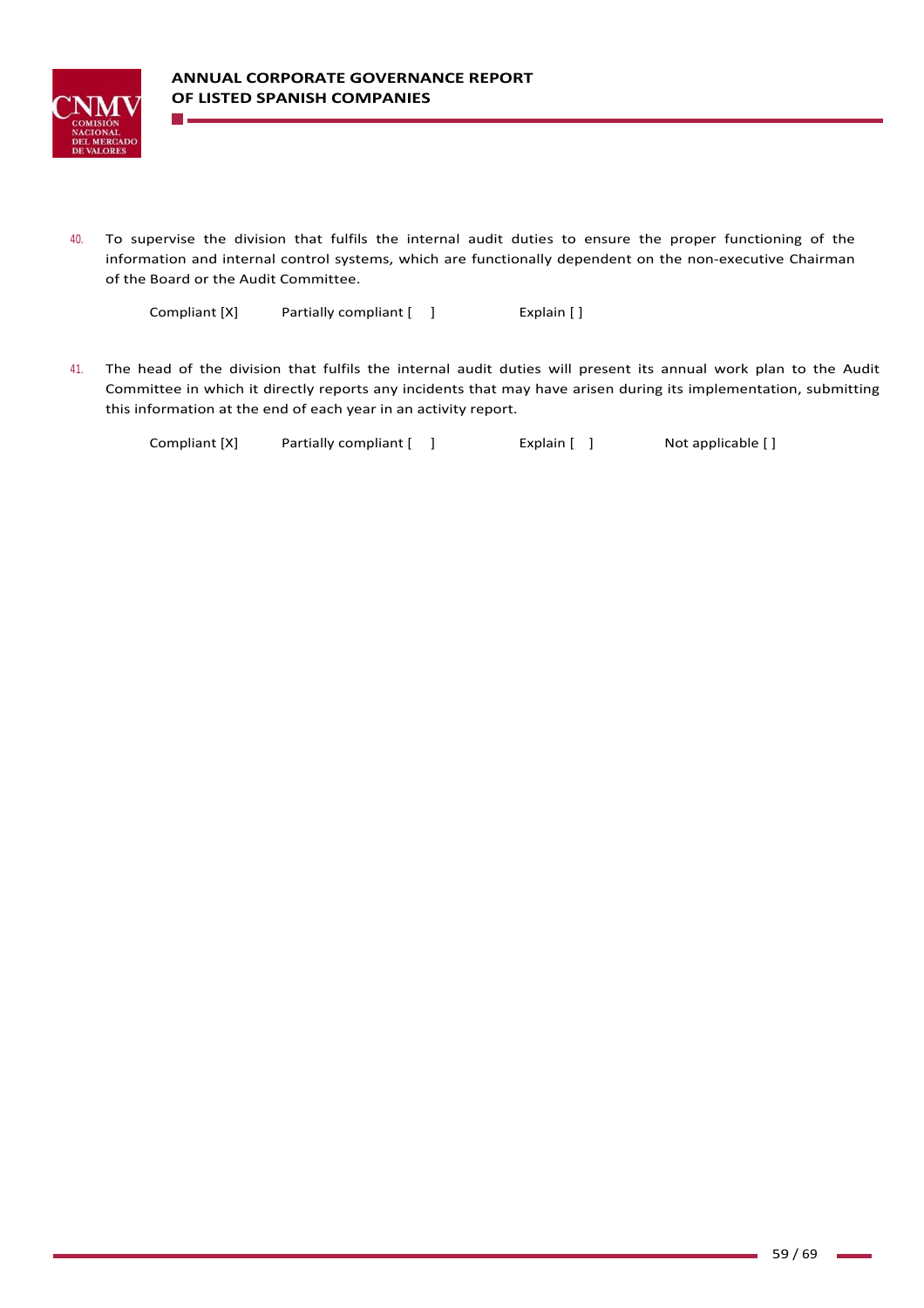40. To supervise the division that fulfils the internal audit duties to ensure the proper functioning of the information and internal control systems, which are functionally dependent on the non-executive Chairman of the Board or the Audit Committee.

    Compliant [X]  Partially compliant [ ]  Explain [ ]

41. The head of the division that fulfils the internal audit duties will present its annual work plan to the Audit Committee in which it directly reports any incidents that may have arisen during its implementation, submitting this information at the end of each year in an activity report.

    Compliant [X]  Partially compliant [ ]  Explain [ ]  Not applicable [ ]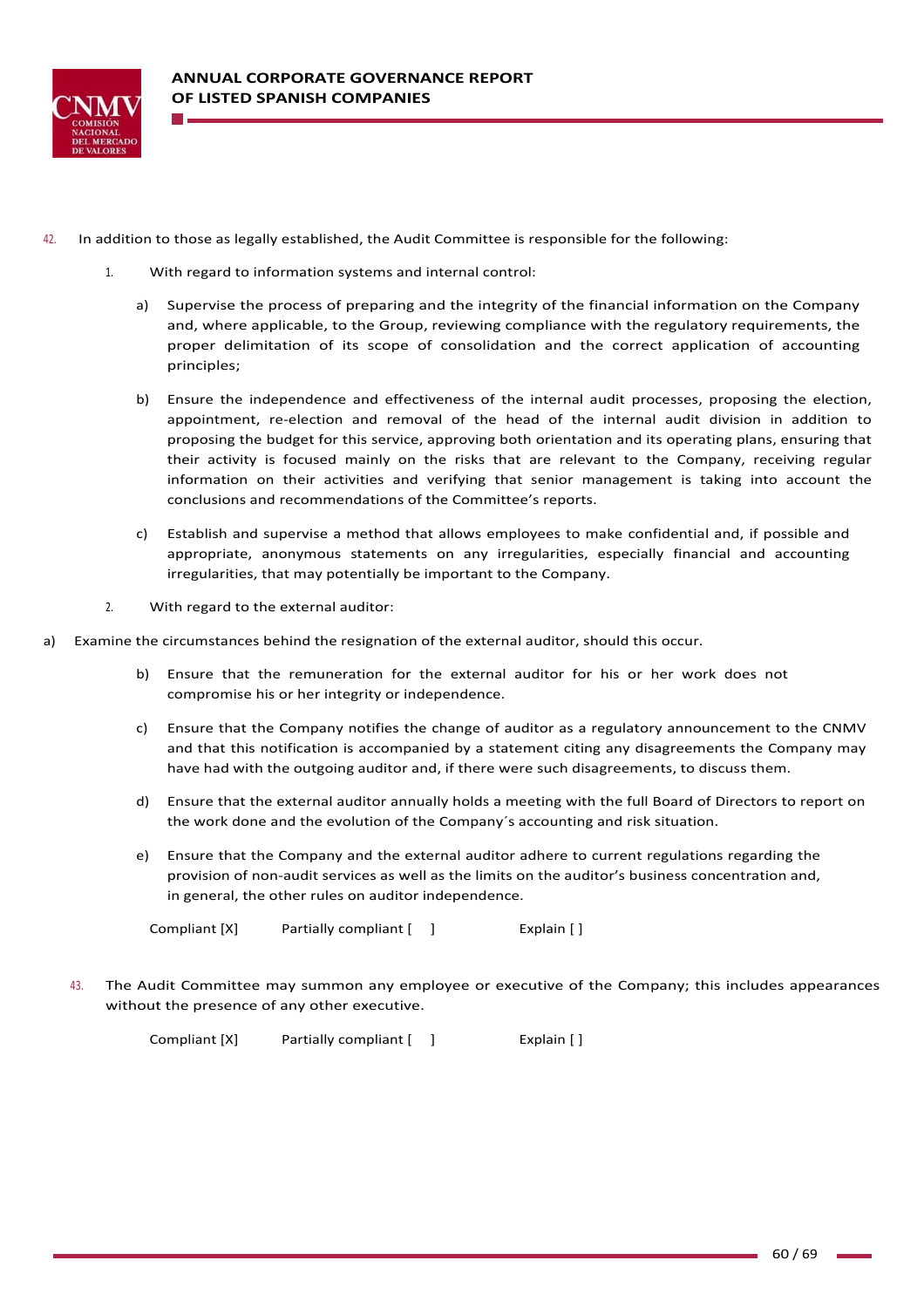42. In addition to those as legally established, the Audit Committee is responsible for the following:

   1. With regard to information systems and internal control:

      a) Supervise the process of preparing and the integrity of the financial information on the Company and, where applicable, to the Group, reviewing compliance with the regulatory requirements, the proper delimitation of its scope of consolidation and the correct application of accounting principles;

      b) Ensure the independence and effectiveness of the internal audit processes, proposing the election, appointment, re-election and removal of the head of the internal audit division in addition to proposing the budget for this service, approving both orientation and its operating plans, ensuring that their activity is focused mainly on the risks that are relevant to the Company, receiving regular information on their activities and verifying that senior management is taking into account the conclusions and recommendations of the Committee's reports.

      c) Establish and supervise a method that allows employees to make confidential and, if possible and appropriate, anonymous statements on any irregularities, especially financial and accounting irregularities, that may potentially be important to the Company.

   2. With regard to the external auditor:

a) Examine the circumstances behind the resignation of the external auditor, should this occur.

      b) Ensure that the remuneration for the external auditor for his or her work does not compromise his or her integrity or independence.

      c) Ensure that the Company notifies the change of auditor as a regulatory announcement to the CNMV and that this notification is accompanied by a statement citing any disagreements the Company may have had with the outgoing auditor and, if there were such disagreements, to discuss them.

      d) Ensure that the external auditor annually holds a meeting with the full Board of Directors to report on the work done and the evolution of the Company´s accounting and risk situation.

      e) Ensure that the Company and the external auditor adhere to current regulations regarding the provision of non-audit services as well as the limits on the auditor's business concentration and, in general, the other rules on auditor independence.

   Compliant [X] Partially compliant [ ] Explain [ ]

43. The Audit Committee may summon any employee or executive of the Company; this includes appearances without the presence of any other executive.

   Compliant [X] Partially compliant [ ] Explain [ ]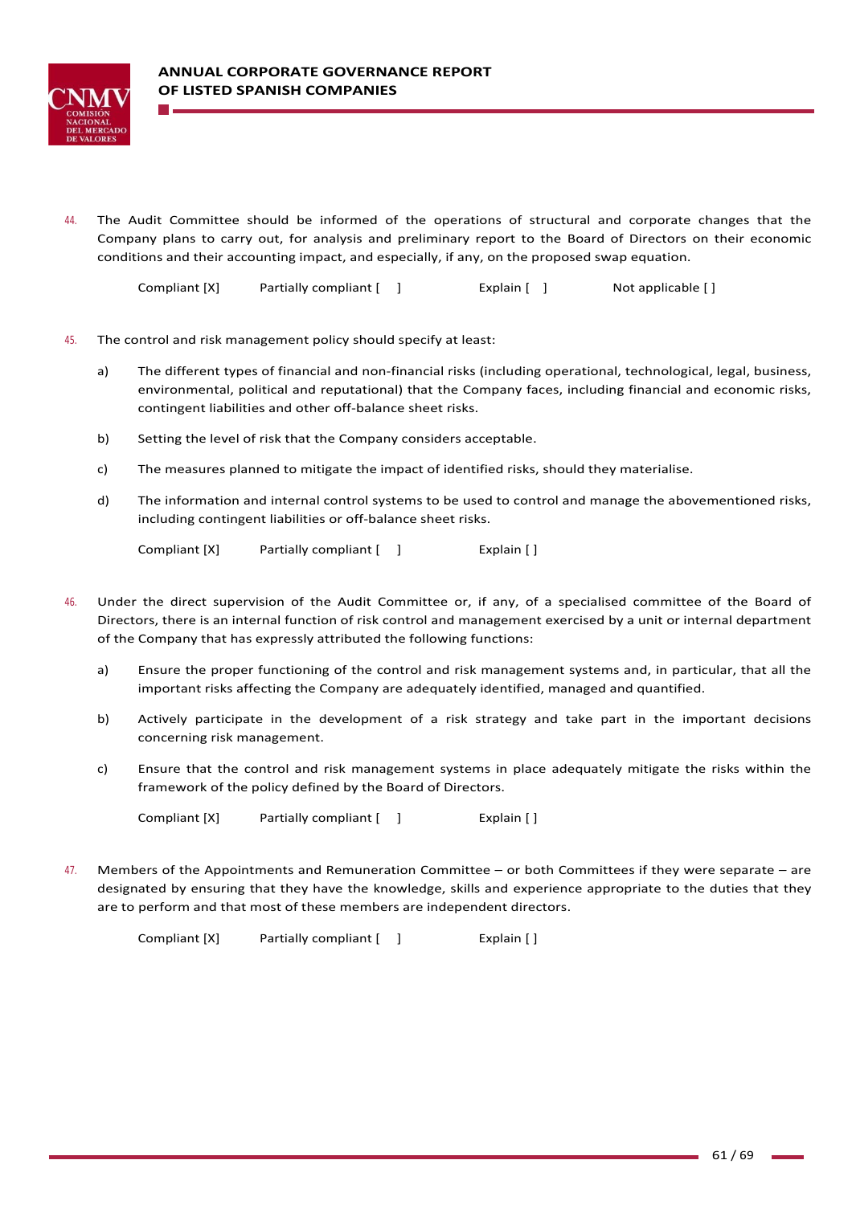44. The Audit Committee should be informed of the operations of structural and corporate changes that the Company plans to carry out, for analysis and preliminary report to the Board of Directors on their economic conditions and their accounting impact, and especially, if any, on the proposed swap equation.

    Compliant [X]  Partially compliant [ ]  Explain [ ]  Not applicable [ ]

45. The control and risk management policy should specify at least:

    a) The different types of financial and non-financial risks (including operational, technological, legal, business, environmental, political and reputational) that the Company faces, including financial and economic risks, contingent liabilities and other off-balance sheet risks.

    b) Setting the level of risk that the Company considers acceptable.

    c) The measures planned to mitigate the impact of identified risks, should they materialise.

    d) The information and internal control systems to be used to control and manage the abovementioned risks, including contingent liabilities or off-balance sheet risks.

    Compliant [X]  Partially compliant [ ]  Explain [ ]

46. Under the direct supervision of the Audit Committee or, if any, of a specialised committee of the Board of Directors, there is an internal function of risk control and management exercised by a unit or internal department of the Company that has expressly attributed the following functions:

    a) Ensure the proper functioning of the control and risk management systems and, in particular, that all the important risks affecting the Company are adequately identified, managed and quantified.

    b) Actively participate in the development of a risk strategy and take part in the important decisions concerning risk management.

    c) Ensure that the control and risk management systems in place adequately mitigate the risks within the framework of the policy defined by the Board of Directors.

    Compliant [X]  Partially compliant [ ]  Explain [ ]

47. Members of the Appointments and Remuneration Committee – or both Committees if they were separate – are designated by ensuring that they have the knowledge, skills and experience appropriate to the duties that they are to perform and that most of these members are independent directors.

    Compliant [X]  Partially compliant [ ]  Explain [ ]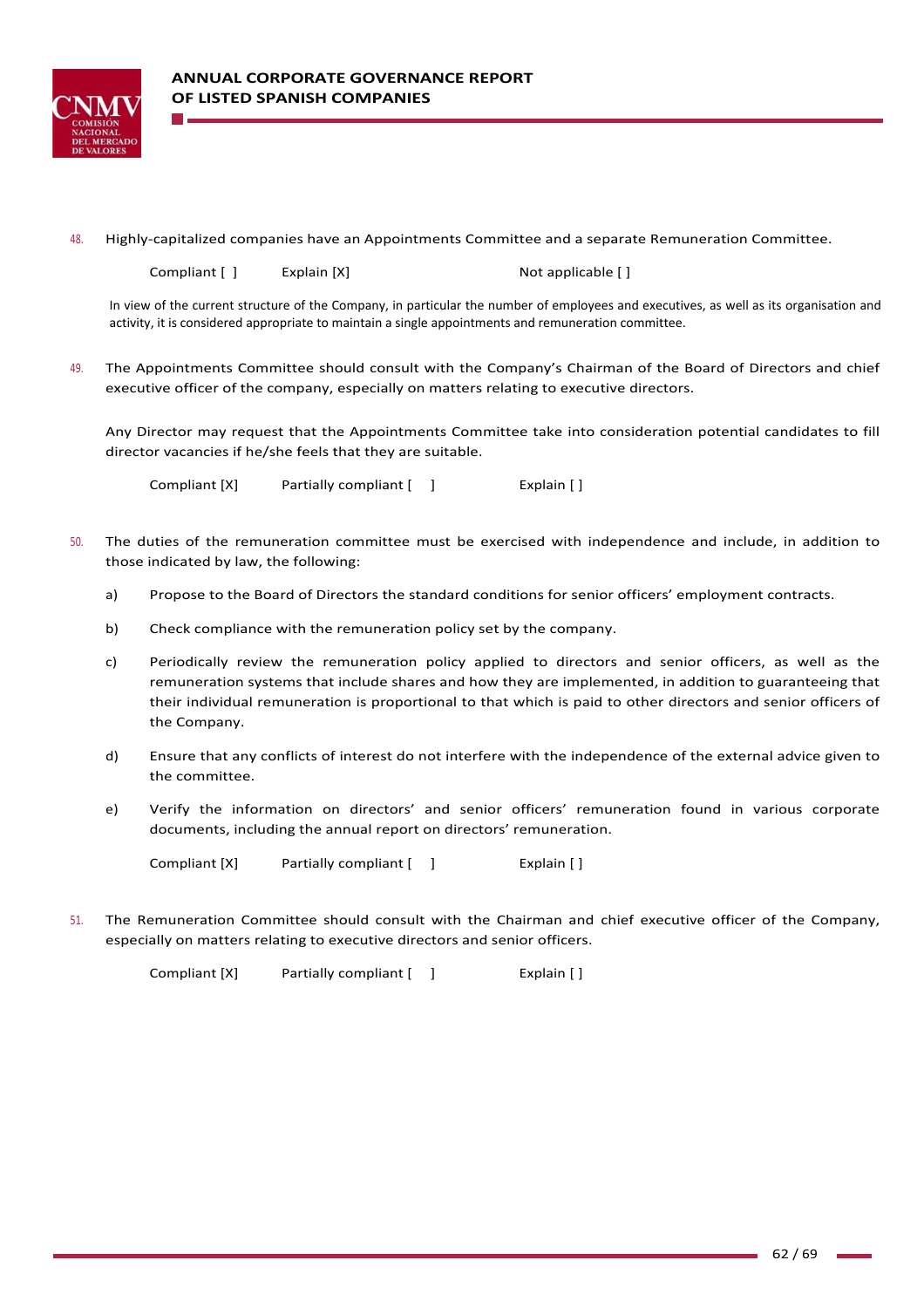48. Highly-capitalized companies have an Appointments Committee and a separate Remuneration Committee.

Compliant [ ]        Explain [X]        Not applicable [ ]

In view of the current structure of the Company, in particular the number of employees and executives, as well as its organisation and activity, it is considered appropriate to maintain a single appointments and remuneration committee.

49. The Appointments Committee should consult with the Company's Chairman of the Board of Directors and chief executive officer of the company, especially on matters relating to executive directors.

Any Director may request that the Appointments Committee take into consideration potential candidates to fill director vacancies if he/she feels that they are suitable.

Compliant [X]        Partially compliant [ ]        Explain [ ]

50. The duties of the remuneration committee must be exercised with independence and include, in addition to those indicated by law, the following:

a) Propose to the Board of Directors the standard conditions for senior officers' employment contracts.

b) Check compliance with the remuneration policy set by the company.

c) Periodically review the remuneration policy applied to directors and senior officers, as well as the remuneration systems that include shares and how they are implemented, in addition to guaranteeing that their individual remuneration is proportional to that which is paid to other directors and senior officers of the Company.

d) Ensure that any conflicts of interest do not interfere with the independence of the external advice given to the committee.

e) Verify the information on directors' and senior officers' remuneration found in various corporate documents, including the annual report on directors' remuneration.

Compliant [X]        Partially compliant [ ]        Explain [ ]

51. The Remuneration Committee should consult with the Chairman and chief executive officer of the Company, especially on matters relating to executive directors and senior officers.

Compliant [X]        Partially compliant [ ]        Explain [ ]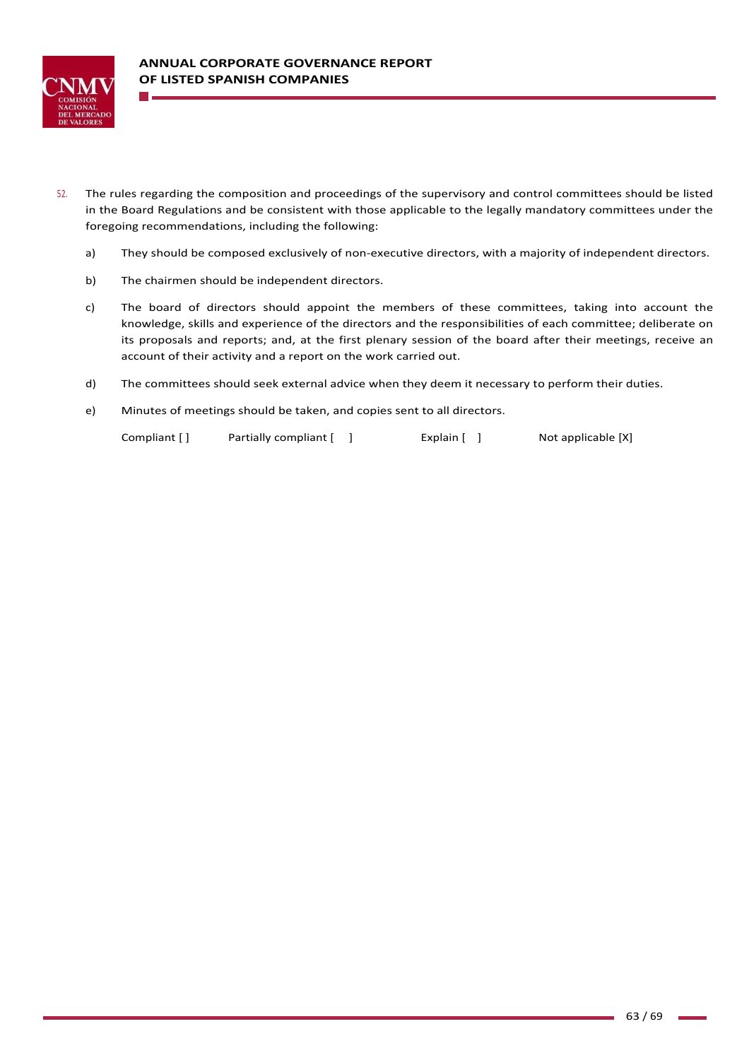52. The rules regarding the composition and proceedings of the supervisory and control committees should be listed in the Board Regulations and be consistent with those applicable to the legally mandatory committees under the foregoing recommendations, including the following:

    a) They should be composed exclusively of non-executive directors, with a majority of independent directors.

    b) The chairmen should be independent directors.

    c) The board of directors should appoint the members of these committees, taking into account the knowledge, skills and experience of the directors and the responsibilities of each committee; deliberate on its proposals and reports; and, at the first plenary session of the board after their meetings, receive an account of their activity and a report on the work carried out.

    d) The committees should seek external advice when they deem it necessary to perform their duties.

    e) Minutes of meetings should be taken, and copies sent to all directors.

    Compliant [ ]    Partially compliant [ ]    Explain [ ]    Not applicable [X]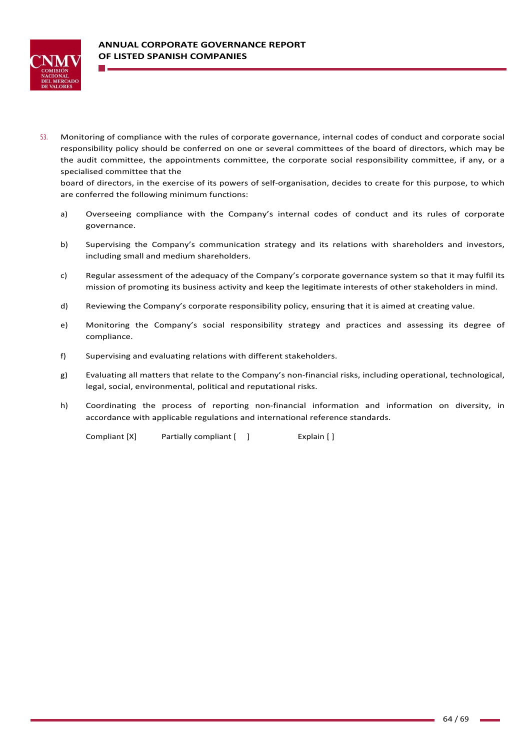53. Monitoring of compliance with the rules of corporate governance, internal codes of conduct and corporate social responsibility policy should be conferred on one or several committees of the board of directors, which may be the audit committee, the appointments committee, the corporate social responsibility committee, if any, or a specialised committee that the board of directors, in the exercise of its powers of self-organisation, decides to create for this purpose, to which are conferred the following minimum functions:

   a) Overseeing compliance with the Company's internal codes of conduct and its rules of corporate governance.

   b) Supervising the Company's communication strategy and its relations with shareholders and investors, including small and medium shareholders.

   c) Regular assessment of the adequacy of the Company's corporate governance system so that it may fulfil its mission of promoting its business activity and keep the legitimate interests of other stakeholders in mind.

   d) Reviewing the Company's corporate responsibility policy, ensuring that it is aimed at creating value.

   e) Monitoring the Company's social responsibility strategy and practices and assessing its degree of compliance.

   f) Supervising and evaluating relations with different stakeholders.

   g) Evaluating all matters that relate to the Company's non-financial risks, including operational, technological, legal, social, environmental, political and reputational risks.

   h) Coordinating the process of reporting non-financial information and information on diversity, in accordance with applicable regulations and international reference standards.

   Compliant [X] Partially compliant [ ] Explain [ ]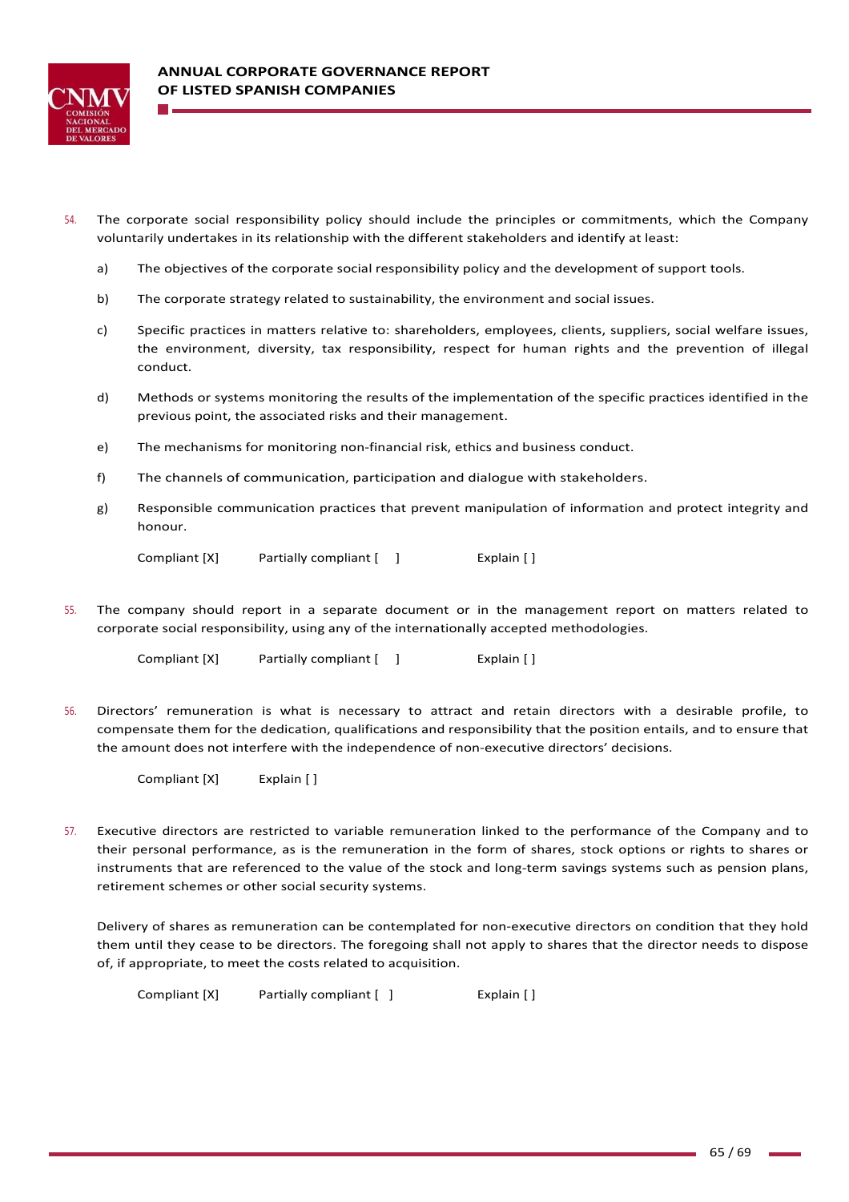54. The corporate social responsibility policy should include the principles or commitments, which the Company voluntarily undertakes in its relationship with the different stakeholders and identify at least:

    a) The objectives of the corporate social responsibility policy and the development of support tools.

    b) The corporate strategy related to sustainability, the environment and social issues.

    c) Specific practices in matters relative to: shareholders, employees, clients, suppliers, social welfare issues, the environment, diversity, tax responsibility, respect for human rights and the prevention of illegal conduct.

    d) Methods or systems monitoring the results of the implementation of the specific practices identified in the previous point, the associated risks and their management.

    e) The mechanisms for monitoring non-financial risk, ethics and business conduct.

    f) The channels of communication, participation and dialogue with stakeholders.

    g) Responsible communication practices that prevent manipulation of information and protect integrity and honour.

    Compliant [X] Partially compliant [ ] Explain [ ]

55. The company should report in a separate document or in the management report on matters related to corporate social responsibility, using any of the internationally accepted methodologies.

    Compliant [X] Partially compliant [ ] Explain [ ]

56. Directors' remuneration is what is necessary to attract and retain directors with a desirable profile, to compensate them for the dedication, qualifications and responsibility that the position entails, and to ensure that the amount does not interfere with the independence of non-executive directors' decisions.

    Compliant [X] Explain [ ]

57. Executive directors are restricted to variable remuneration linked to the performance of the Company and to their personal performance, as is the remuneration in the form of shares, stock options or rights to shares or instruments that are referenced to the value of the stock and long-term savings systems such as pension plans, retirement schemes or other social security systems.

    Delivery of shares as remuneration can be contemplated for non-executive directors on condition that they hold them until they cease to be directors. The foregoing shall not apply to shares that the director needs to dispose of, if appropriate, to meet the costs related to acquisition.

    Compliant [X] Partially compliant [ ] Explain [ ]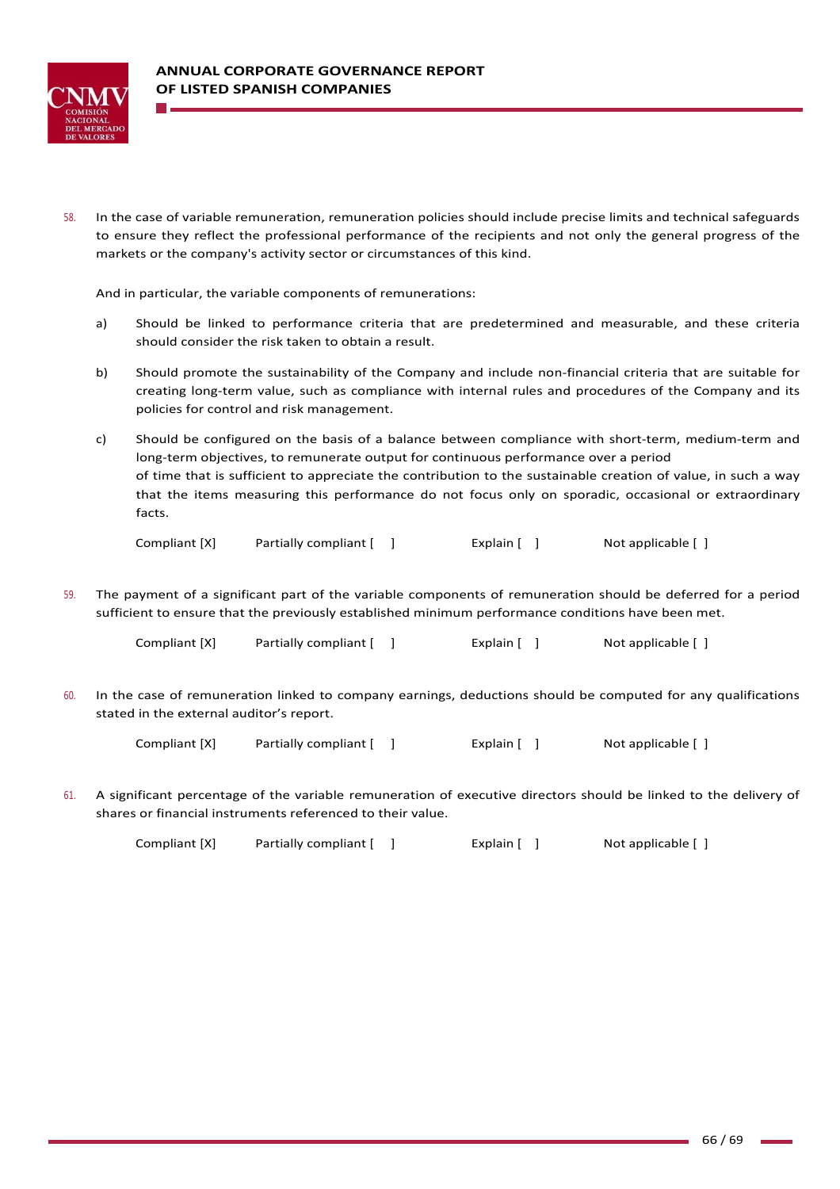58. In the case of variable remuneration, remuneration policies should include precise limits and technical safeguards to ensure they reflect the professional performance of the recipients and not only the general progress of the markets or the company's activity sector or circumstances of this kind.

    And in particular, the variable components of remunerations:

    a) Should be linked to performance criteria that are predetermined and measurable, and these criteria should consider the risk taken to obtain a result.

    b) Should promote the sustainability of the Company and include non-financial criteria that are suitable for creating long-term value, such as compliance with internal rules and procedures of the Company and its policies for control and risk management.

    c) Should be configured on the basis of a balance between compliance with short-term, medium-term and long-term objectives, to remunerate output for continuous performance over a period of time that is sufficient to appreciate the contribution to the sustainable creation of value, in such a way that the items measuring this performance do not focus only on sporadic, occasional or extraordinary facts.

    Compliant [X]     Partially compliant [ ]     Explain [ ]     Not applicable [ ]

59. The payment of a significant part of the variable components of remuneration should be deferred for a period sufficient to ensure that the previously established minimum performance conditions have been met.

    Compliant [X]     Partially compliant [ ]     Explain [ ]     Not applicable [ ]

60. In the case of remuneration linked to company earnings, deductions should be computed for any qualifications stated in the external auditor's report.

    Compliant [X]     Partially compliant [ ]     Explain [ ]     Not applicable [ ]

61. A significant percentage of the variable remuneration of executive directors should be linked to the delivery of shares or financial instruments referenced to their value.

    Compliant [X]     Partially compliant [ ]     Explain [ ]     Not applicable [ ]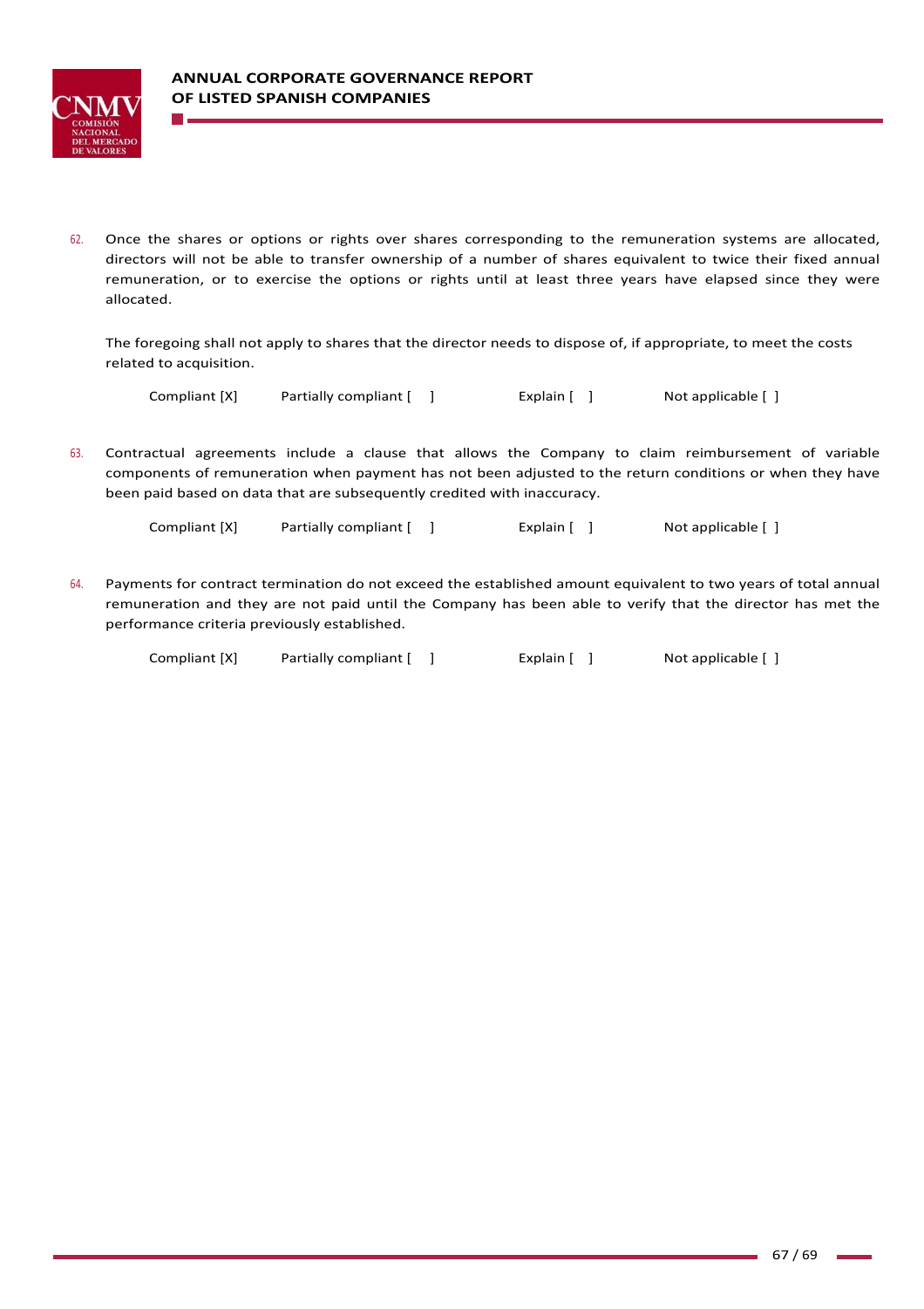62. Once the shares or options or rights over shares corresponding to the remuneration systems are allocated, directors will not be able to transfer ownership of a number of shares equivalent to twice their fixed annual remuneration, or to exercise the options or rights until at least three years have elapsed since they were allocated.

    The foregoing shall not apply to shares that the director needs to dispose of, if appropriate, to meet the costs related to acquisition.

    Compliant [X] Partially compliant [ ] Explain [ ] Not applicable [ ]

63. Contractual agreements include a clause that allows the Company to claim reimbursement of variable components of remuneration when payment has not been adjusted to the return conditions or when they have been paid based on data that are subsequently credited with inaccuracy.

    Compliant [X] Partially compliant [ ] Explain [ ] Not applicable [ ]

64. Payments for contract termination do not exceed the established amount equivalent to two years of total annual remuneration and they are not paid until the Company has been able to verify that the director has met the performance criteria previously established.

    Compliant [X] Partially compliant [ ] Explain [ ] Not applicable [ ]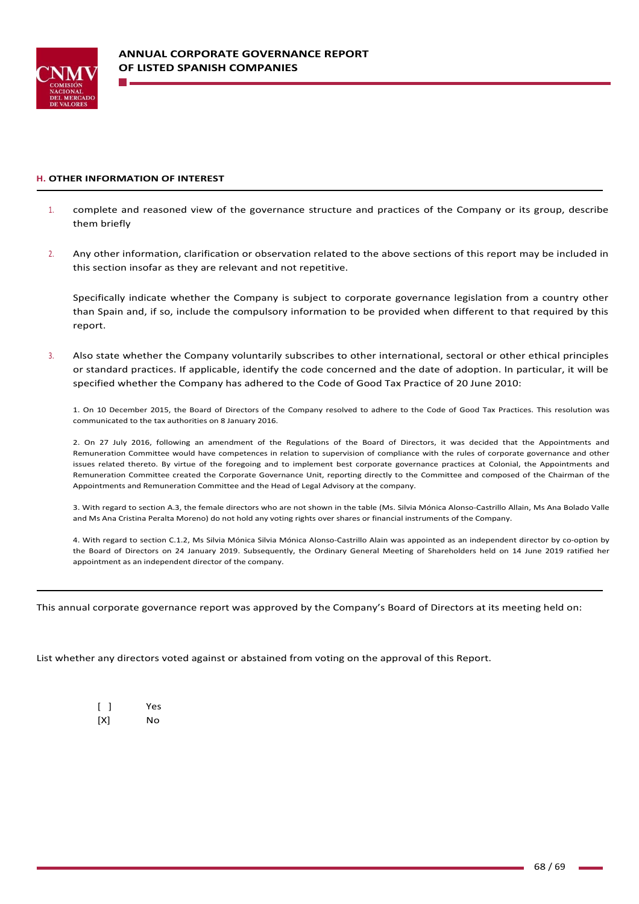## H. OTHER INFORMATION OF INTEREST

1. complete and reasoned view of the governance structure and practices of the Company or its group, describe them briefly

2. Any other information, clarification or observation related to the above sections of this report may be included in this section insofar as they are relevant and not repetitive.

   Specifically indicate whether the Company is subject to corporate governance legislation from a country other than Spain and, if so, include the compulsory information to be provided when different to that required by this report.

3. Also state whether the Company voluntarily subscribes to other international, sectoral or other ethical principles or standard practices. If applicable, identify the code concerned and the date of adoption. In particular, it will be specified whether the Company has adhered to the Code of Good Tax Practice of 20 June 2010:

   1. On 10 December 2015, the Board of Directors of the Company resolved to adhere to the Code of Good Tax Practices. This resolution was communicated to the tax authorities on 8 January 2016.

   2. On 27 July 2016, following an amendment of the Regulations of the Board of Directors, it was decided that the Appointments and Remuneration Committee would have competences in relation to supervision of compliance with the rules of corporate governance and other issues related thereto. By virtue of the foregoing and to implement best corporate governance practices at Colonial, the Appointments and Remuneration Committee created the Corporate Governance Unit, reporting directly to the Committee and composed of the Chairman of the Appointments and Remuneration Committee and the Head of Legal Advisory at the company.

   3. With regard to section A.3, the female directors who are not shown in the table (Ms. Silvia Mónica Alonso-Castrillo Allain, Ms Ana Bolado Valle and Ms Ana Cristina Peralta Moreno) do not hold any voting rights over shares or financial instruments of the Company.

   4. With regard to section C.1.2, Ms Silvia Mónica Silvia Mónica Alonso-Castrillo Alain was appointed as an independent director by co-option by the Board of Directors on 24 January 2019. Subsequently, the Ordinary General Meeting of Shareholders held on 14 June 2019 ratified her appointment as an independent director of the company.

---

This annual corporate governance report was approved by the Company's Board of Directors at its meeting held on:

List whether any directors voted against or abstained from voting on the approval of this Report.

[ ] Yes

[X] No